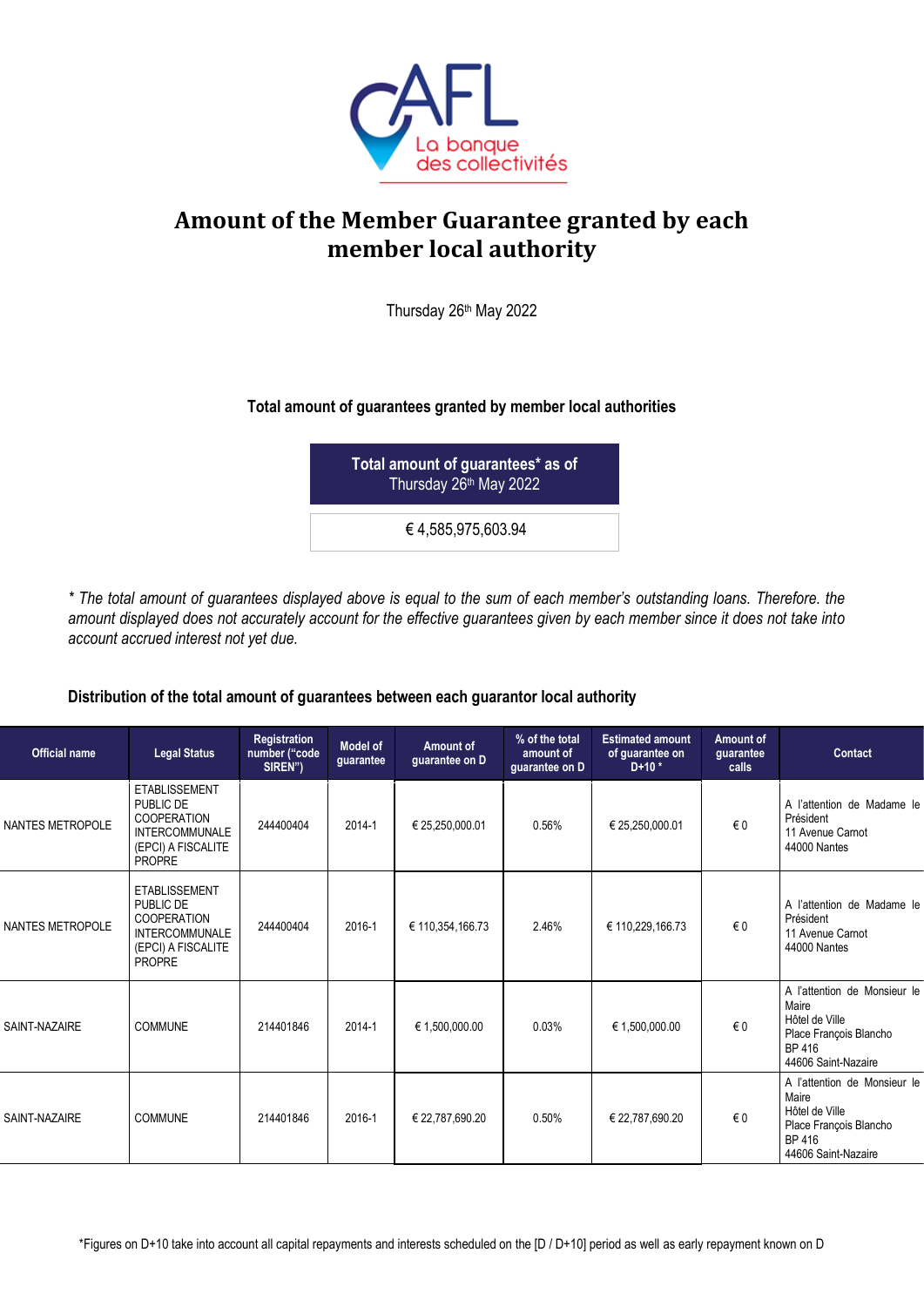AFL La banque des collectivités

# Amount of the Member Guarantee granted by each member local authority

Thursday 26th May 2022

**Total amount of guarantees granted by member local authorities**

| Total amount of guarantees* as of Thursday 26th May 2022 |
|---|
| € 4,585,975,603.94 |

*\* The total amount of guarantees displayed above is equal to the sum of each member's outstanding loans. Therefore. the amount displayed does not accurately account for the effective guarantees given by each member since it does not take into account accrued interest not yet due.*

**Distribution of the total amount of guarantees between each guarantor local authority**

| Official name | Legal Status | Registration number ("code SIREN") | Model of guarantee | Amount of guarantee on D | % of the total amount of guarantee on D | Estimated amount of guarantee on D+10 * | Amount of guarantee calls | Contact |
|---|---|---|---|---|---|---|---|---|
| NANTES METROPOLE | ETABLISSEMENT PUBLIC DE COOPERATION INTERCOMMUNALE (EPCI) A FISCALITE PROPRE | 244400404 | 2014-1 | € 25,250,000.01 | 0.56% | € 25,250,000.01 | € 0 | A l'attention de Madame le Président 11 Avenue Carnot 44000 Nantes |
| NANTES METROPOLE | ETABLISSEMENT PUBLIC DE COOPERATION INTERCOMMUNALE (EPCI) A FISCALITE PROPRE | 244400404 | 2016-1 | € 110,354,166.73 | 2.46% | € 110,229,166.73 | € 0 | A l'attention de Madame le Président 11 Avenue Carnot 44000 Nantes |
| SAINT-NAZAIRE | COMMUNE | 214401846 | 2014-1 | € 1,500,000.00 | 0.03% | € 1,500,000.00 | € 0 | A l'attention de Monsieur le Maire Hôtel de Ville Place François Blancho BP 416 44606 Saint-Nazaire |
| SAINT-NAZAIRE | COMMUNE | 214401846 | 2016-1 | € 22,787,690.20 | 0.50% | € 22,787,690.20 | € 0 | A l'attention de Monsieur le Maire Hôtel de Ville Place François Blancho BP 416 44606 Saint-Nazaire |

*Figures on D+10 take into account all capital repayments and interests scheduled on the [D / D+10] period as well as early repayment known on D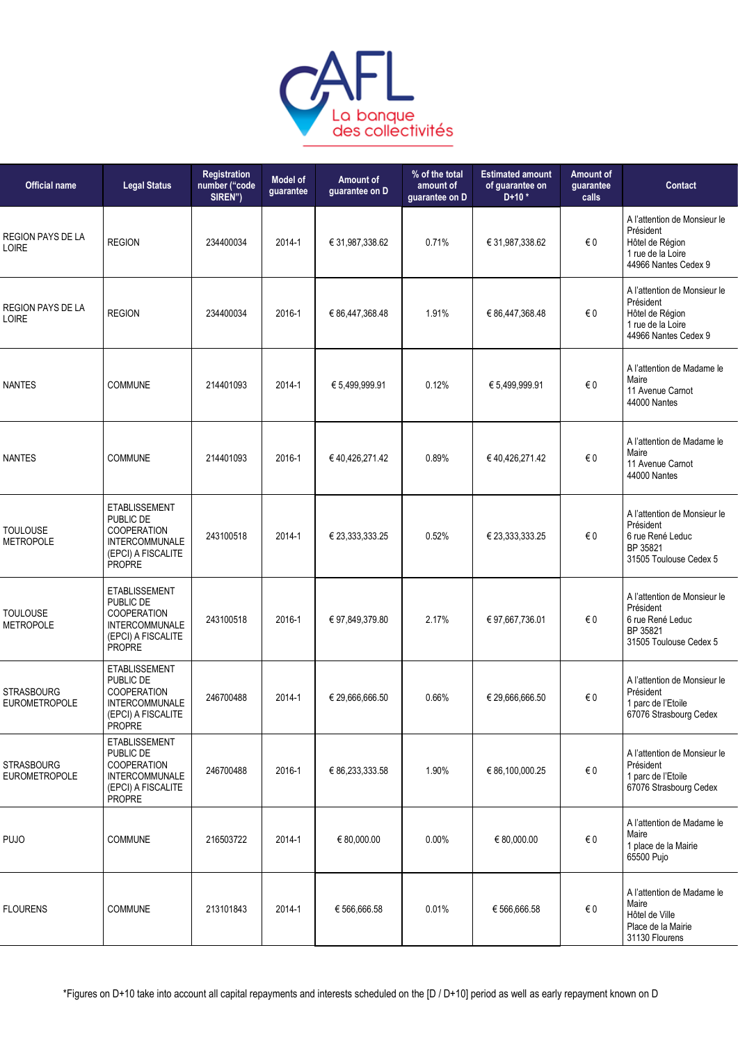| Official name | Legal Status | Registration number ("code SIREN") | Model of guarantee | Amount of guarantee on D | % of the total amount of guarantee on D | Estimated amount of guarantee on D+10 * | Amount of guarantee calls | Contact |
|---|---|---|---|---|---|---|---|---|
| REGION PAYS DE LA LOIRE | REGION | 234400034 | 2014-1 | € 31,987,338.62 | 0.71% | € 31,987,338.62 | € 0 | A l'attention de Monsieur le Président Hôtel de Région 1 rue de la Loire 44966 Nantes Cedex 9 |
| REGION PAYS DE LA LOIRE | REGION | 234400034 | 2016-1 | € 86,447,368.48 | 1.91% | € 86,447,368.48 | € 0 | A l'attention de Monsieur le Président Hôtel de Région 1 rue de la Loire 44966 Nantes Cedex 9 |
| NANTES | COMMUNE | 214401093 | 2014-1 | € 5,499,999.91 | 0.12% | € 5,499,999.91 | € 0 | A l'attention de Madame le Maire 11 Avenue Carnot 44000 Nantes |
| NANTES | COMMUNE | 214401093 | 2016-1 | € 40,426,271.42 | 0.89% | € 40,426,271.42 | € 0 | A l'attention de Madame le Maire 11 Avenue Carnot 44000 Nantes |
| TOULOUSE METROPOLE | ETABLISSEMENT PUBLIC DE COOPERATION INTERCOMMUNALE (EPCI) A FISCALITE PROPRE | 243100518 | 2014-1 | € 23,333,333.25 | 0.52% | € 23,333,333.25 | € 0 | A l'attention de Monsieur le Président 6 rue René Leduc BP 35821 31505 Toulouse Cedex 5 |
| TOULOUSE METROPOLE | ETABLISSEMENT PUBLIC DE COOPERATION INTERCOMMUNALE (EPCI) A FISCALITE PROPRE | 243100518 | 2016-1 | € 97,849,379.80 | 2.17% | € 97,667,736.01 | € 0 | A l'attention de Monsieur le Président 6 rue René Leduc BP 35821 31505 Toulouse Cedex 5 |
| STRASBOURG EUROMETROPOLE | ETABLISSEMENT PUBLIC DE COOPERATION INTERCOMMUNALE (EPCI) A FISCALITE PROPRE | 246700488 | 2014-1 | € 29,666,666.50 | 0.66% | € 29,666,666.50 | € 0 | A l'attention de Monsieur le Président 1 parc de l'Etoile 67076 Strasbourg Cedex |
| STRASBOURG EUROMETROPOLE | ETABLISSEMENT PUBLIC DE COOPERATION INTERCOMMUNALE (EPCI) A FISCALITE PROPRE | 246700488 | 2016-1 | € 86,233,333.58 | 1.90% | € 86,100,000.25 | € 0 | A l'attention de Monsieur le Président 1 parc de l'Etoile 67076 Strasbourg Cedex |
| PUJO | COMMUNE | 216503722 | 2014-1 | € 80,000.00 | 0.00% | € 80,000.00 | € 0 | A l'attention de Madame le Maire 1 place de la Mairie 65500 Pujo |
| FLOURENS | COMMUNE | 213101843 | 2014-1 | € 566,666.58 | 0.01% | € 566,666.58 | € 0 | A l'attention de Madame le Maire Hôtel de Ville Place de la Mairie 31130 Flourens |

*Figures on D+10 take into account all capital repayments and interests scheduled on the [D / D+10] period as well as early repayment known on D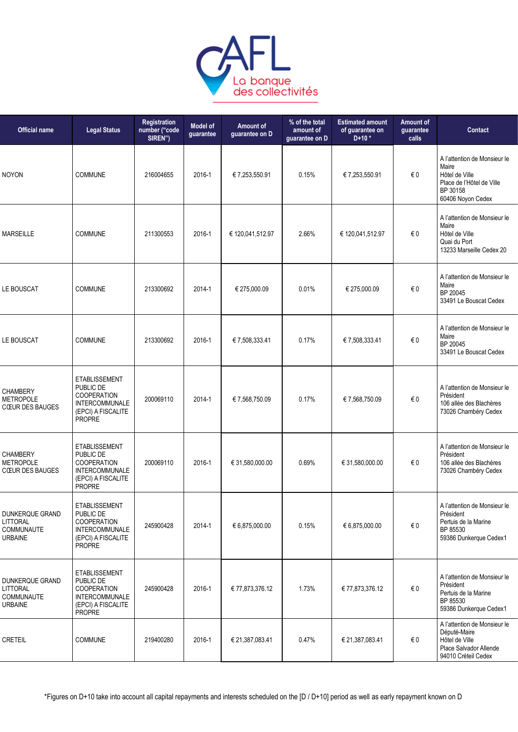| Official name | Legal Status | Registration number ("code SIREN") | Model of guarantee | Amount of guarantee on D | % of the total amount of guarantee on D | Estimated amount of guarantee on D+10 * | Amount of guarantee calls | Contact |
|---|---|---|---|---|---|---|---|---|
| NOYON | COMMUNE | 216004655 | 2016-1 | € 7,253,550.91 | 0.15% | € 7,253,550.91 | € 0 | A l'attention de Monsieur le Maire Hôtel de Ville Place de l'Hôtel de Ville BP 30158 60406 Noyon Cedex |
| MARSEILLE | COMMUNE | 211300553 | 2016-1 | € 120,041,512.97 | 2.66% | € 120,041,512.97 | € 0 | A l'attention de Monsieur le Maire Hôtel de Ville Quai du Port 13233 Marseille Cedex 20 |
| LE BOUSCAT | COMMUNE | 213300692 | 2014-1 | € 275,000.09 | 0.01% | € 275,000.09 | € 0 | A l'attention de Monsieur le Maire BP 20045 33491 Le Bouscat Cedex |
| LE BOUSCAT | COMMUNE | 213300692 | 2016-1 | € 7,508,333.41 | 0.17% | € 7,508,333.41 | € 0 | A l'attention de Monsieur le Maire BP 20045 33491 Le Bouscat Cedex |
| CHAMBERY METROPOLE CŒUR DES BAUGES | ETABLISSEMENT PUBLIC DE COOPERATION INTERCOMMUNALE (EPCI) A FISCALITE PROPRE | 200069110 | 2014-1 | € 7,568,750.09 | 0.17% | € 7,568,750.09 | € 0 | A l'attention de Monsieur le Président 106 allée des Blachères 73026 Chambéry Cedex |
| CHAMBERY METROPOLE CŒUR DES BAUGES | ETABLISSEMENT PUBLIC DE COOPERATION INTERCOMMUNALE (EPCI) A FISCALITE PROPRE | 200069110 | 2016-1 | € 31,580,000.00 | 0.69% | € 31,580,000.00 | € 0 | A l'attention de Monsieur le Président 106 allée des Blachères 73026 Chambéry Cedex |
| DUNKERQUE GRAND LITTORAL COMMUNAUTE URBAINE | ETABLISSEMENT PUBLIC DE COOPERATION INTERCOMMUNALE (EPCI) A FISCALITE PROPRE | 245900428 | 2014-1 | € 6,875,000.00 | 0.15% | € 6,875,000.00 | € 0 | A l'attention de Monsieur le Président Pertuis de la Marine BP 85530 59386 Dunkerque Cedex1 |
| DUNKERQUE GRAND LITTORAL COMMUNAUTE URBAINE | ETABLISSEMENT PUBLIC DE COOPERATION INTERCOMMUNALE (EPCI) A FISCALITE PROPRE | 245900428 | 2016-1 | € 77,873,376.12 | 1.73% | € 77,873,376.12 | € 0 | A l'attention de Monsieur le Président Pertuis de la Marine BP 85530 59386 Dunkerque Cedex1 |
| CRETEIL | COMMUNE | 219400280 | 2016-1 | € 21,387,083.41 | 0.47% | € 21,387,083.41 | € 0 | A l'attention de Monsieur le Député-Maire Hôtel de Ville Place Salvador Allende 94010 Créteil Cedex |

*Figures on D+10 take into account all capital repayments and interests scheduled on the [D / D+10] period as well as early repayment known on D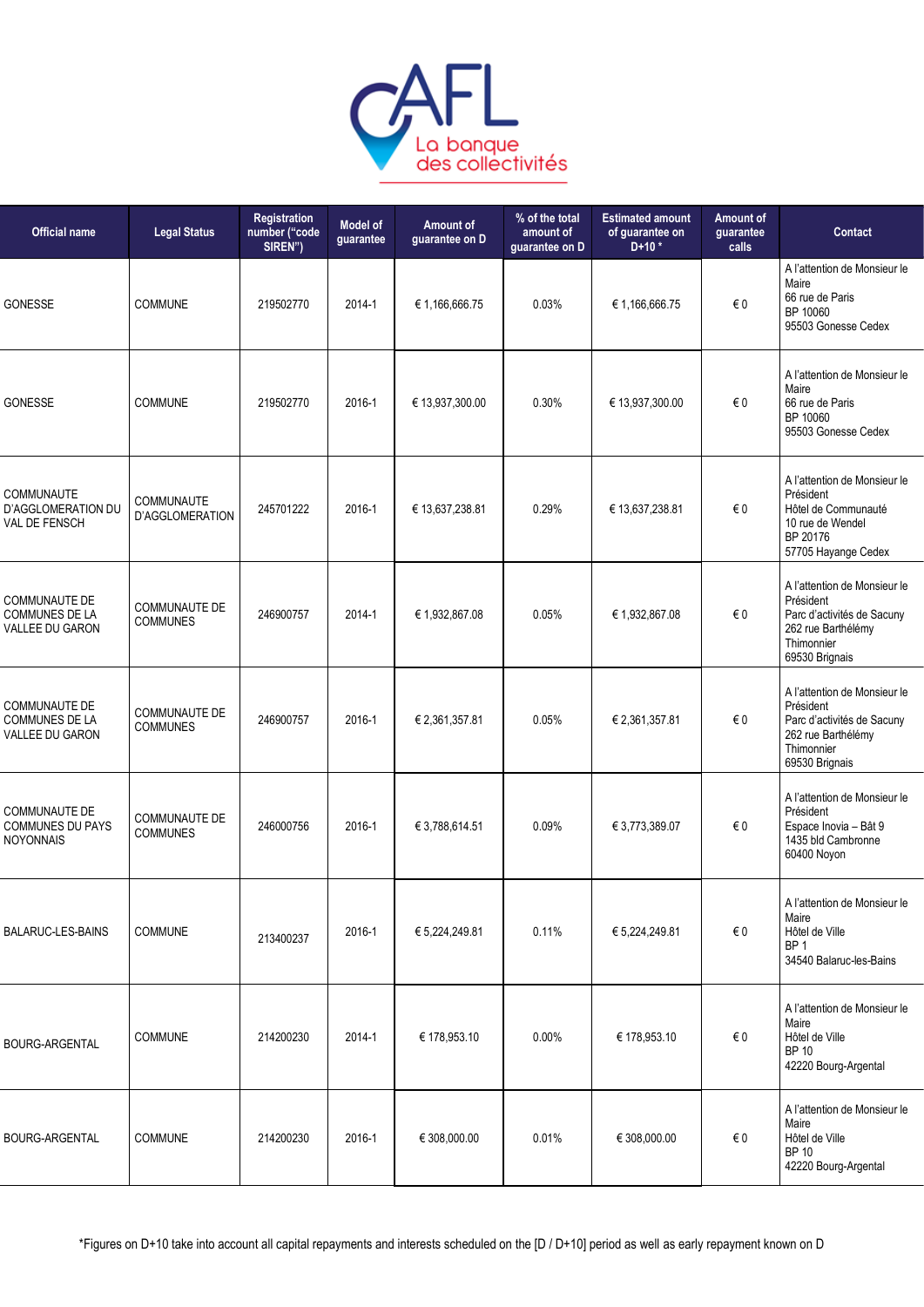| Official name | Legal Status | Registration number ("code SIREN") | Model of guarantee | Amount of guarantee on D | % of the total amount of guarantee on D | Estimated amount of guarantee on D+10 * | Amount of guarantee calls | Contact |
|---|---|---|---|---|---|---|---|---|
| GONESSE | COMMUNE | 219502770 | 2014-1 | € 1,166,666.75 | 0.03% | € 1,166,666.75 | € 0 | A l'attention de Monsieur le Maire<br>66 rue de Paris<br>BP 10060<br>95503 Gonesse Cedex |
| GONESSE | COMMUNE | 219502770 | 2016-1 | € 13,937,300.00 | 0.30% | € 13,937,300.00 | € 0 | A l'attention de Monsieur le Maire<br>66 rue de Paris<br>BP 10060<br>95503 Gonesse Cedex |
| COMMUNAUTE D'AGGLOMERATION DU VAL DE FENSCH | COMMUNAUTE D'AGGLOMERATION | 245701222 | 2016-1 | € 13,637,238.81 | 0.29% | € 13,637,238.81 | € 0 | A l'attention de Monsieur le Président<br>Hôtel de Communauté<br>10 rue de Wendel<br>BP 20176<br>57705 Hayange Cedex |
| COMMUNAUTE DE COMMUNES DE LA VALLEE DU GARON | COMMUNAUTE DE COMMUNES | 246900757 | 2014-1 | € 1,932,867.08 | 0.05% | € 1,932,867.08 | € 0 | A l'attention de Monsieur le Président<br>Parc d'activités de Sacuny<br>262 rue Barthélémy Thimonnier<br>69530 Brignais |
| COMMUNAUTE DE COMMUNES DE LA VALLEE DU GARON | COMMUNAUTE DE COMMUNES | 246900757 | 2016-1 | € 2,361,357.81 | 0.05% | € 2,361,357.81 | € 0 | A l'attention de Monsieur le Président<br>Parc d'activités de Sacuny<br>262 rue Barthélémy Thimonnier<br>69530 Brignais |
| COMMUNAUTE DE COMMUNES DU PAYS NOYONNAIS | COMMUNAUTE DE COMMUNES | 246000756 | 2016-1 | € 3,788,614.51 | 0.09% | € 3,773,389.07 | € 0 | A l'attention de Monsieur le Président<br>Espace Inovia – Bât 9<br>1435 bld Cambronne<br>60400 Noyon |
| BALARUC-LES-BAINS | COMMUNE | 213400237 | 2016-1 | € 5,224,249.81 | 0.11% | € 5,224,249.81 | € 0 | A l'attention de Monsieur le Maire<br>Hôtel de Ville<br>BP 1<br>34540 Balaruc-les-Bains |
| BOURG-ARGENTAL | COMMUNE | 214200230 | 2014-1 | € 178,953.10 | 0.00% | € 178,953.10 | € 0 | A l'attention de Monsieur le Maire<br>Hôtel de Ville<br>BP 10<br>42220 Bourg-Argental |
| BOURG-ARGENTAL | COMMUNE | 214200230 | 2016-1 | € 308,000.00 | 0.01% | € 308,000.00 | € 0 | A l'attention de Monsieur le Maire<br>Hôtel de Ville<br>BP 10<br>42220 Bourg-Argental |

*Figures on D+10 take into account all capital repayments and interests scheduled on the [D / D+10] period as well as early repayment known on D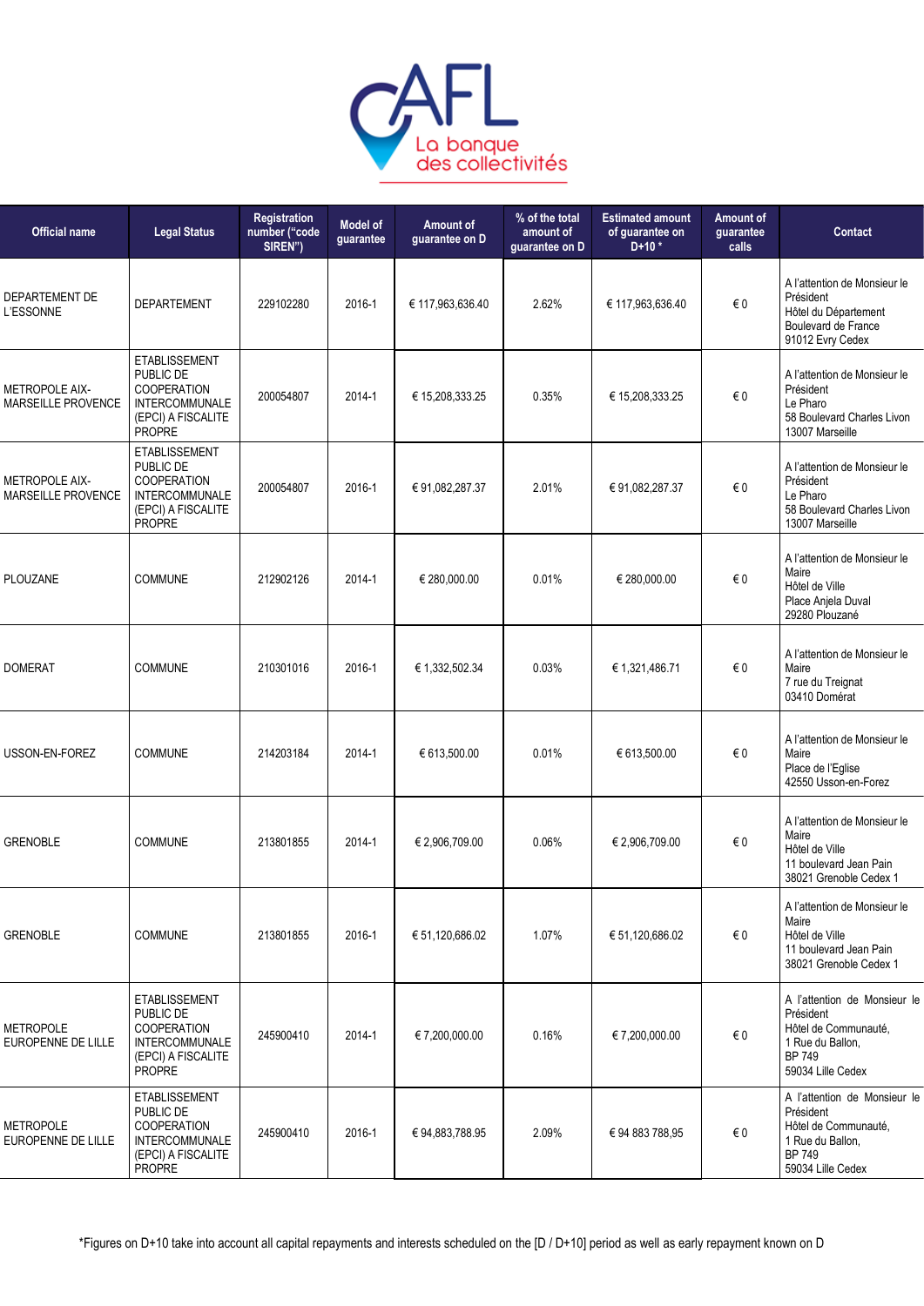| Official name | Legal Status | Registration number ("code SIREN") | Model of guarantee | Amount of guarantee on D | % of the total amount of guarantee on D | Estimated amount of guarantee on D+10 * | Amount of guarantee calls | Contact |
|---|---|---|---|---|---|---|---|---|
| DEPARTEMENT DE L'ESSONNE | DEPARTEMENT | 229102280 | 2016-1 | € 117,963,636.40 | 2.62% | € 117,963,636.40 | € 0 | A l'attention de Monsieur le Président Hôtel du Département Boulevard de France 91012 Evry Cedex |
| METROPOLE AIX-MARSEILLE PROVENCE | ETABLISSEMENT PUBLIC DE COOPERATION INTERCOMMUNALE (EPCI) A FISCALITE PROPRE | 200054807 | 2014-1 | € 15,208,333.25 | 0.35% | € 15,208,333.25 | € 0 | A l'attention de Monsieur le Président Le Pharo 58 Boulevard Charles Livon 13007 Marseille |
| METROPOLE AIX-MARSEILLE PROVENCE | ETABLISSEMENT PUBLIC DE COOPERATION INTERCOMMUNALE (EPCI) A FISCALITE PROPRE | 200054807 | 2016-1 | € 91,082,287.37 | 2.01% | € 91,082,287.37 | € 0 | A l'attention de Monsieur le Président Le Pharo 58 Boulevard Charles Livon 13007 Marseille |
| PLOUZANE | COMMUNE | 212902126 | 2014-1 | € 280,000.00 | 0.01% | € 280,000.00 | € 0 | A l'attention de Monsieur le Maire Hôtel de Ville Place Anjela Duval 29280 Plouzané |
| DOMERAT | COMMUNE | 210301016 | 2016-1 | € 1,332,502.34 | 0.03% | € 1,321,486.71 | € 0 | A l'attention de Monsieur le Maire 7 rue du Treignat 03410 Domérat |
| USSON-EN-FOREZ | COMMUNE | 214203184 | 2014-1 | € 613,500.00 | 0.01% | € 613,500.00 | € 0 | A l'attention de Monsieur le Maire Place de l'Eglise 42550 Usson-en-Forez |
| GRENOBLE | COMMUNE | 213801855 | 2014-1 | € 2,906,709.00 | 0.06% | € 2,906,709.00 | € 0 | A l'attention de Monsieur le Maire Hôtel de Ville 11 boulevard Jean Pain 38021 Grenoble Cedex 1 |
| GRENOBLE | COMMUNE | 213801855 | 2016-1 | € 51,120,686.02 | 1.07% | € 51,120,686.02 | € 0 | A l'attention de Monsieur le Maire Hôtel de Ville 11 boulevard Jean Pain 38021 Grenoble Cedex 1 |
| METROPOLE EUROPENNE DE LILLE | ETABLISSEMENT PUBLIC DE COOPERATION INTERCOMMUNALE (EPCI) A FISCALITE PROPRE | 245900410 | 2014-1 | € 7,200,000.00 | 0.16% | € 7,200,000.00 | € 0 | A l'attention de Monsieur le Président Hôtel de Communauté, 1 Rue du Ballon, BP 749 59034 Lille Cedex |
| METROPOLE EUROPENNE DE LILLE | ETABLISSEMENT PUBLIC DE COOPERATION INTERCOMMUNALE (EPCI) A FISCALITE PROPRE | 245900410 | 2016-1 | € 94,883,788.95 | 2.09% | € 94 883 788,95 | € 0 | A l'attention de Monsieur le Président Hôtel de Communauté, 1 Rue du Ballon, BP 749 59034 Lille Cedex |

*Figures on D+10 take into account all capital repayments and interests scheduled on the [D / D+10] period as well as early repayment known on D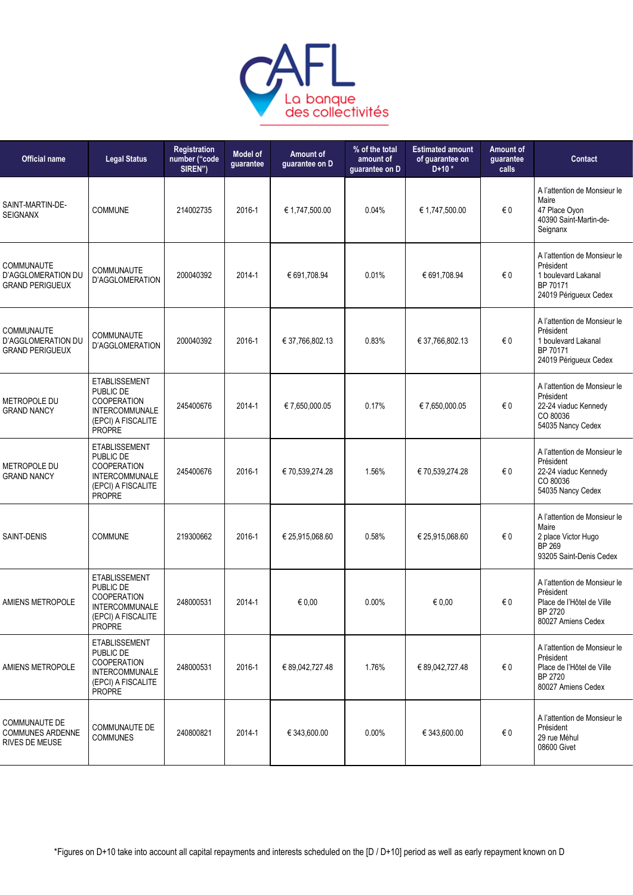| Official name | Legal Status | Registration number ("code SIREN") | Model of guarantee | Amount of guarantee on D | % of the total amount of guarantee on D | Estimated amount of guarantee on D+10 * | Amount of guarantee calls | Contact |
|---|---|---|---|---|---|---|---|---|
| SAINT-MARTIN-DE-SEIGNANX | COMMUNE | 214002735 | 2016-1 | € 1,747,500.00 | 0.04% | € 1,747,500.00 | € 0 | A l'attention de Monsieur le Maire 47 Place Oyon 40390 Saint-Martin-de-Seignanx |
| COMMUNAUTE D'AGGLOMERATION DU GRAND PERIGUEUX | COMMUNAUTE D'AGGLOMERATION | 200040392 | 2014-1 | € 691,708.94 | 0.01% | € 691,708.94 | € 0 | A l'attention de Monsieur le Président 1 boulevard Lakanal BP 70171 24019 Périgueux Cedex |
| COMMUNAUTE D'AGGLOMERATION DU GRAND PERIGUEUX | COMMUNAUTE D'AGGLOMERATION | 200040392 | 2016-1 | € 37,766,802.13 | 0.83% | € 37,766,802.13 | € 0 | A l'attention de Monsieur le Président 1 boulevard Lakanal BP 70171 24019 Périgueux Cedex |
| METROPOLE DU GRAND NANCY | ETABLISSEMENT PUBLIC DE COOPERATION INTERCOMMUNALE (EPCI) A FISCALITE PROPRE | 245400676 | 2014-1 | € 7,650,000.05 | 0.17% | € 7,650,000.05 | € 0 | A l'attention de Monsieur le Président 22-24 viaduc Kennedy CO 80036 54035 Nancy Cedex |
| METROPOLE DU GRAND NANCY | ETABLISSEMENT PUBLIC DE COOPERATION INTERCOMMUNALE (EPCI) A FISCALITE PROPRE | 245400676 | 2016-1 | € 70,539,274.28 | 1.56% | € 70,539,274.28 | € 0 | A l'attention de Monsieur le Président 22-24 viaduc Kennedy CO 80036 54035 Nancy Cedex |
| SAINT-DENIS | COMMUNE | 219300662 | 2016-1 | € 25,915,068.60 | 0.58% | € 25,915,068.60 | € 0 | A l'attention de Monsieur le Maire 2 place Victor Hugo BP 269 93205 Saint-Denis Cedex |
| AMIENS METROPOLE | ETABLISSEMENT PUBLIC DE COOPERATION INTERCOMMUNALE (EPCI) A FISCALITE PROPRE | 248000531 | 2014-1 | € 0,00 | 0.00% | € 0,00 | € 0 | A l'attention de Monsieur le Président Place de l'Hôtel de Ville BP 2720 80027 Amiens Cedex |
| AMIENS METROPOLE | ETABLISSEMENT PUBLIC DE COOPERATION INTERCOMMUNALE (EPCI) A FISCALITE PROPRE | 248000531 | 2016-1 | € 89,042,727.48 | 1.76% | € 89,042,727.48 | € 0 | A l'attention de Monsieur le Président Place de l'Hôtel de Ville BP 2720 80027 Amiens Cedex |
| COMMUNAUTE DE COMMUNES ARDENNE RIVES DE MEUSE | COMMUNAUTE DE COMMUNES | 240800821 | 2014-1 | € 343,600.00 | 0.00% | € 343,600.00 | € 0 | A l'attention de Monsieur le Président 29 rue Méhul 08600 Givet |

*Figures on D+10 take into account all capital repayments and interests scheduled on the [D / D+10] period as well as early repayment known on D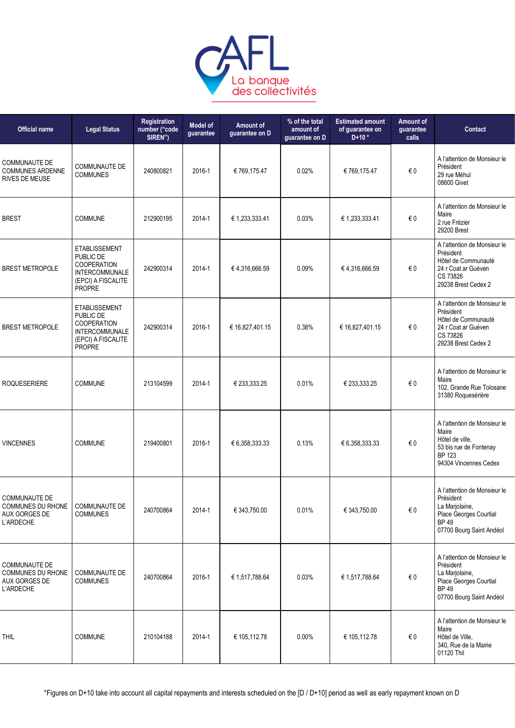| Official name | Legal Status | Registration number ("code SIREN") | Model of guarantee | Amount of guarantee on D | % of the total amount of guarantee on D | Estimated amount of guarantee on D+10 * | Amount of guarantee calls | Contact |
|---|---|---|---|---|---|---|---|---|
| COMMUNAUTE DE COMMUNES ARDENNE RIVES DE MEUSE | COMMUNAUTE DE COMMUNES | 240800821 | 2016-1 | € 769,175.47 | 0.02% | € 769,175.47 | € 0 | A l'attention de Monsieur le Président<br>29 rue Méhul<br>08600 Givet |
| BREST | COMMUNE | 212900195 | 2014-1 | € 1,233,333.41 | 0.03% | € 1,233,333.41 | € 0 | A l'attention de Monsieur le Maire<br>2 rue Frézier<br>29200 Brest |
| BREST METROPOLE | ETABLISSEMENT PUBLIC DE COOPERATION INTERCOMMUNALE (EPCI) A FISCALITE PROPRE | 242900314 | 2014-1 | € 4,316,666.59 | 0.09% | € 4,316,666.59 | € 0 | A l'attention de Monsieur le Président<br>Hôtel de Communauté<br>24 r Coat ar Guéven<br>CS 73826<br>29238 Brest Cedex 2 |
| BREST METROPOLE | ETABLISSEMENT PUBLIC DE COOPERATION INTERCOMMUNALE (EPCI) A FISCALITE PROPRE | 242900314 | 2016-1 | € 16,827,401.15 | 0.38% | € 16,827,401.15 | € 0 | A l'attention de Monsieur le Président<br>Hôtel de Communauté<br>24 r Coat ar Guéven<br>CS 73826<br>29238 Brest Cedex 2 |
| ROQUESERIERE | COMMUNE | 213104599 | 2014-1 | € 233,333.25 | 0.01% | € 233,333.25 | € 0 | A l'attention de Monsieur le Maire<br>102, Grande Rue Tolosane<br>31380 Roquesérière |
| VINCENNES | COMMUNE | 219400801 | 2016-1 | € 6,358,333.33 | 0.13% | € 6,358,333.33 | € 0 | A l'attention de Monsieur le Maire<br>Hôtel de ville,<br>53 bis rue de Fontenay<br>BP 123<br>94304 Vincennes Cedex |
| COMMUNAUTE DE COMMUNES DU RHONE AUX GORGES DE L'ARDECHE | COMMUNAUTE DE COMMUNES | 240700864 | 2014-1 | € 343,750.00 | 0.01% | € 343,750.00 | € 0 | A l'attention de Monsieur le Président<br>La Marjolaine,<br>Place Georges Courtial<br>BP 49<br>07700 Bourg Saint Andéol |
| COMMUNAUTE DE COMMUNES DU RHONE AUX GORGES DE L'ARDECHE | COMMUNAUTE DE COMMUNES | 240700864 | 2016-1 | € 1,517,788.64 | 0.03% | € 1,517,788.64 | € 0 | A l'attention de Monsieur le Président<br>La Marjolaine,<br>Place Georges Courtial<br>BP 49<br>07700 Bourg Saint Andéol |
| THIL | COMMUNE | 210104188 | 2014-1 | € 105,112.78 | 0.00% | € 105,112.78 | € 0 | A l'attention de Monsieur le Maire<br>Hôtel de Ville,<br>340, Rue de la Mairie<br>01120 Thil |

*Figures on D+10 take into account all capital repayments and interests scheduled on the [D / D+10] period as well as early repayment known on D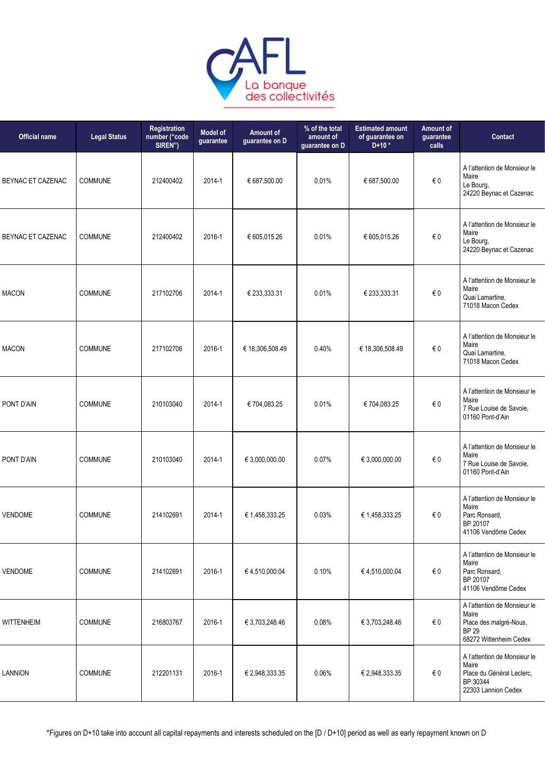| Official name | Legal Status | Registration number ("code SIREN") | Model of guarantee | Amount of guarantee on D | % of the total amount of guarantee on D | Estimated amount of guarantee on D+10 * | Amount of guarantee calls | Contact |
|---|---|---|---|---|---|---|---|---|
| BEYNAC ET CAZENAC | COMMUNE | 212400402 | 2014-1 | € 687,500.00 | 0,01% | € 687,500.00 | € 0 | A l'attention de Monsieur le Maire<br>Le Bourg,<br>24220 Beynac et Cazenac |
| BEYNAC ET CAZENAC | COMMUNE | 212400402 | 2016-1 | € 605,015.26 | 0.01% | € 605,015.26 | € 0 | A l'attention de Monsieur le Maire<br>Le Bourg,<br>24220 Beynac et Cazenac |
| MACON | COMMUNE | 217102706 | 2014-1 | € 233,333.31 | 0.01% | € 233,333.31 | € 0 | A l'attention de Monsieur le Maire<br>Quai Lamartine,<br>71018 Macon Cedex |
| MACON | COMMUNE | 217102706 | 2016-1 | € 18,306,508.49 | 0.40% | € 18,306,508.49 | € 0 | A l'attention de Monsieur le Maire<br>Quai Lamartine,<br>71018 Macon Cedex |
| PONT D'AIN | COMMUNE | 210103040 | 2014-1 | € 704,083.25 | 0.01% | € 704,083.25 | € 0 | A l'attention de Monsieur le Maire<br>7 Rue Louise de Savoie,<br>01160 Pont-d'Ain |
| PONT D'AIN | COMMUNE | 210103040 | 2014-1 | € 3,000,000.00 | 0.07% | € 3,000,000.00 | € 0 | A l'attention de Monsieur le Maire<br>7 Rue Louise de Savoie,<br>01160 Pont-d'Ain |
| VENDOME | COMMUNE | 214102691 | 2014-1 | € 1,458,333.25 | 0.03% | € 1,458,333.25 | € 0 | A l'attention de Monsieur le Maire<br>Parc Ronsard,<br>BP 20107<br>41106 Vendôme Cedex |
| VENDOME | COMMUNE | 214102691 | 2016-1 | € 4,510,000.04 | 0.10% | € 4,510,000.04 | € 0 | A l'attention de Monsieur le Maire<br>Parc Ronsard,<br>BP 20107<br>41106 Vendôme Cedex |
| WITTENHEIM | COMMUNE | 216803767 | 2016-1 | € 3,703,248.46 | 0.08% | € 3,703,248.46 | € 0 | A l'attention de Monsieur le Maire<br>Place des malgré-Nous,<br>BP 29<br>68272 Wittenheim Cedex |
| LANNION | COMMUNE | 212201131 | 2016-1 | € 2,948,333.35 | 0.06% | € 2,948,333.35 | € 0 | A l'attention de Monsieur le Maire<br>Place du Général Leclerc,<br>BP 30344<br>22303 Lannion Cedex |

*Figures on D+10 take into account all capital repayments and interests scheduled on the [D / D+10] period as well as early repayment known on D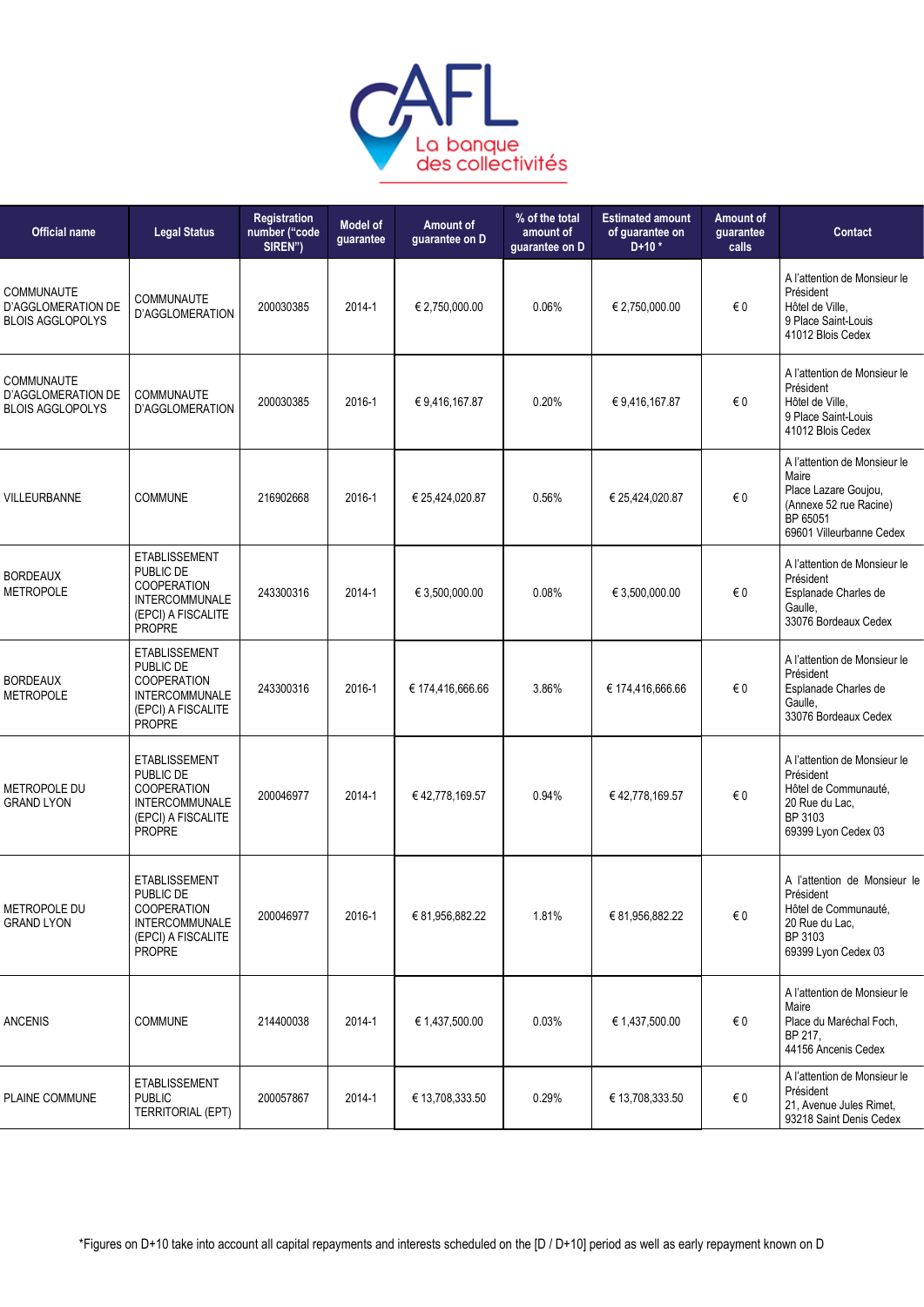| Official name | Legal Status | Registration number ("code SIREN") | Model of guarantee | Amount of guarantee on D | % of the total amount of guarantee on D | Estimated amount of guarantee on D+10 * | Amount of guarantee calls | Contact |
|---|---|---|---|---|---|---|---|---|
| COMMUNAUTE D'AGGLOMERATION DE BLOIS AGGLOPOLYS | COMMUNAUTE D'AGGLOMERATION | 200030385 | 2014-1 | € 2,750,000.00 | 0.06% | € 2,750,000.00 | € 0 | A l'attention de Monsieur le Président Hôtel de Ville, 9 Place Saint-Louis 41012 Blois Cedex |
| COMMUNAUTE D'AGGLOMERATION DE BLOIS AGGLOPOLYS | COMMUNAUTE D'AGGLOMERATION | 200030385 | 2016-1 | € 9,416,167.87 | 0.20% | € 9,416,167.87 | € 0 | A l'attention de Monsieur le Président Hôtel de Ville, 9 Place Saint-Louis 41012 Blois Cedex |
| VILLEURBANNE | COMMUNE | 216902668 | 2016-1 | € 25,424,020.87 | 0.56% | € 25,424,020.87 | € 0 | A l'attention de Monsieur le Maire Place Lazare Goujou, (Annexe 52 rue Racine) BP 65051 69601 Villeurbanne Cedex |
| BORDEAUX METROPOLE | ETABLISSEMENT PUBLIC DE COOPERATION INTERCOMMUNALE (EPCI) A FISCALITE PROPRE | 243300316 | 2014-1 | € 3,500,000.00 | 0.08% | € 3,500,000.00 | € 0 | A l'attention de Monsieur le Président Esplanade Charles de Gaulle, 33076 Bordeaux Cedex |
| BORDEAUX METROPOLE | ETABLISSEMENT PUBLIC DE COOPERATION INTERCOMMUNALE (EPCI) A FISCALITE PROPRE | 243300316 | 2016-1 | € 174,416,666.66 | 3.86% | € 174,416,666.66 | € 0 | A l'attention de Monsieur le Président Esplanade Charles de Gaulle, 33076 Bordeaux Cedex |
| METROPOLE DU GRAND LYON | ETABLISSEMENT PUBLIC DE COOPERATION INTERCOMMUNALE (EPCI) A FISCALITE PROPRE | 200046977 | 2014-1 | € 42,778,169.57 | 0.94% | € 42,778,169.57 | € 0 | A l'attention de Monsieur le Président Hôtel de Communauté, 20 Rue du Lac, BP 3103 69399 Lyon Cedex 03 |
| METROPOLE DU GRAND LYON | ETABLISSEMENT PUBLIC DE COOPERATION INTERCOMMUNALE (EPCI) A FISCALITE PROPRE | 200046977 | 2016-1 | € 81,956,882.22 | 1.81% | € 81,956,882.22 | € 0 | A l'attention de Monsieur le Président Hôtel de Communauté, 20 Rue du Lac, BP 3103 69399 Lyon Cedex 03 |
| ANCENIS | COMMUNE | 214400038 | 2014-1 | € 1,437,500.00 | 0.03% | € 1,437,500.00 | € 0 | A l'attention de Monsieur le Maire Place du Maréchal Foch, BP 217, 44156 Ancenis Cedex |
| PLAINE COMMUNE | ETABLISSEMENT PUBLIC TERRITORIAL (EPT) | 200057867 | 2014-1 | € 13,708,333.50 | 0.29% | € 13,708,333.50 | € 0 | A l'attention de Monsieur le Président 21, Avenue Jules Rimet, 93218 Saint Denis Cedex |

*Figures on D+10 take into account all capital repayments and interests scheduled on the [D / D+10] period as well as early repayment known on D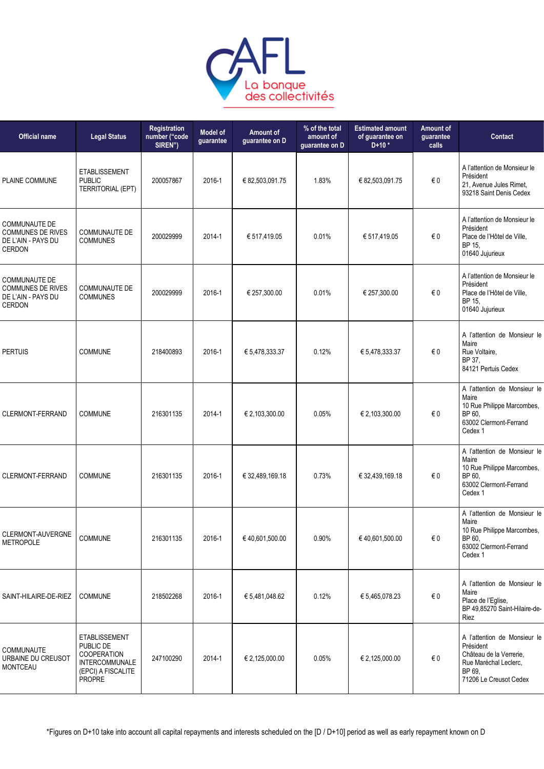| Official name | Legal Status | Registration number ("code SIREN") | Model of guarantee | Amount of guarantee on D | % of the total amount of guarantee on D | Estimated amount of guarantee on D+10 * | Amount of guarantee calls | Contact |
|---|---|---|---|---|---|---|---|---|
| PLAINE COMMUNE | ETABLISSEMENT PUBLIC TERRITORIAL (EPT) | 200057867 | 2016-1 | € 82,503,091.75 | 1.83% | € 82,503,091.75 | € 0 | A l'attention de Monsieur le Président 21, Avenue Jules Rimet, 93218 Saint Denis Cedex |
| COMMUNAUTE DE COMMUNES DE RIVES DE L'AIN - PAYS DU CERDON | COMMUNAUTE DE COMMUNES | 200029999 | 2014-1 | € 517,419.05 | 0.01% | € 517,419.05 | € 0 | A l'attention de Monsieur le Président Place de l'Hôtel de Ville, BP 15, 01640 Jujurieux |
| COMMUNAUTE DE COMMUNES DE RIVES DE L'AIN - PAYS DU CERDON | COMMUNAUTE DE COMMUNES | 200029999 | 2016-1 | € 257,300.00 | 0.01% | € 257,300.00 | € 0 | A l'attention de Monsieur le Président Place de l'Hôtel de Ville, BP 15, 01640 Jujurieux |
| PERTUIS | COMMUNE | 218400893 | 2016-1 | € 5,478,333.37 | 0.12% | € 5,478,333.37 | € 0 | A l'attention de Monsieur le Maire Rue Voltaire, BP 37, 84121 Pertuis Cedex |
| CLERMONT-FERRAND | COMMUNE | 216301135 | 2014-1 | € 2,103,300.00 | 0.05% | € 2,103,300.00 | € 0 | A l'attention de Monsieur le Maire 10 Rue Philippe Marcombes, BP 60, 63002 Clermont-Ferrand Cedex 1 |
| CLERMONT-FERRAND | COMMUNE | 216301135 | 2016-1 | € 32,489,169.18 | 0.73% | € 32,439,169.18 | € 0 | A l'attention de Monsieur le Maire 10 Rue Philippe Marcombes, BP 60, 63002 Clermont-Ferrand Cedex 1 |
| CLERMONT-AUVERGNE METROPOLE | COMMUNE | 216301135 | 2016-1 | € 40,601,500.00 | 0.90% | € 40,601,500.00 | € 0 | A l'attention de Monsieur le Maire 10 Rue Philippe Marcombes, BP 60, 63002 Clermont-Ferrand Cedex 1 |
| SAINT-HILAIRE-DE-RIEZ | COMMUNE | 218502268 | 2016-1 | € 5,481,048.62 | 0.12% | € 5,465,078.23 | € 0 | A l'attention de Monsieur le Maire Place de l'Eglise, BP 49,85270 Saint-Hilaire-de-Riez |
| COMMUNAUTE URBAINE DU CREUSOT MONTCEAU | ETABLISSEMENT PUBLIC DE COOPERATION INTERCOMMUNALE (EPCI) A FISCALITE PROPRE | 247100290 | 2014-1 | € 2,125,000.00 | 0.05% | € 2,125,000.00 | € 0 | A l'attention de Monsieur le Président Château de la Verrerie, Rue Maréchal Leclerc, BP 69, 71206 Le Creusot Cedex |

*Figures on D+10 take into account all capital repayments and interests scheduled on the [D / D+10] period as well as early repayment known on D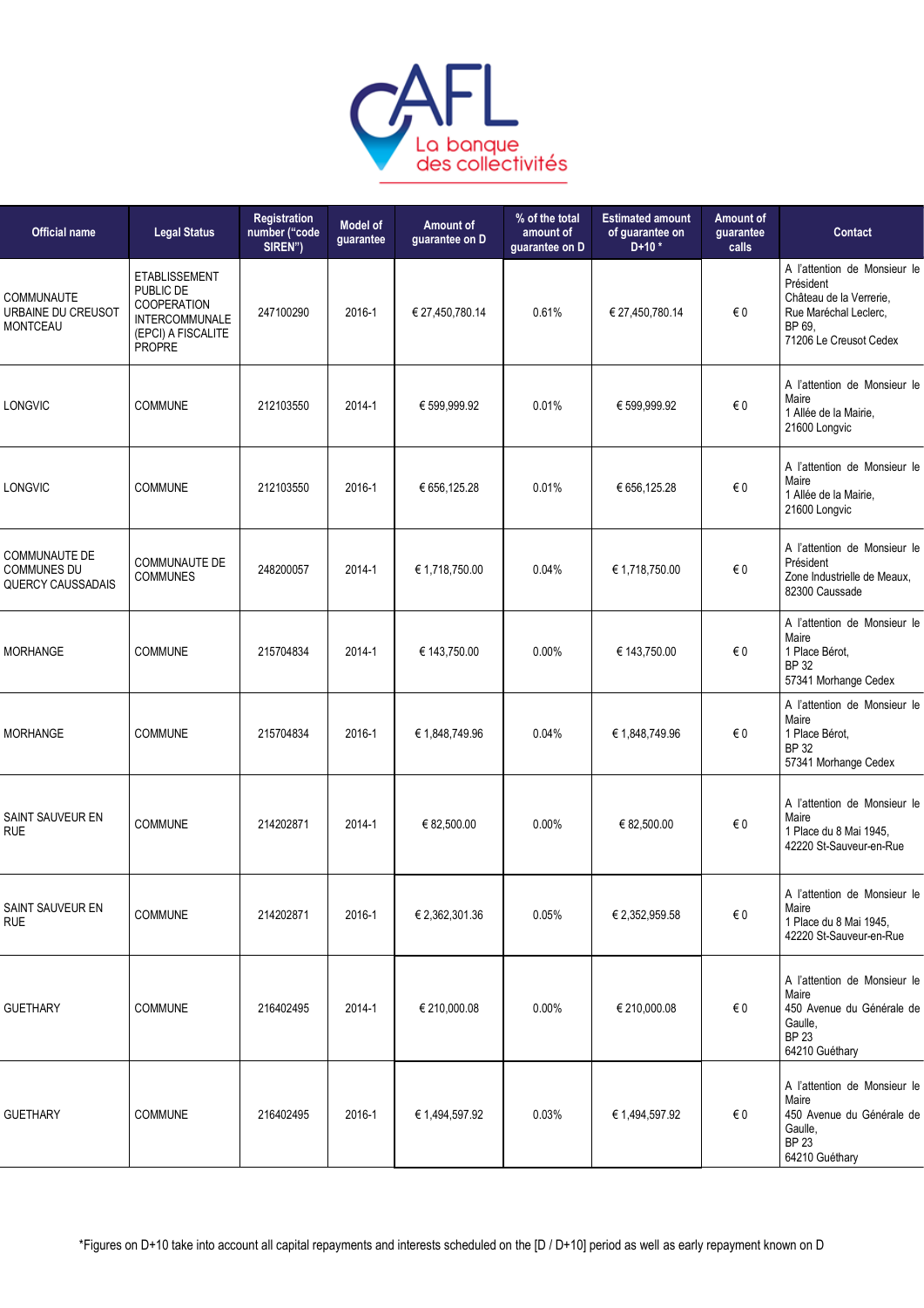| Official name | Legal Status | Registration number ("code SIREN") | Model of guarantee | Amount of guarantee on D | % of the total amount of guarantee on D | Estimated amount of guarantee on D+10 * | Amount of guarantee calls | Contact |
|---|---|---|---|---|---|---|---|---|
| COMMUNAUTE URBAINE DU CREUSOT MONTCEAU | ETABLISSEMENT PUBLIC DE COOPERATION INTERCOMMUNALE (EPCI) A FISCALITE PROPRE | 247100290 | 2016-1 | € 27,450,780.14 | 0.61% | € 27,450,780.14 | € 0 | A l'attention de Monsieur le Président<br>Château de la Verrerie,<br>Rue Maréchal Leclerc,<br>BP 69,<br>71206 Le Creusot Cedex |
| LONGVIC | COMMUNE | 212103550 | 2014-1 | € 599,999.92 | 0.01% | € 599,999.92 | € 0 | A l'attention de Monsieur le Maire<br>1 Allée de la Mairie,<br>21600 Longvic |
| LONGVIC | COMMUNE | 212103550 | 2016-1 | € 656,125.28 | 0.01% | € 656,125.28 | € 0 | A l'attention de Monsieur le Maire<br>1 Allée de la Mairie,<br>21600 Longvic |
| COMMUNAUTE DE COMMUNES DU QUERCY CAUSSADAIS | COMMUNAUTE DE COMMUNES | 248200057 | 2014-1 | € 1,718,750.00 | 0.04% | € 1,718,750.00 | € 0 | A l'attention de Monsieur le Président<br>Zone Industrielle de Meaux,<br>82300 Caussade |
| MORHANGE | COMMUNE | 215704834 | 2014-1 | € 143,750.00 | 0.00% | € 143,750.00 | € 0 | A l'attention de Monsieur le Maire<br>1 Place Bérot,<br>BP 32<br>57341 Morhange Cedex |
| MORHANGE | COMMUNE | 215704834 | 2016-1 | € 1,848,749.96 | 0.04% | € 1,848,749.96 | € 0 | A l'attention de Monsieur le Maire<br>1 Place Bérot,<br>BP 32<br>57341 Morhange Cedex |
| SAINT SAUVEUR EN RUE | COMMUNE | 214202871 | 2014-1 | € 82,500.00 | 0.00% | € 82,500.00 | € 0 | A l'attention de Monsieur le Maire<br>1 Place du 8 Mai 1945,<br>42220 St-Sauveur-en-Rue |
| SAINT SAUVEUR EN RUE | COMMUNE | 214202871 | 2016-1 | € 2,362,301.36 | 0.05% | € 2,352,959.58 | € 0 | A l'attention de Monsieur le Maire<br>1 Place du 8 Mai 1945,<br>42220 St-Sauveur-en-Rue |
| GUETHARY | COMMUNE | 216402495 | 2014-1 | € 210,000.08 | 0.00% | € 210,000.08 | € 0 | A l'attention de Monsieur le Maire<br>450 Avenue du Générale de Gaulle,<br>BP 23<br>64210 Guéthary |
| GUETHARY | COMMUNE | 216402495 | 2016-1 | € 1,494,597.92 | 0.03% | € 1,494,597.92 | € 0 | A l'attention de Monsieur le Maire<br>450 Avenue du Générale de Gaulle,<br>BP 23<br>64210 Guéthary |

*Figures on D+10 take into account all capital repayments and interests scheduled on the [D / D+10] period as well as early repayment known on D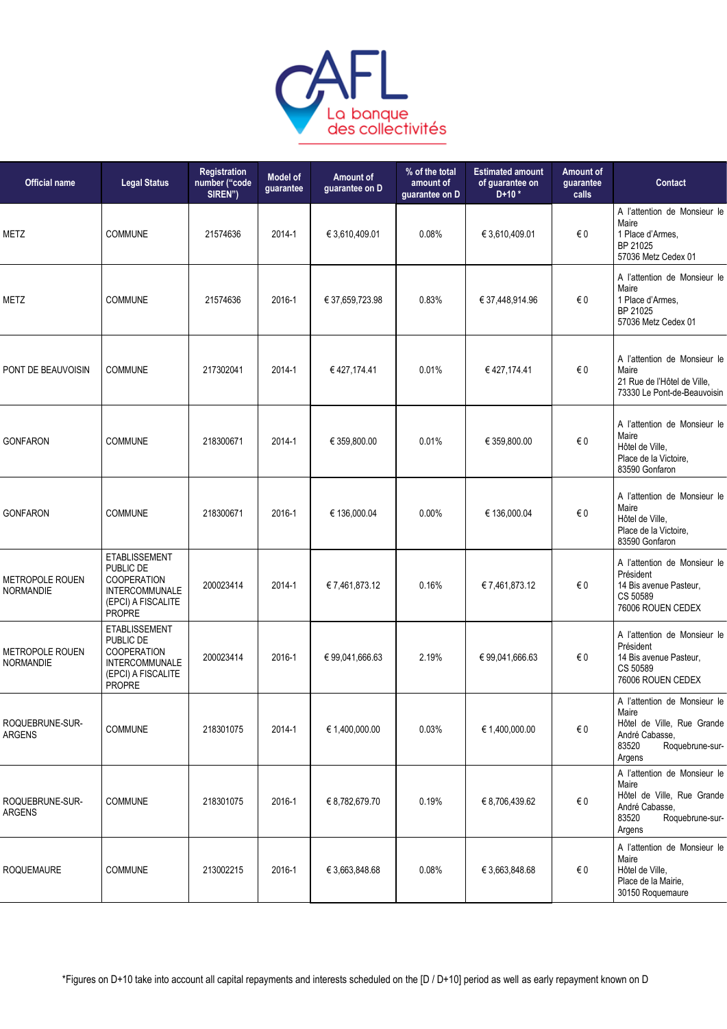| Official name | Legal Status | Registration number ("code SIREN") | Model of guarantee | Amount of guarantee on D | % of the total amount of guarantee on D | Estimated amount of guarantee on D+10 * | Amount of guarantee calls | Contact |
|---|---|---|---|---|---|---|---|---|
| METZ | COMMUNE | 21574636 | 2014-1 | € 3,610,409.01 | 0.08% | € 3,610,409.01 | € 0 | A l'attention de Monsieur le Maire<br>1 Place d'Armes,<br>BP 21025<br>57036 Metz Cedex 01 |
| METZ | COMMUNE | 21574636 | 2016-1 | € 37,659,723.98 | 0.83% | € 37,448,914.96 | € 0 | A l'attention de Monsieur le Maire<br>1 Place d'Armes,<br>BP 21025<br>57036 Metz Cedex 01 |
| PONT DE BEAUVOISIN | COMMUNE | 217302041 | 2014-1 | € 427,174.41 | 0.01% | € 427,174.41 | € 0 | A l'attention de Monsieur le Maire<br>21 Rue de l'Hôtel de Ville,<br>73330 Le Pont-de-Beauvoisin |
| GONFARON | COMMUNE | 218300671 | 2014-1 | € 359,800.00 | 0.01% | € 359,800.00 | € 0 | A l'attention de Monsieur le Maire<br>Hôtel de Ville,<br>Place de la Victoire,<br>83590 Gonfaron |
| GONFARON | COMMUNE | 218300671 | 2016-1 | € 136,000.04 | 0.00% | € 136,000.04 | € 0 | A l'attention de Monsieur le Maire<br>Hôtel de Ville,<br>Place de la Victoire,<br>83590 Gonfaron |
| METROPOLE ROUEN NORMANDIE | ETABLISSEMENT PUBLIC DE COOPERATION INTERCOMMUNALE (EPCI) A FISCALITE PROPRE | 200023414 | 2014-1 | € 7,461,873.12 | 0.16% | € 7,461,873.12 | € 0 | A l'attention de Monsieur le Président<br>14 Bis avenue Pasteur,<br>CS 50589<br>76006 ROUEN CEDEX |
| METROPOLE ROUEN NORMANDIE | ETABLISSEMENT PUBLIC DE COOPERATION INTERCOMMUNALE (EPCI) A FISCALITE PROPRE | 200023414 | 2016-1 | € 99,041,666.63 | 2.19% | € 99,041,666.63 | € 0 | A l'attention de Monsieur le Président<br>14 Bis avenue Pasteur,<br>CS 50589<br>76006 ROUEN CEDEX |
| ROQUEBRUNE-SUR-ARGENS | COMMUNE | 218301075 | 2014-1 | € 1,400,000.00 | 0.03% | € 1,400,000.00 | € 0 | A l'attention de Monsieur le Maire<br>Hôtel de Ville, Rue Grande André Cabasse,<br>83520 Roquebrune-sur-Argens |
| ROQUEBRUNE-SUR-ARGENS | COMMUNE | 218301075 | 2016-1 | € 8,782,679.70 | 0.19% | € 8,706,439.62 | € 0 | A l'attention de Monsieur le Maire<br>Hôtel de Ville, Rue Grande André Cabasse,<br>83520 Roquebrune-sur-Argens |
| ROQUEMAURE | COMMUNE | 213002215 | 2016-1 | € 3,663,848.68 | 0.08% | € 3,663,848.68 | € 0 | A l'attention de Monsieur le Maire<br>Hôtel de Ville,<br>Place de la Mairie,<br>30150 Roquemaure |

*Figures on D+10 take into account all capital repayments and interests scheduled on the [D / D+10] period as well as early repayment known on D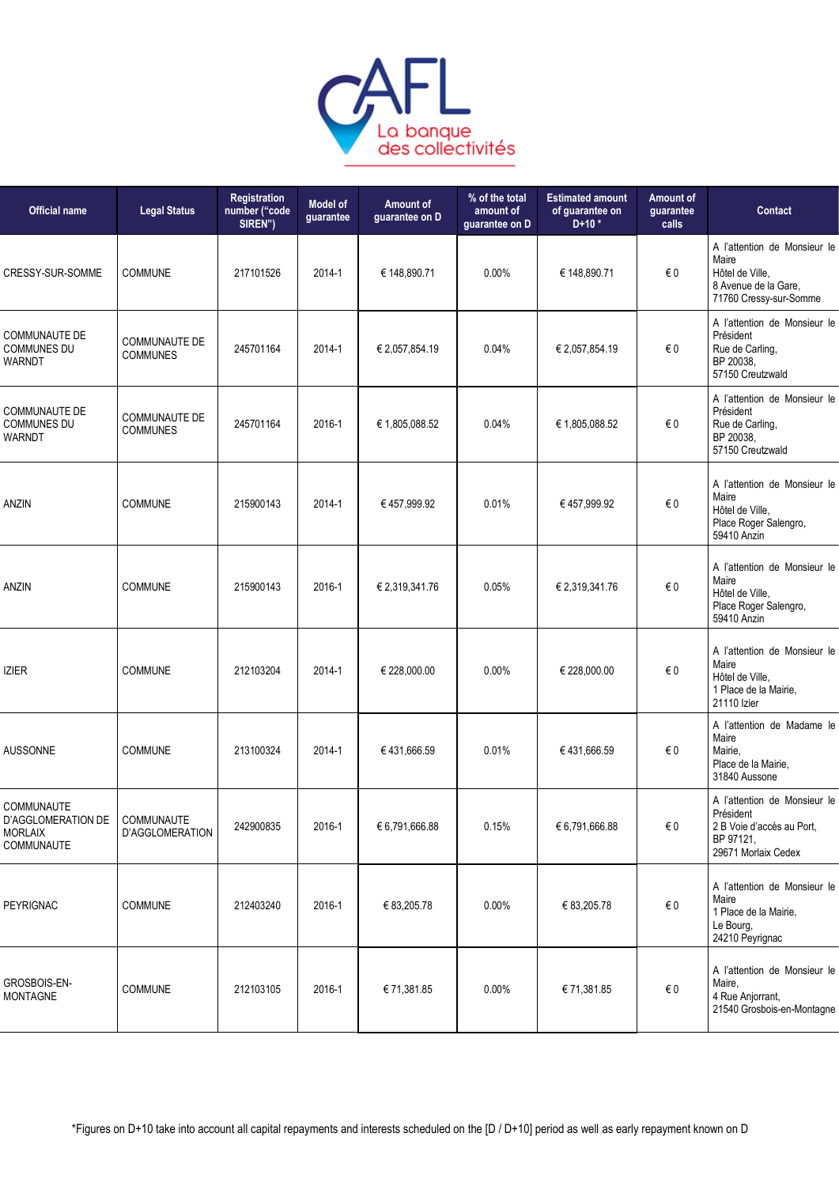| Official name | Legal Status | Registration number ("code SIREN") | Model of guarantee | Amount of guarantee on D | % of the total amount of guarantee on D | Estimated amount of guarantee on D+10 * | Amount of guarantee calls | Contact |
|---|---|---|---|---|---|---|---|---|
| CRESSY-SUR-SOMME | COMMUNE | 217101526 | 2014-1 | € 148,890.71 | 0.00% | € 148,890.71 | € 0 | A l'attention de Monsieur le Maire<br>Hôtel de Ville,<br>8 Avenue de la Gare,<br>71760 Cressy-sur-Somme |
| COMMUNAUTE DE COMMUNES DU WARNDT | COMMUNAUTE DE COMMUNES | 245701164 | 2014-1 | € 2,057,854.19 | 0.04% | € 2,057,854.19 | € 0 | A l'attention de Monsieur le Président<br>Rue de Carling,<br>BP 20038,<br>57150 Creutzwald |
| COMMUNAUTE DE COMMUNES DU WARNDT | COMMUNAUTE DE COMMUNES | 245701164 | 2016-1 | € 1,805,088.52 | 0.04% | € 1,805,088.52 | € 0 | A l'attention de Monsieur le Président<br>Rue de Carling,<br>BP 20038,<br>57150 Creutzwald |
| ANZIN | COMMUNE | 215900143 | 2014-1 | € 457,999.92 | 0.01% | € 457,999.92 | € 0 | A l'attention de Monsieur le Maire<br>Hôtel de Ville,<br>Place Roger Salengro,<br>59410 Anzin |
| ANZIN | COMMUNE | 215900143 | 2016-1 | € 2,319,341.76 | 0.05% | € 2,319,341.76 | € 0 | A l'attention de Monsieur le Maire<br>Hôtel de Ville,<br>Place Roger Salengro,<br>59410 Anzin |
| IZIER | COMMUNE | 212103204 | 2014-1 | € 228,000.00 | 0.00% | € 228,000.00 | € 0 | A l'attention de Monsieur le Maire<br>Hôtel de Ville,<br>1 Place de la Mairie,<br>21110 Izier |
| AUSSONNE | COMMUNE | 213100324 | 2014-1 | € 431,666.59 | 0.01% | € 431,666.59 | € 0 | A l'attention de Madame le Maire<br>Mairie,<br>Place de la Mairie,<br>31840 Aussonne |
| COMMUNAUTE D'AGGLOMERATION DE MORLAIX COMMUNAUTE | COMMUNAUTE D'AGGLOMERATION | 242900835 | 2016-1 | € 6,791,666.88 | 0.15% | € 6,791,666.88 | € 0 | A l'attention de Monsieur le Président<br>2 B Voie d'accès au Port,<br>BP 97121,<br>29671 Morlaix Cedex |
| PEYRIGNAC | COMMUNE | 212403240 | 2016-1 | € 83,205.78 | 0.00% | € 83,205.78 | € 0 | A l'attention de Monsieur le Maire<br>1 Place de la Mairie,<br>Le Bourg,<br>24210 Peyrignac |
| GROSBOIS-EN-MONTAGNE | COMMUNE | 212103105 | 2016-1 | € 71,381.85 | 0.00% | € 71,381.85 | € 0 | A l'attention de Monsieur le Maire,<br>4 Rue Anjorrant,<br>21540 Grosbois-en-Montagne |

*Figures on D+10 take into account all capital repayments and interests scheduled on the [D / D+10] period as well as early repayment known on D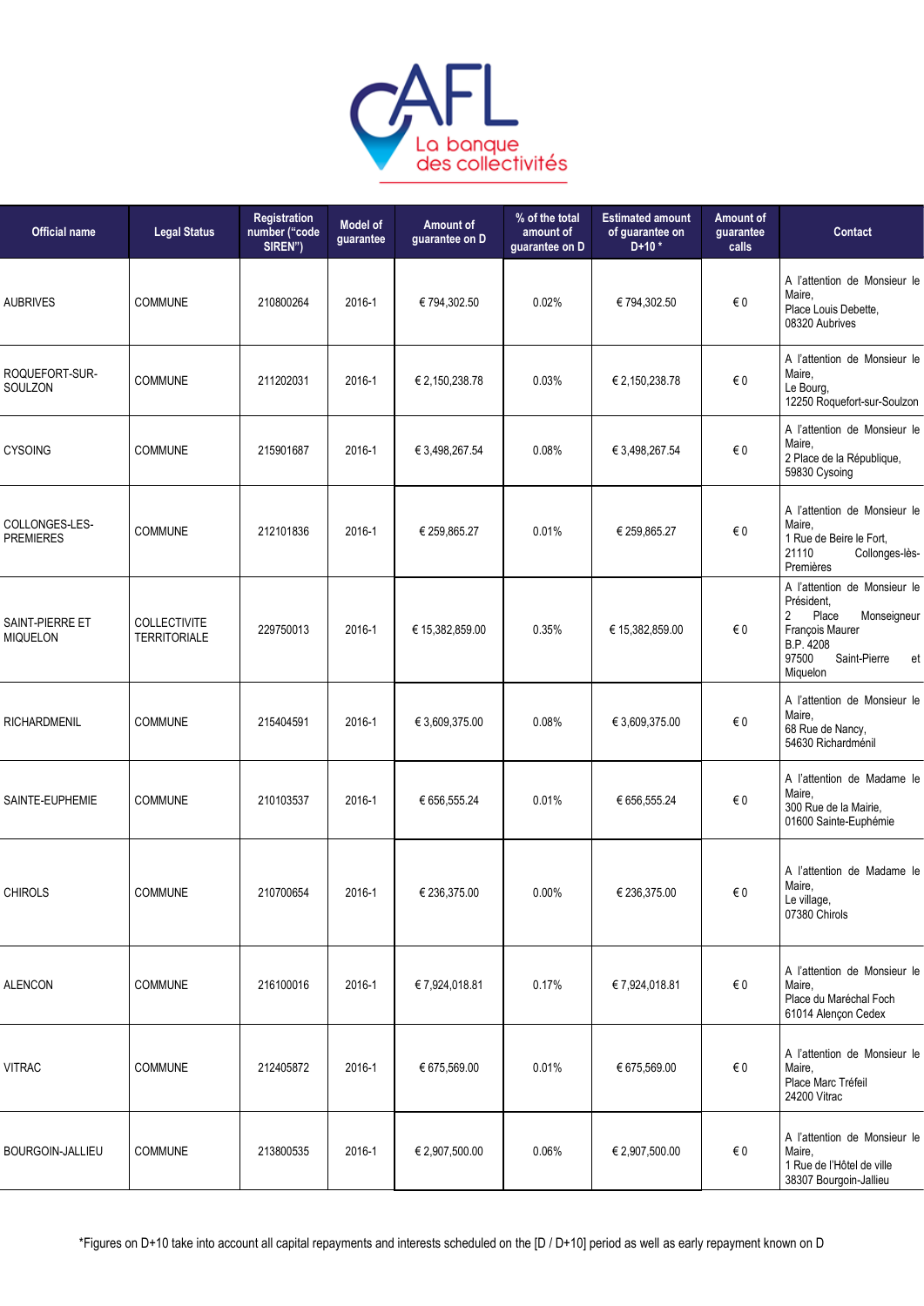| Official name | Legal Status | Registration number ("code SIREN") | Model of guarantee | Amount of guarantee on D | % of the total amount of guarantee on D | Estimated amount of guarantee on D+10 * | Amount of guarantee calls | Contact |
|---|---|---|---|---|---|---|---|---|
| AUBRIVES | COMMUNE | 210800264 | 2016-1 | € 794,302.50 | 0.02% | € 794,302.50 | € 0 | A l'attention de Monsieur le Maire, Place Louis Debette, 08320 Aubrives |
| ROQUEFORT-SUR-SOULZON | COMMUNE | 211202031 | 2016-1 | € 2,150,238.78 | 0.03% | € 2,150,238.78 | € 0 | A l'attention de Monsieur le Maire, Le Bourg, 12250 Roquefort-sur-Soulzon |
| CYSOING | COMMUNE | 215901687 | 2016-1 | € 3,498,267.54 | 0.08% | € 3,498,267.54 | € 0 | A l'attention de Monsieur le Maire, 2 Place de la République, 59830 Cysoing |
| COLLONGES-LES-PREMIERES | COMMUNE | 212101836 | 2016-1 | € 259,865.27 | 0.01% | € 259,865.27 | € 0 | A l'attention de Monsieur le Maire, 1 Rue de Beire le Fort, 21110 Collonges-lès-Premières |
| SAINT-PIERRE ET MIQUELON | COLLECTIVITE TERRITORIALE | 229750013 | 2016-1 | € 15,382,859.00 | 0.35% | € 15,382,859.00 | € 0 | A l'attention de Monsieur le Président, 2 Place Monseigneur François Maurer B.P. 4208 97500 Saint-Pierre et Miquelon |
| RICHARDMENIL | COMMUNE | 215404591 | 2016-1 | € 3,609,375.00 | 0.08% | € 3,609,375.00 | € 0 | A l'attention de Monsieur le Maire, 68 Rue de Nancy, 54630 Richardménil |
| SAINTE-EUPHEMIE | COMMUNE | 210103537 | 2016-1 | € 656,555.24 | 0.01% | € 656,555.24 | € 0 | A l'attention de Madame le Maire, 300 Rue de la Mairie, 01600 Sainte-Euphémie |
| CHIROLS | COMMUNE | 210700654 | 2016-1 | € 236,375.00 | 0.00% | € 236,375.00 | € 0 | A l'attention de Madame le Maire, Le village, 07380 Chirols |
| ALENCON | COMMUNE | 216100016 | 2016-1 | € 7,924,018.81 | 0.17% | € 7,924,018.81 | € 0 | A l'attention de Monsieur le Maire, Place du Maréchal Foch 61014 Alençon Cedex |
| VITRAC | COMMUNE | 212405872 | 2016-1 | € 675,569.00 | 0.01% | € 675,569.00 | € 0 | A l'attention de Monsieur le Maire, Place Marc Tréfeil 24200 Vitrac |
| BOURGOIN-JALLIEU | COMMUNE | 213800535 | 2016-1 | € 2,907,500.00 | 0.06% | € 2,907,500.00 | € 0 | A l'attention de Monsieur le Maire, 1 Rue de l'Hôtel de ville 38307 Bourgoin-Jallieu |

*Figures on D+10 take into account all capital repayments and interests scheduled on the [D / D+10] period as well as early repayment known on D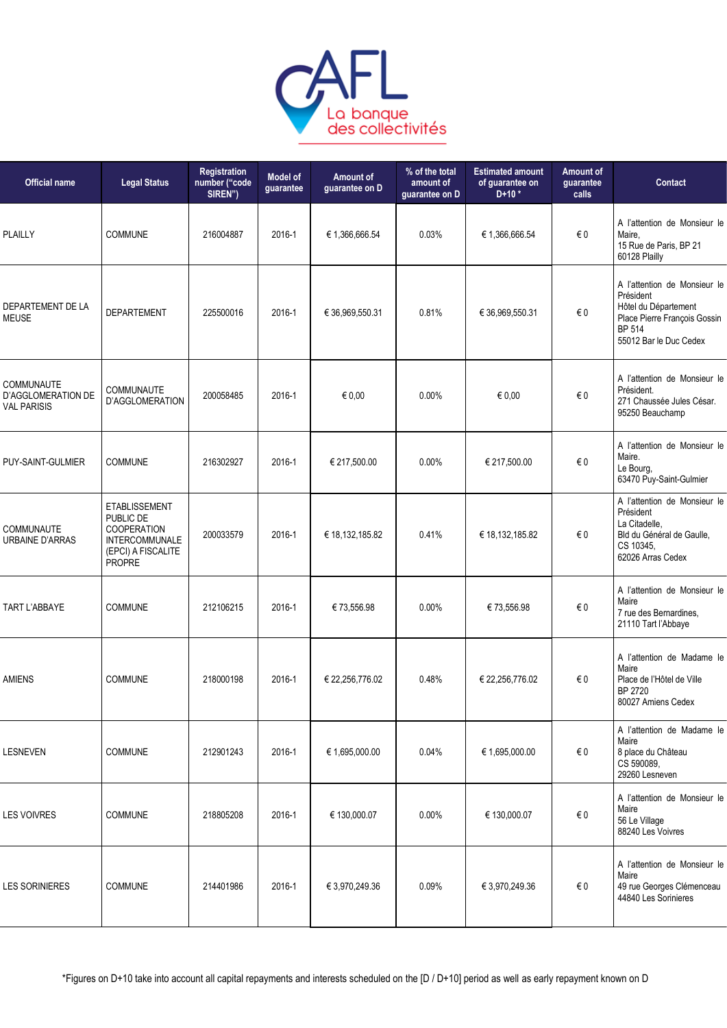| Official name | Legal Status | Registration number ("code SIREN") | Model of guarantee | Amount of guarantee on D | % of the total amount of guarantee on D | Estimated amount of guarantee on D+10 * | Amount of guarantee calls | Contact |
|---|---|---|---|---|---|---|---|---|
| PLAILLY | COMMUNE | 216004887 | 2016-1 | € 1,366,666.54 | 0.03% | € 1,366,666.54 | € 0 | A l'attention de Monsieur le Maire,<br>15 Rue de Paris, BP 21<br>60128 Plailly |
| DEPARTEMENT DE LA MEUSE | DEPARTEMENT | 225500016 | 2016-1 | € 36,969,550.31 | 0.81% | € 36,969,550.31 | € 0 | A l'attention de Monsieur le Président<br>Hôtel du Département<br>Place Pierre François Gossin<br>BP 514<br>55012 Bar le Duc Cedex |
| COMMUNAUTE D'AGGLOMERATION DE VAL PARISIS | COMMUNAUTE D'AGGLOMERATION | 200058485 | 2016-1 | € 0,00 | 0.00% | € 0,00 | € 0 | A l'attention de Monsieur le Président.<br>271 Chaussée Jules César.<br>95250 Beauchamp |
| PUY-SAINT-GULMIER | COMMUNE | 216302927 | 2016-1 | € 217,500.00 | 0.00% | € 217,500.00 | € 0 | A l'attention de Monsieur le Maire.<br>Le Bourg,<br>63470 Puy-Saint-Gulmier |
| COMMUNAUTE URBAINE D'ARRAS | ETABLISSEMENT PUBLIC DE COOPERATION INTERCOMMUNALE (EPCI) A FISCALITE PROPRE | 200033579 | 2016-1 | € 18,132,185.82 | 0.41% | € 18,132,185.82 | € 0 | A l'attention de Monsieur le Président<br>La Citadelle,<br>Bld du Général de Gaulle,<br>CS 10345,<br>62026 Arras Cedex |
| TART L'ABBAYE | COMMUNE | 212106215 | 2016-1 | € 73,556.98 | 0.00% | € 73,556.98 | € 0 | A l'attention de Monsieur le Maire<br>7 rue des Bernardines,<br>21110 Tart l'Abbaye |
| AMIENS | COMMUNE | 218000198 | 2016-1 | € 22,256,776.02 | 0.48% | € 22,256,776.02 | € 0 | A l'attention de Madame le Maire<br>Place de l'Hôtel de Ville<br>BP 2720<br>80027 Amiens Cedex |
| LESNEVEN | COMMUNE | 212901243 | 2016-1 | € 1,695,000.00 | 0.04% | € 1,695,000.00 | € 0 | A l'attention de Madame le Maire<br>8 place du Château<br>CS 590089,<br>29260 Lesneven |
| LES VOIVRES | COMMUNE | 218805208 | 2016-1 | € 130,000.07 | 0.00% | € 130,000.07 | € 0 | A l'attention de Monsieur le Maire<br>56 Le Village<br>88240 Les Voivres |
| LES SORINIERES | COMMUNE | 214401986 | 2016-1 | € 3,970,249.36 | 0.09% | € 3,970,249.36 | € 0 | A l'attention de Monsieur le Maire<br>49 rue Georges Clémenceau<br>44840 Les Sorinieres |

*Figures on D+10 take into account all capital repayments and interests scheduled on the [D / D+10] period as well as early repayment known on D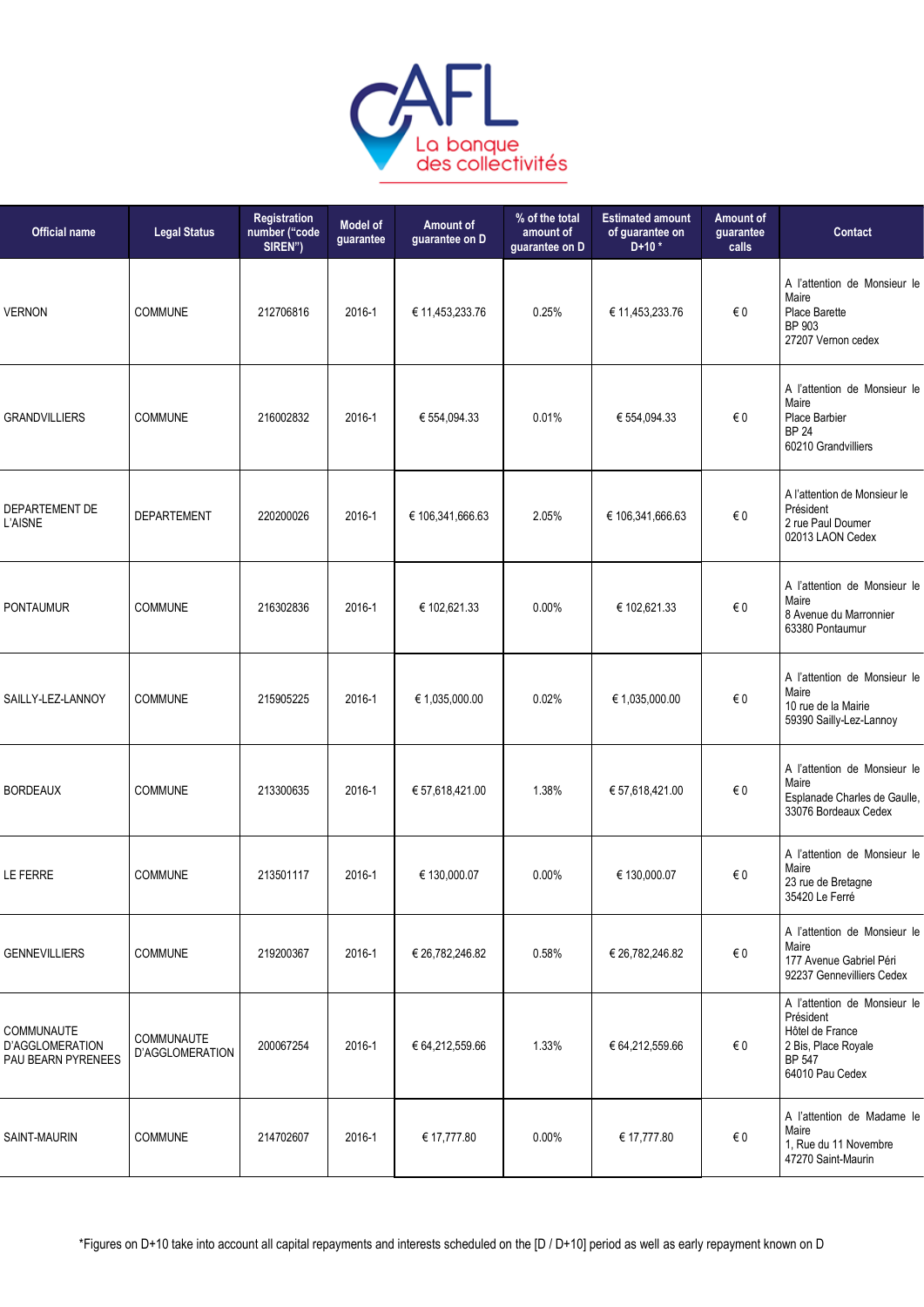| Official name | Legal Status | Registration number ("code SIREN") | Model of guarantee | Amount of guarantee on D | % of the total amount of guarantee on D | Estimated amount of guarantee on D+10 * | Amount of guarantee calls | Contact |
|---|---|---|---|---|---|---|---|---|
| VERNON | COMMUNE | 212706816 | 2016-1 | € 11,453,233.76 | 0.25% | € 11,453,233.76 | € 0 | A l'attention de Monsieur le Maire<br>Place Barette<br>BP 903<br>27207 Vernon cedex |
| GRANDVILLIERS | COMMUNE | 216002832 | 2016-1 | € 554,094.33 | 0.01% | € 554,094.33 | € 0 | A l'attention de Monsieur le Maire<br>Place Barbier<br>BP 24<br>60210 Grandvilliers |
| DEPARTEMENT DE L'AISNE | DEPARTEMENT | 220200026 | 2016-1 | € 106,341,666.63 | 2.05% | € 106,341,666.63 | € 0 | A l'attention de Monsieur le Président<br>2 rue Paul Doumer<br>02013 LAON Cedex |
| PONTAUMUR | COMMUNE | 216302836 | 2016-1 | € 102,621.33 | 0.00% | € 102,621.33 | € 0 | A l'attention de Monsieur le Maire<br>8 Avenue du Marronnier<br>63380 Pontaumur |
| SAILLY-LEZ-LANNOY | COMMUNE | 215905225 | 2016-1 | € 1,035,000.00 | 0.02% | € 1,035,000.00 | € 0 | A l'attention de Monsieur le Maire<br>10 rue de la Mairie<br>59390 Sailly-Lez-Lannoy |
| BORDEAUX | COMMUNE | 213300635 | 2016-1 | € 57,618,421.00 | 1.38% | € 57,618,421.00 | € 0 | A l'attention de Monsieur le Maire<br>Esplanade Charles de Gaulle,<br>33076 Bordeaux Cedex |
| LE FERRE | COMMUNE | 213501117 | 2016-1 | € 130,000.07 | 0.00% | € 130,000.07 | € 0 | A l'attention de Monsieur le Maire<br>23 rue de Bretagne<br>35420 Le Ferré |
| GENNEVILLIERS | COMMUNE | 219200367 | 2016-1 | € 26,782,246.82 | 0.58% | € 26,782,246.82 | € 0 | A l'attention de Monsieur le Maire<br>177 Avenue Gabriel Péri<br>92237 Gennevilliers Cedex |
| COMMUNAUTE D'AGGLOMERATION PAU BEARN PYRENEES | COMMUNAUTE D'AGGLOMERATION | 200067254 | 2016-1 | € 64,212,559.66 | 1.33% | € 64,212,559.66 | € 0 | A l'attention de Monsieur le Président<br>Hôtel de France<br>2 Bis, Place Royale<br>BP 547<br>64010 Pau Cedex |
| SAINT-MAURIN | COMMUNE | 214702607 | 2016-1 | € 17,777.80 | 0.00% | € 17,777.80 | € 0 | A l'attention de Madame le Maire<br>1, Rue du 11 Novembre<br>47270 Saint-Maurin |

*Figures on D+10 take into account all capital repayments and interests scheduled on the [D / D+10] period as well as early repayment known on D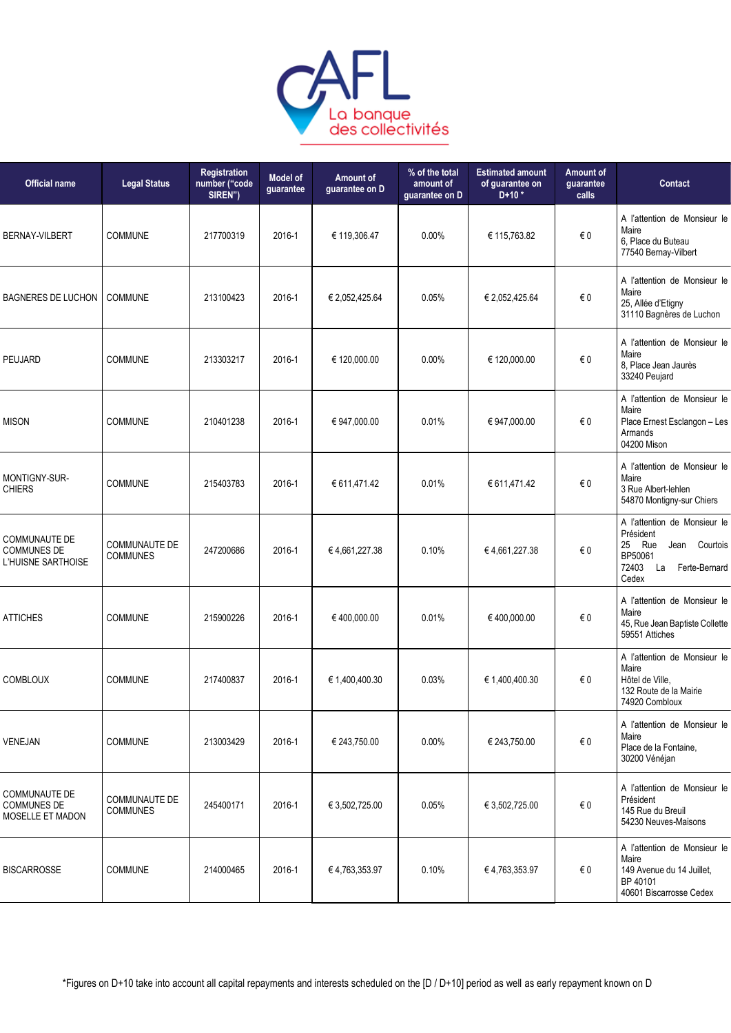| Official name | Legal Status | Registration number ("code SIREN") | Model of guarantee | Amount of guarantee on D | % of the total amount of guarantee on D | Estimated amount of guarantee on D+10 * | Amount of guarantee calls | Contact |
|---|---|---|---|---|---|---|---|---|
| BERNAY-VILBERT | COMMUNE | 217700319 | 2016-1 | € 119,306.47 | 0.00% | € 115,763.82 | € 0 | A l'attention de Monsieur le Maire<br>6, Place du Buteau<br>77540 Bernay-Vilbert |
| BAGNERES DE LUCHON | COMMUNE | 213100423 | 2016-1 | € 2,052,425.64 | 0.05% | € 2,052,425.64 | € 0 | A l'attention de Monsieur le Maire<br>25, Allée d'Etigny<br>31110 Bagnères de Luchon |
| PEUJARD | COMMUNE | 213303217 | 2016-1 | € 120,000.00 | 0.00% | € 120,000.00 | € 0 | A l'attention de Monsieur le Maire<br>8, Place Jean Jaurès<br>33240 Peujard |
| MISON | COMMUNE | 210401238 | 2016-1 | € 947,000.00 | 0.01% | € 947,000.00 | € 0 | A l'attention de Monsieur le Maire<br>Place Ernest Esclangon – Les Armands<br>04200 Mison |
| MONTIGNY-SUR-CHIERS | COMMUNE | 215403783 | 2016-1 | € 611,471.42 | 0.01% | € 611,471.42 | € 0 | A l'attention de Monsieur le Maire<br>3 Rue Albert-lehlen<br>54870 Montigny-sur Chiers |
| COMMUNAUTE DE COMMUNES DE L'HUISNE SARTHOISE | COMMUNAUTE DE COMMUNES | 247200686 | 2016-1 | € 4,661,227.38 | 0.10% | € 4,661,227.38 | € 0 | A l'attention de Monsieur le Président<br>25 Rue Jean Courtois BP50061<br>72403 La Ferte-Bernard Cedex |
| ATTICHES | COMMUNE | 215900226 | 2016-1 | € 400,000.00 | 0.01% | € 400,000.00 | € 0 | A l'attention de Monsieur le Maire<br>45, Rue Jean Baptiste Collette<br>59551 Attiches |
| COMBLOUX | COMMUNE | 217400837 | 2016-1 | € 1,400,400.30 | 0.03% | € 1,400,400.30 | € 0 | A l'attention de Monsieur le Maire<br>Hôtel de Ville,<br>132 Route de la Mairie<br>74920 Combloux |
| VENEJAN | COMMUNE | 213003429 | 2016-1 | € 243,750.00 | 0.00% | € 243,750.00 | € 0 | A l'attention de Monsieur le Maire<br>Place de la Fontaine,<br>30200 Vénéjan |
| COMMUNAUTE DE COMMUNES DE MOSELLE ET MADON | COMMUNAUTE DE COMMUNES | 245400171 | 2016-1 | € 3,502,725.00 | 0.05% | € 3,502,725.00 | € 0 | A l'attention de Monsieur le Président<br>145 Rue du Breuil<br>54230 Neuves-Maisons |
| BISCARROSSE | COMMUNE | 214000465 | 2016-1 | € 4,763,353.97 | 0.10% | € 4,763,353.97 | € 0 | A l'attention de Monsieur le Maire<br>149 Avenue du 14 Juillet,<br>BP 40101<br>40601 Biscarrosse Cedex |

*Figures on D+10 take into account all capital repayments and interests scheduled on the [D / D+10] period as well as early repayment known on D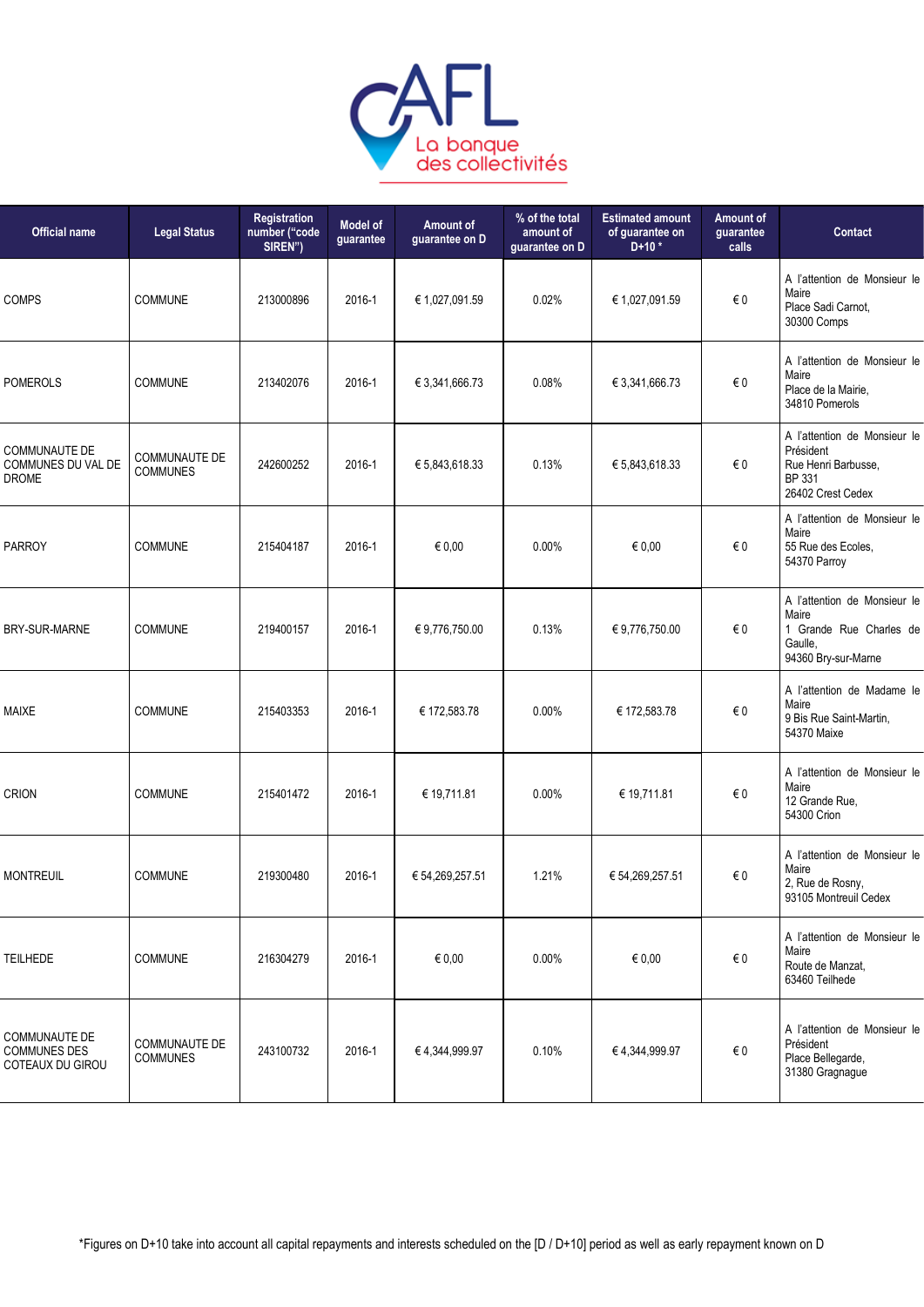| Official name | Legal Status | Registration number (“code SIREN”) | Model of guarantee | Amount of guarantee on D | % of the total amount of guarantee on D | Estimated amount of guarantee on D+10 * | Amount of guarantee calls | Contact |
|---|---|---|---|---|---|---|---|---|
| COMPS | COMMUNE | 213000896 | 2016-1 | € 1,027,091.59 | 0.02% | € 1,027,091.59 | € 0 | A l'attention de Monsieur le Maire<br>Place Sadi Carnot,<br>30300 Comps |
| POMEROLS | COMMUNE | 213402076 | 2016-1 | € 3,341,666.73 | 0.08% | € 3,341,666.73 | € 0 | A l'attention de Monsieur le Maire<br>Place de la Mairie,<br>34810 Pomerols |
| COMMUNAUTE DE COMMUNES DU VAL DE DROME | COMMUNAUTE DE COMMUNES | 242600252 | 2016-1 | € 5,843,618.33 | 0.13% | € 5,843,618.33 | € 0 | A l'attention de Monsieur le Président<br>Rue Henri Barbusse,<br>BP 331<br>26402 Crest Cedex |
| PARROY | COMMUNE | 215404187 | 2016-1 | € 0,00 | 0.00% | € 0,00 | € 0 | A l'attention de Monsieur le Maire<br>55 Rue des Ecoles,<br>54370 Parroy |
| BRY-SUR-MARNE | COMMUNE | 219400157 | 2016-1 | € 9,776,750.00 | 0.13% | € 9,776,750.00 | € 0 | A l'attention de Monsieur le Maire<br>1 Grande Rue Charles de Gaulle,<br>94360 Bry-sur-Marne |
| MAIXE | COMMUNE | 215403353 | 2016-1 | € 172,583.78 | 0.00% | € 172,583.78 | € 0 | A l'attention de Madame le Maire<br>9 Bis Rue Saint-Martin,<br>54370 Maixe |
| CRION | COMMUNE | 215401472 | 2016-1 | € 19,711.81 | 0.00% | € 19,711.81 | € 0 | A l'attention de Monsieur le Maire<br>12 Grande Rue,<br>54300 Crion |
| MONTREUIL | COMMUNE | 219300480 | 2016-1 | € 54,269,257.51 | 1.21% | € 54,269,257.51 | € 0 | A l'attention de Monsieur le Maire<br>2, Rue de Rosny,<br>93105 Montreuil Cedex |
| TEILHEDE | COMMUNE | 216304279 | 2016-1 | € 0,00 | 0.00% | € 0,00 | € 0 | A l'attention de Monsieur le Maire<br>Route de Manzat,<br>63460 Teilhede |
| COMMUNAUTE DE COMMUNES DES COTEAUX DU GIROU | COMMUNAUTE DE COMMUNES | 243100732 | 2016-1 | € 4,344,999.97 | 0.10% | € 4,344,999.97 | € 0 | A l'attention de Monsieur le Président<br>Place Bellegarde,<br>31380 Gragnague |

*Figures on D+10 take into account all capital repayments and interests scheduled on the [D / D+10] period as well as early repayment known on D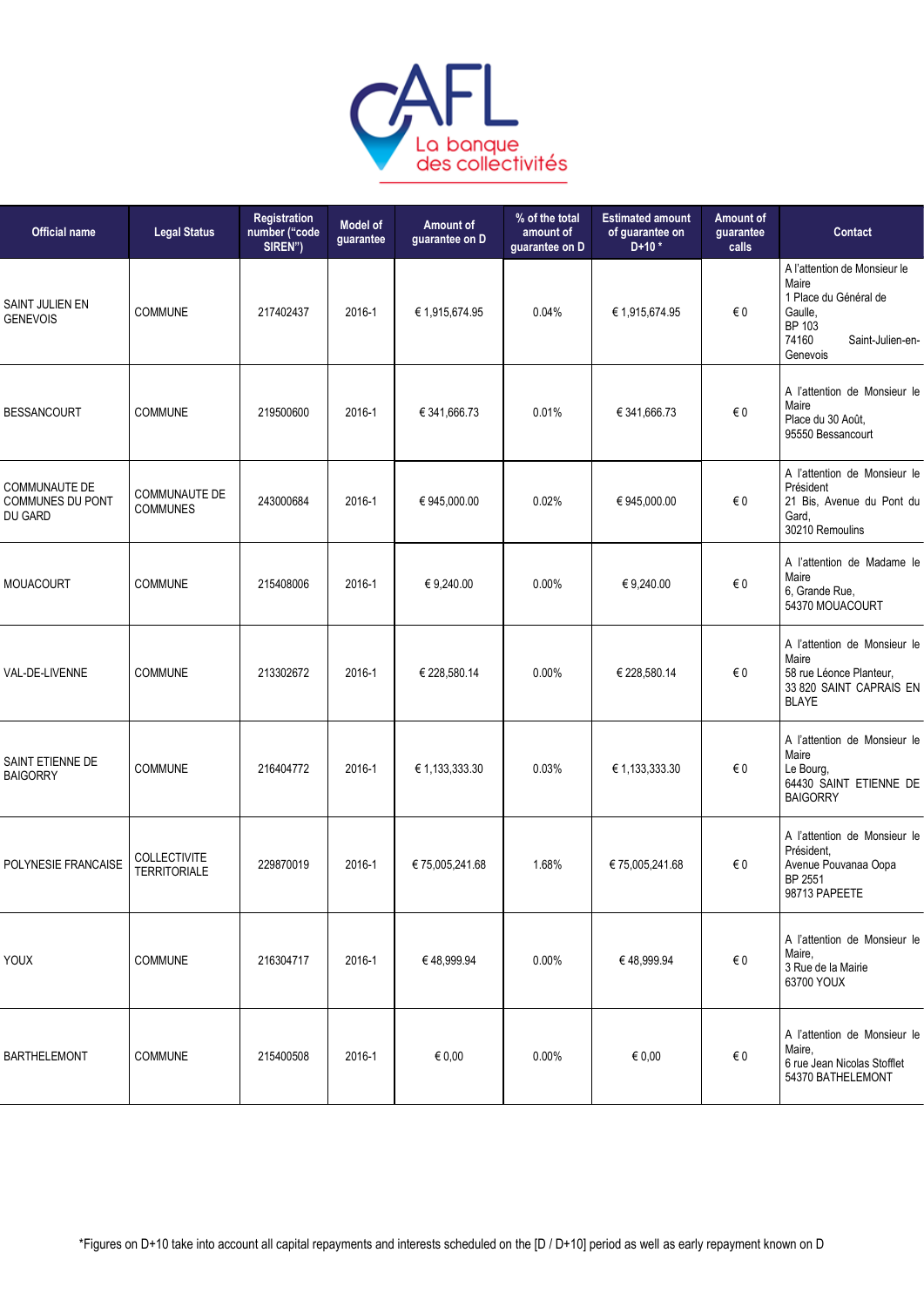| Official name | Legal Status | Registration number ("code SIREN") | Model of guarantee | Amount of guarantee on D | % of the total amount of guarantee on D | Estimated amount of guarantee on D+10 * | Amount of guarantee calls | Contact |
|---|---|---|---|---|---|---|---|---|
| SAINT JULIEN EN GENEVOIS | COMMUNE | 217402437 | 2016-1 | € 1,915,674.95 | 0.04% | € 1,915,674.95 | € 0 | A l'attention de Monsieur le Maire<br>1 Place du Général de Gaulle,<br>BP 103<br>74160 Saint-Julien-en-Genevois |
| BESSANCOURT | COMMUNE | 219500600 | 2016-1 | € 341,666.73 | 0.01% | € 341,666.73 | € 0 | A l'attention de Monsieur le Maire<br>Place du 30 Août,<br>95550 Bessancourt |
| COMMUNAUTE DE COMMUNES DU PONT DU GARD | COMMUNAUTE DE COMMUNES | 243000684 | 2016-1 | € 945,000.00 | 0.02% | € 945,000.00 | € 0 | A l'attention de Monsieur le Président<br>21 Bis, Avenue du Pont du Gard,<br>30210 Remoulins |
| MOUACOURT | COMMUNE | 215408006 | 2016-1 | € 9,240.00 | 0.00% | € 9,240.00 | € 0 | A l'attention de Madame le Maire<br>6, Grande Rue,<br>54370 MOUACOURT |
| VAL-DE-LIVENNE | COMMUNE | 213302672 | 2016-1 | € 228,580.14 | 0.00% | € 228,580.14 | € 0 | A l'attention de Monsieur le Maire<br>58 rue Léonce Planteur,<br>33 820 SAINT CAPRAIS EN BLAYE |
| SAINT ETIENNE DE BAIGORRY | COMMUNE | 216404772 | 2016-1 | € 1,133,333.30 | 0.03% | € 1,133,333.30 | € 0 | A l'attention de Monsieur le Maire<br>Le Bourg,<br>64430 SAINT ETIENNE DE BAIGORRY |
| POLYNESIE FRANCAISE | COLLECTIVITE TERRITORIALE | 229870019 | 2016-1 | € 75,005,241.68 | 1.68% | € 75,005,241.68 | € 0 | A l'attention de Monsieur le Président,<br>Avenue Pouvanaa Oopa<br>BP 2551<br>98713 PAPEETE |
| YOUX | COMMUNE | 216304717 | 2016-1 | € 48,999.94 | 0.00% | € 48,999.94 | € 0 | A l'attention de Monsieur le Maire,<br>3 Rue de la Mairie<br>63700 YOUX |
| BARTHELEMONT | COMMUNE | 215400508 | 2016-1 | € 0,00 | 0.00% | € 0,00 | € 0 | A l'attention de Monsieur le Maire,<br>6 rue Jean Nicolas Stofflet<br>54370 BATHELEMONT |

*Figures on D+10 take into account all capital repayments and interests scheduled on the [D / D+10] period as well as early repayment known on D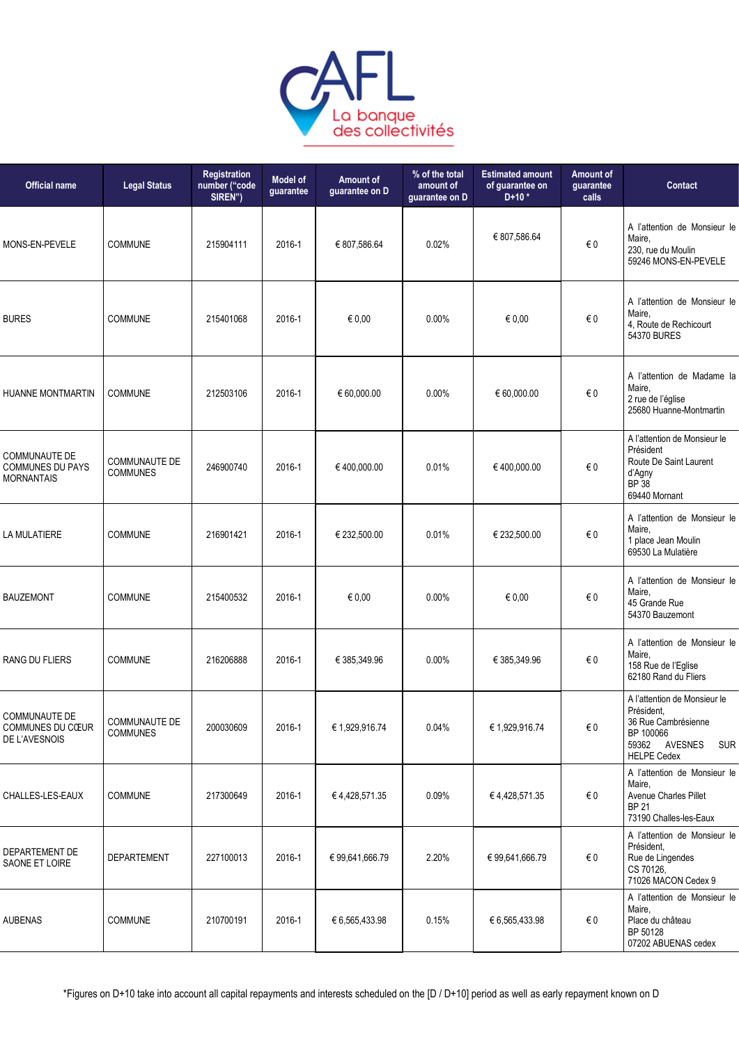| Official name | Legal Status | Registration number ("code SIREN") | Model of guarantee | Amount of guarantee on D | % of the total amount of guarantee on D | Estimated amount of guarantee on D+10 * | Amount of guarantee calls | Contact |
|---|---|---|---|---|---|---|---|---|
| MONS-EN-PEVELE | COMMUNE | 215904111 | 2016-1 | € 807,586.64 | 0.02% | € 807,586.64 | € 0 | A l'attention de Monsieur le Maire, 230, rue du Moulin 59246 MONS-EN-PEVELE |
| BURES | COMMUNE | 215401068 | 2016-1 | € 0,00 | 0.00% | € 0,00 | € 0 | A l'attention de Monsieur le Maire, 4, Route de Rechicourt 54370 BURES |
| HUANNE MONTMARTIN | COMMUNE | 212503106 | 2016-1 | € 60,000.00 | 0.00% | € 60,000.00 | € 0 | A l'attention de Madame la Maire, 2 rue de l'église 25680 Huanne-Montmartin |
| COMMUNAUTE DE COMMUNES DU PAYS MORNANTAIS | COMMUNAUTE DE COMMUNES | 246900740 | 2016-1 | € 400,000.00 | 0.01% | € 400,000.00 | € 0 | A l'attention de Monsieur le Président Route De Saint Laurent d'Agny BP 38 69440 Mornant |
| LA MULATIERE | COMMUNE | 216901421 | 2016-1 | € 232,500.00 | 0.01% | € 232,500.00 | € 0 | A l'attention de Monsieur le Maire, 1 place Jean Moulin 69530 La Mulatière |
| BAUZEMONT | COMMUNE | 215400532 | 2016-1 | € 0,00 | 0.00% | € 0,00 | € 0 | A l'attention de Monsieur le Maire, 45 Grande Rue 54370 Bauzemont |
| RANG DU FLIERS | COMMUNE | 216206888 | 2016-1 | € 385,349.96 | 0.00% | € 385,349.96 | € 0 | A l'attention de Monsieur le Maire, 158 Rue de l'Eglise 62180 Rand du Fliers |
| COMMUNAUTE DE COMMUNES DU CŒUR DE L'AVESNOIS | COMMUNAUTE DE COMMUNES | 200030609 | 2016-1 | € 1,929,916.74 | 0.04% | € 1,929,916.74 | € 0 | A l'attention de Monsieur le Président, 36 Rue Cambrésienne BP 100066 59362 AVESNES SUR HELPE Cedex |
| CHALLES-LES-EAUX | COMMUNE | 217300649 | 2016-1 | € 4,428,571.35 | 0.09% | € 4,428,571.35 | € 0 | A l'attention de Monsieur le Maire, Avenue Charles Pillet BP 21 73190 Challes-les-Eaux |
| DEPARTEMENT DE SAONE ET LOIRE | DEPARTEMENT | 227100013 | 2016-1 | € 99,641,666.79 | 2.20% | € 99,641,666.79 | € 0 | A l'attention de Monsieur le Président, Rue de Lingendes CS 70126, 71026 MACON Cedex 9 |
| AUBENAS | COMMUNE | 210700191 | 2016-1 | € 6,565,433.98 | 0.15% | € 6,565,433.98 | € 0 | A l'attention de Monsieur le Maire, Place du château BP 50128 07202 ABUENAS cedex |

*Figures on D+10 take into account all capital repayments and interests scheduled on the [D / D+10] period as well as early repayment known on D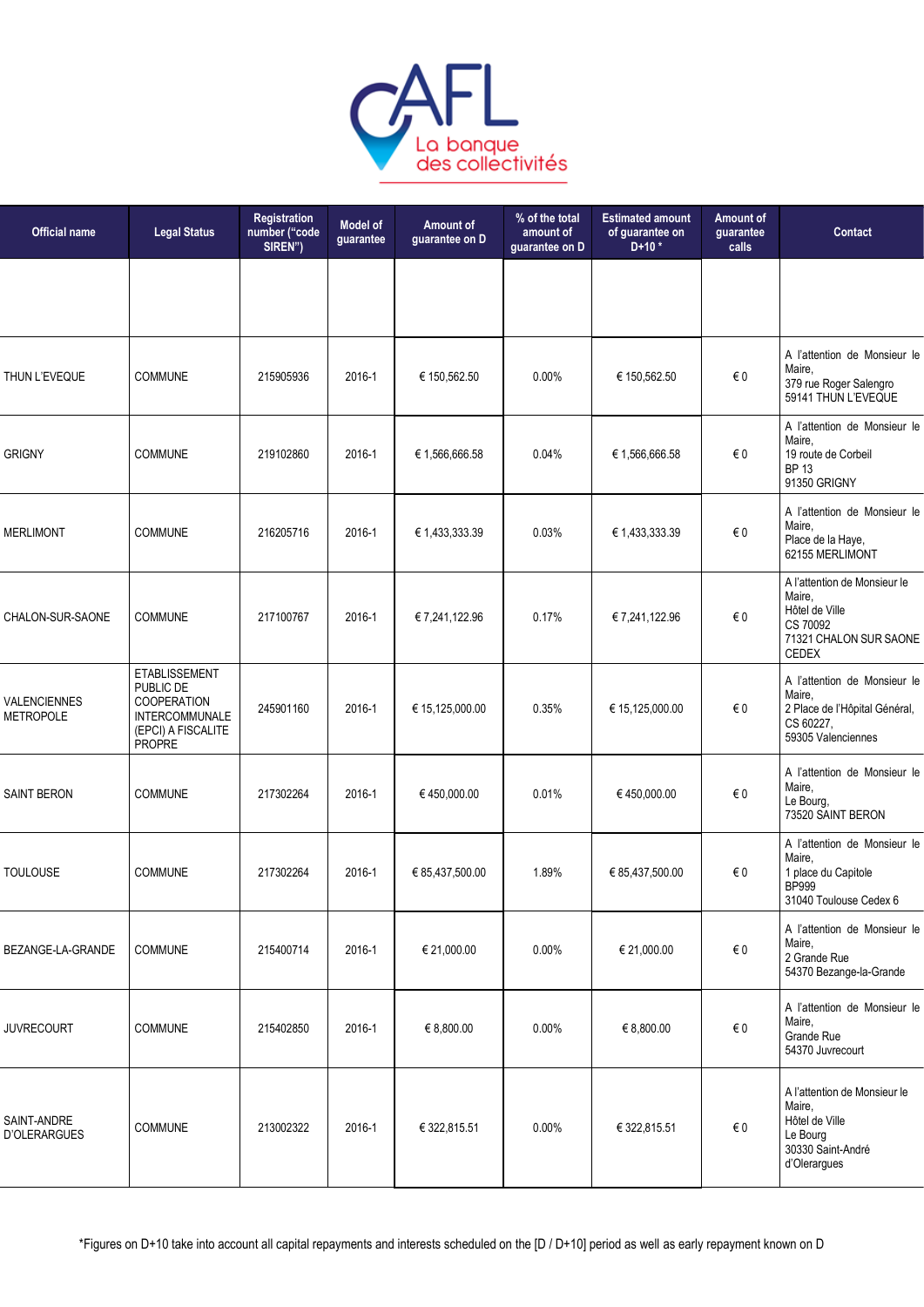| Official name | Legal Status | Registration number ("code SIREN") | Model of guarantee | Amount of guarantee on D | % of the total amount of guarantee on D | Estimated amount of guarantee on D+10 * | Amount of guarantee calls | Contact |
|---|---|---|---|---|---|---|---|---|
| | | | | | | | | |
| THUN L'EVEQUE | COMMUNE | 215905936 | 2016-1 | € 150,562.50 | 0.00% | € 150,562.50 | € 0 | A l'attention de Monsieur le Maire, 379 rue Roger Salengro 59141 THUN L'EVEQUE |
| GRIGNY | COMMUNE | 219102860 | 2016-1 | € 1,566,666.58 | 0.04% | € 1,566,666.58 | € 0 | A l'attention de Monsieur le Maire, 19 route de Corbeil BP 13 91350 GRIGNY |
| MERLIMONT | COMMUNE | 216205716 | 2016-1 | € 1,433,333.39 | 0.03% | € 1,433,333.39 | € 0 | A l'attention de Monsieur le Maire, Place de la Haye, 62155 MERLIMONT |
| CHALON-SUR-SAONE | COMMUNE | 217100767 | 2016-1 | € 7,241,122.96 | 0.17% | € 7,241,122.96 | € 0 | A l'attention de Monsieur le Maire, Hôtel de Ville CS 70092 71321 CHALON SUR SAONE CEDEX |
| VALENCIENNES METROPOLE | ETABLISSEMENT PUBLIC DE COOPERATION INTERCOMMUNALE (EPCI) A FISCALITE PROPRE | 245901160 | 2016-1 | € 15,125,000.00 | 0.35% | € 15,125,000.00 | € 0 | A l'attention de Monsieur le Maire, 2 Place de l'Hôpital Général, CS 60227, 59305 Valenciennes |
| SAINT BERON | COMMUNE | 217302264 | 2016-1 | € 450,000.00 | 0.01% | € 450,000.00 | € 0 | A l'attention de Monsieur le Maire, Le Bourg, 73520 SAINT BERON |
| TOULOUSE | COMMUNE | 217302264 | 2016-1 | € 85,437,500.00 | 1.89% | € 85,437,500.00 | € 0 | A l'attention de Monsieur le Maire, 1 place du Capitole BP999 31040 Toulouse Cedex 6 |
| BEZANGE-LA-GRANDE | COMMUNE | 215400714 | 2016-1 | € 21,000.00 | 0.00% | € 21,000.00 | € 0 | A l'attention de Monsieur le Maire, 2 Grande Rue 54370 Bezange-la-Grande |
| JUVRECOURT | COMMUNE | 215402850 | 2016-1 | € 8,800.00 | 0.00% | € 8,800.00 | € 0 | A l'attention de Monsieur le Maire, Grande Rue 54370 Juvrecourt |
| SAINT-ANDRE D'OLERARGUES | COMMUNE | 213002322 | 2016-1 | € 322,815.51 | 0.00% | € 322,815.51 | € 0 | A l'attention de Monsieur le Maire, Hôtel de Ville Le Bourg 30330 Saint-André d'Olerargues |

*Figures on D+10 take into account all capital repayments and interests scheduled on the [D / D+10] period as well as early repayment known on D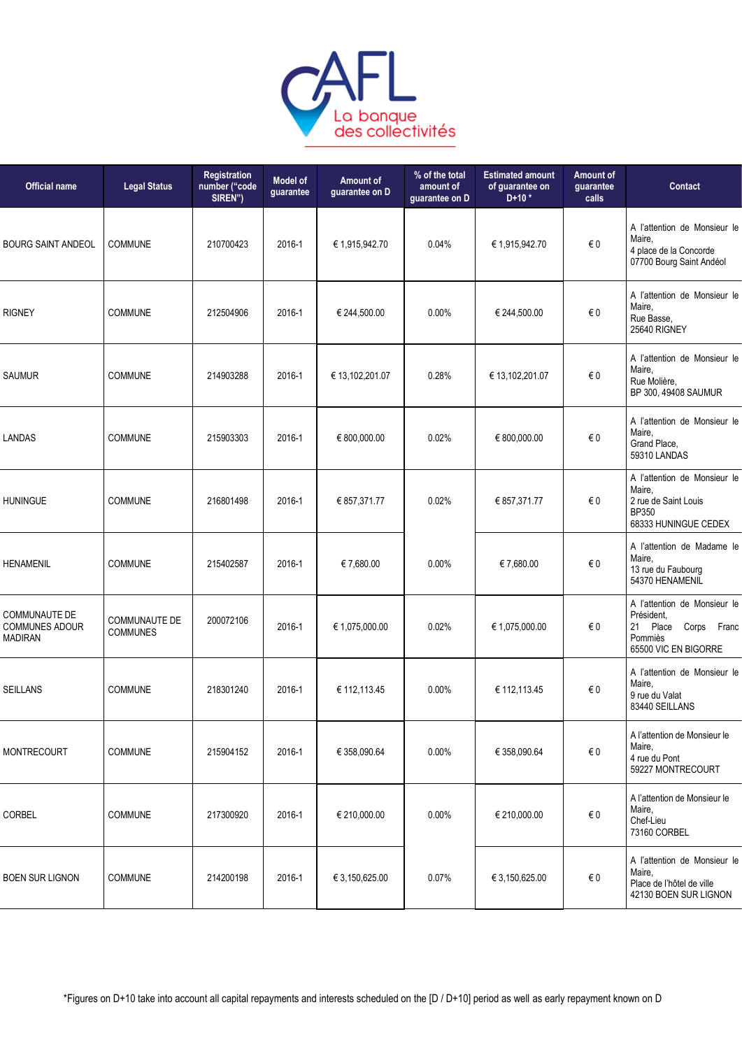| Official name | Legal Status | Registration number ("code SIREN") | Model of guarantee | Amount of guarantee on D | % of the total amount of guarantee on D | Estimated amount of guarantee on D+10 * | Amount of guarantee calls | Contact |
|---|---|---|---|---|---|---|---|---|
| BOURG SAINT ANDEOL | COMMUNE | 210700423 | 2016-1 | € 1,915,942.70 | 0.04% | € 1,915,942.70 | € 0 | A l'attention de Monsieur le Maire, 4 place de la Concorde 07700 Bourg Saint Andéol |
| RIGNEY | COMMUNE | 212504906 | 2016-1 | € 244,500.00 | 0.00% | € 244,500.00 | € 0 | A l'attention de Monsieur le Maire, Rue Basse, 25640 RIGNEY |
| SAUMUR | COMMUNE | 214903288 | 2016-1 | € 13,102,201.07 | 0.28% | € 13,102,201.07 | € 0 | A l'attention de Monsieur le Maire, Rue Molière, BP 300, 49408 SAUMUR |
| LANDAS | COMMUNE | 215903303 | 2016-1 | € 800,000.00 | 0.02% | € 800,000.00 | € 0 | A l'attention de Monsieur le Maire, Grand Place, 59310 LANDAS |
| HUNINGUE | COMMUNE | 216801498 | 2016-1 | € 857,371.77 | 0.02% | € 857,371.77 | € 0 | A l'attention de Monsieur le Maire, 2 rue de Saint Louis BP350 68333 HUNINGUE CEDEX |
| HENAMENIL | COMMUNE | 215402587 | 2016-1 | € 7,680.00 | 0.00% | € 7,680.00 | € 0 | A l'attention de Madame le Maire, 13 rue du Faubourg 54370 HENAMENIL |
| COMMUNAUTE DE COMMUNES ADOUR MADIRAN | COMMUNAUTE DE COMMUNES | 200072106 | 2016-1 | € 1,075,000.00 | 0.02% | € 1,075,000.00 | € 0 | A l'attention de Monsieur le Président, 21 Place Corps Franc Pommiès 65500 VIC EN BIGORRE |
| SEILLANS | COMMUNE | 218301240 | 2016-1 | € 112,113.45 | 0.00% | € 112,113.45 | € 0 | A l'attention de Monsieur le Maire, 9 rue du Valat 83440 SEILLANS |
| MONTRECOURT | COMMUNE | 215904152 | 2016-1 | € 358,090.64 | 0.00% | € 358,090.64 | € 0 | A l'attention de Monsieur le Maire, 4 rue du Pont 59227 MONTRECOURT |
| CORBEL | COMMUNE | 217300920 | 2016-1 | € 210,000.00 | 0.00% | € 210,000.00 | € 0 | A l'attention de Monsieur le Maire, Chef-Lieu 73160 CORBEL |
| BOEN SUR LIGNON | COMMUNE | 214200198 | 2016-1 | € 3,150,625.00 | 0.07% | € 3,150,625.00 | € 0 | A l'attention de Monsieur le Maire, Place de l'hôtel de ville 42130 BOEN SUR LIGNON |

*Figures on D+10 take into account all capital repayments and interests scheduled on the [D / D+10] period as well as early repayment known on D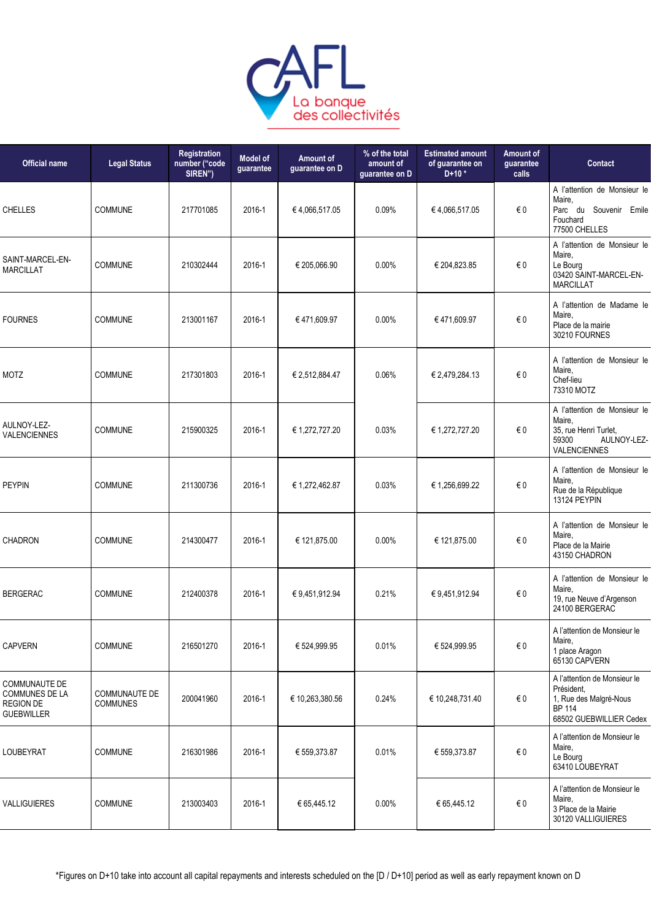| Official name | Legal Status | Registration number ("code SIREN") | Model of guarantee | Amount of guarantee on D | % of the total amount of guarantee on D | Estimated amount of guarantee on D+10 * | Amount of guarantee calls | Contact |
|---|---|---|---|---|---|---|---|---|
| CHELLES | COMMUNE | 217701085 | 2016-1 | € 4,066,517.05 | 0.09% | € 4,066,517.05 | € 0 | A l'attention de Monsieur le Maire, Parc du Souvenir Emile Fouchard 77500 CHELLES |
| SAINT-MARCEL-EN-MARCILLAT | COMMUNE | 210302444 | 2016-1 | € 205,066.90 | 0.00% | € 204,823.85 | € 0 | A l'attention de Monsieur le Maire, Le Bourg 03420 SAINT-MARCEL-EN-MARCILLAT |
| FOURNES | COMMUNE | 213001167 | 2016-1 | € 471,609.97 | 0.00% | € 471,609.97 | € 0 | A l'attention de Madame le Maire, Place de la mairie 30210 FOURNES |
| MOTZ | COMMUNE | 217301803 | 2016-1 | € 2,512,884.47 | 0.06% | € 2,479,284.13 | € 0 | A l'attention de Monsieur le Maire, Chef-lieu 73310 MOTZ |
| AULNOY-LEZ-VALENCIENNES | COMMUNE | 215900325 | 2016-1 | € 1,272,727.20 | 0.03% | € 1,272,727.20 | € 0 | A l'attention de Monsieur le Maire, 35, rue Henri Turlet, 59300 AULNOY-LEZ-VALENCIENNES |
| PEYPIN | COMMUNE | 211300736 | 2016-1 | € 1,272,462.87 | 0.03% | € 1,256,699.22 | € 0 | A l'attention de Monsieur le Maire, Rue de la République 13124 PEYPIN |
| CHADRON | COMMUNE | 214300477 | 2016-1 | € 121,875.00 | 0.00% | € 121,875.00 | € 0 | A l'attention de Monsieur le Maire, Place de la Mairie 43150 CHADRON |
| BERGERAC | COMMUNE | 212400378 | 2016-1 | € 9,451,912.94 | 0.21% | € 9,451,912.94 | € 0 | A l'attention de Monsieur le Maire, 19, rue Neuve d'Argenson 24100 BERGERAC |
| CAPVERN | COMMUNE | 216501270 | 2016-1 | € 524,999.95 | 0.01% | € 524,999.95 | € 0 | A l'attention de Monsieur le Maire, 1 place Aragon 65130 CAPVERN |
| COMMUNAUTE DE COMMUNES DE LA REGION DE GUEBWILLER | COMMUNAUTE DE COMMUNES | 200041960 | 2016-1 | € 10,263,380.56 | 0.24% | € 10,248,731.40 | € 0 | A l'attention de Monsieur le Président, 1, Rue des Malgré-Nous BP 114 68502 GUEBWILLIER Cedex |
| LOUBEYRAT | COMMUNE | 216301986 | 2016-1 | € 559,373.87 | 0.01% | € 559,373.87 | € 0 | A l'attention de Monsieur le Maire, Le Bourg 63410 LOUBEYRAT |
| VALLIGUIERES | COMMUNE | 213003403 | 2016-1 | € 65,445.12 | 0.00% | € 65,445.12 | € 0 | A l'attention de Monsieur le Maire, 3 Place de la Mairie 30120 VALLIGUIERES |

*Figures on D+10 take into account all capital repayments and interests scheduled on the [D / D+10] period as well as early repayment known on D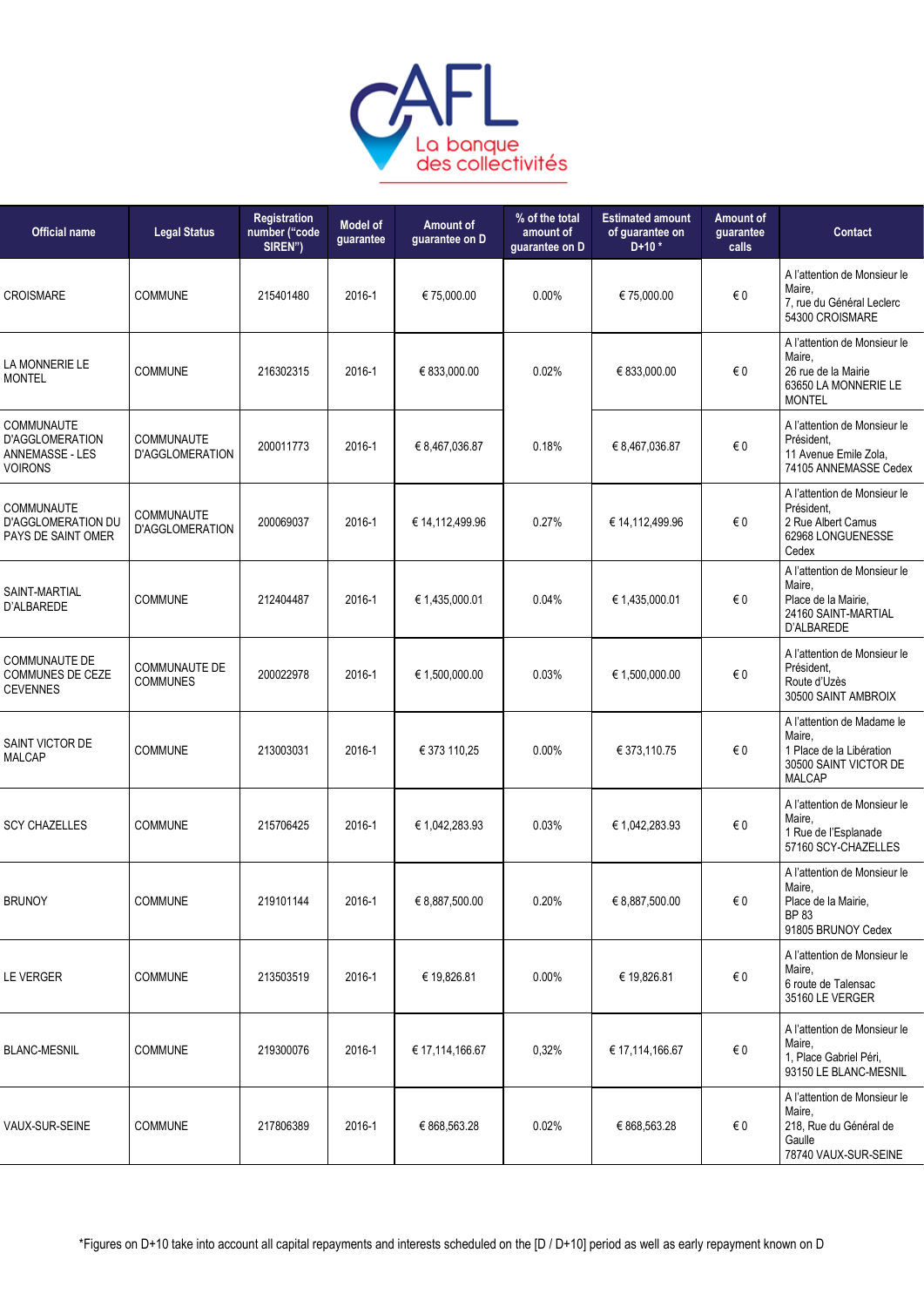| Official name | Legal Status | Registration number ("code SIREN") | Model of guarantee | Amount of guarantee on D | % of the total amount of guarantee on D | Estimated amount of guarantee on D+10 * | Amount of guarantee calls | Contact |
|---|---|---|---|---|---|---|---|---|
| CROISMARE | COMMUNE | 215401480 | 2016-1 | € 75,000.00 | 0.00% | € 75,000.00 | € 0 | A l'attention de Monsieur le Maire, 7, rue du Général Leclerc 54300 CROISMARE |
| LA MONNERIE LE MONTEL | COMMUNE | 216302315 | 2016-1 | € 833,000.00 | 0.02% | € 833,000.00 | € 0 | A l'attention de Monsieur le Maire, 26 rue de la Mairie 63650 LA MONNERIE LE MONTEL |
| COMMUNAUTE D'AGGLOMERATION ANNEMASSE - LES VOIRONS | COMMUNAUTE D'AGGLOMERATION | 200011773 | 2016-1 | € 8,467,036.87 | 0.18% | € 8,467,036.87 | € 0 | A l'attention de Monsieur le Président, 11 Avenue Emile Zola, 74105 ANNEMASSE Cedex |
| COMMUNAUTE D'AGGLOMERATION DU PAYS DE SAINT OMER | COMMUNAUTE D'AGGLOMERATION | 200069037 | 2016-1 | € 14,112,499.96 | 0.27% | € 14,112,499.96 | € 0 | A l'attention de Monsieur le Président, 2 Rue Albert Camus 62968 LONGUENESSE Cedex |
| SAINT-MARTIAL D'ALBAREDE | COMMUNE | 212404487 | 2016-1 | € 1,435,000.01 | 0.04% | € 1,435,000.01 | € 0 | A l'attention de Monsieur le Maire, Place de la Mairie, 24160 SAINT-MARTIAL D'ALBAREDE |
| COMMUNAUTE DE COMMUNES DE CEZE CEVENNES | COMMUNAUTE DE COMMUNES | 200022978 | 2016-1 | € 1,500,000.00 | 0.03% | € 1,500,000.00 | € 0 | A l'attention de Monsieur le Président, Route d'Uzès 30500 SAINT AMBROIX |
| SAINT VICTOR DE MALCAP | COMMUNE | 213003031 | 2016-1 | € 373 110,25 | 0.00% | € 373,110.75 | € 0 | A l'attention de Madame le Maire, 1 Place de la Libération 30500 SAINT VICTOR DE MALCAP |
| SCY CHAZELLES | COMMUNE | 215706425 | 2016-1 | € 1,042,283.93 | 0.03% | € 1,042,283.93 | € 0 | A l'attention de Monsieur le Maire, 1 Rue de l'Esplanade 57160 SCY-CHAZELLES |
| BRUNOY | COMMUNE | 219101144 | 2016-1 | € 8,887,500.00 | 0.20% | € 8,887,500.00 | € 0 | A l'attention de Monsieur le Maire, Place de la Mairie, BP 83 91805 BRUNOY Cedex |
| LE VERGER | COMMUNE | 213503519 | 2016-1 | € 19,826.81 | 0.00% | € 19,826.81 | € 0 | A l'attention de Monsieur le Maire, 6 route de Talensac 35160 LE VERGER |
| BLANC-MESNIL | COMMUNE | 219300076 | 2016-1 | € 17,114,166.67 | 0,32% | € 17,114,166.67 | € 0 | A l'attention de Monsieur le Maire, 1, Place Gabriel Péri, 93150 LE BLANC-MESNIL |
| VAUX-SUR-SEINE | COMMUNE | 217806389 | 2016-1 | € 868,563.28 | 0.02% | € 868,563.28 | € 0 | A l'attention de Monsieur le Maire, 218, Rue du Général de Gaulle 78740 VAUX-SUR-SEINE |

*Figures on D+10 take into account all capital repayments and interests scheduled on the [D / D+10] period as well as early repayment known on D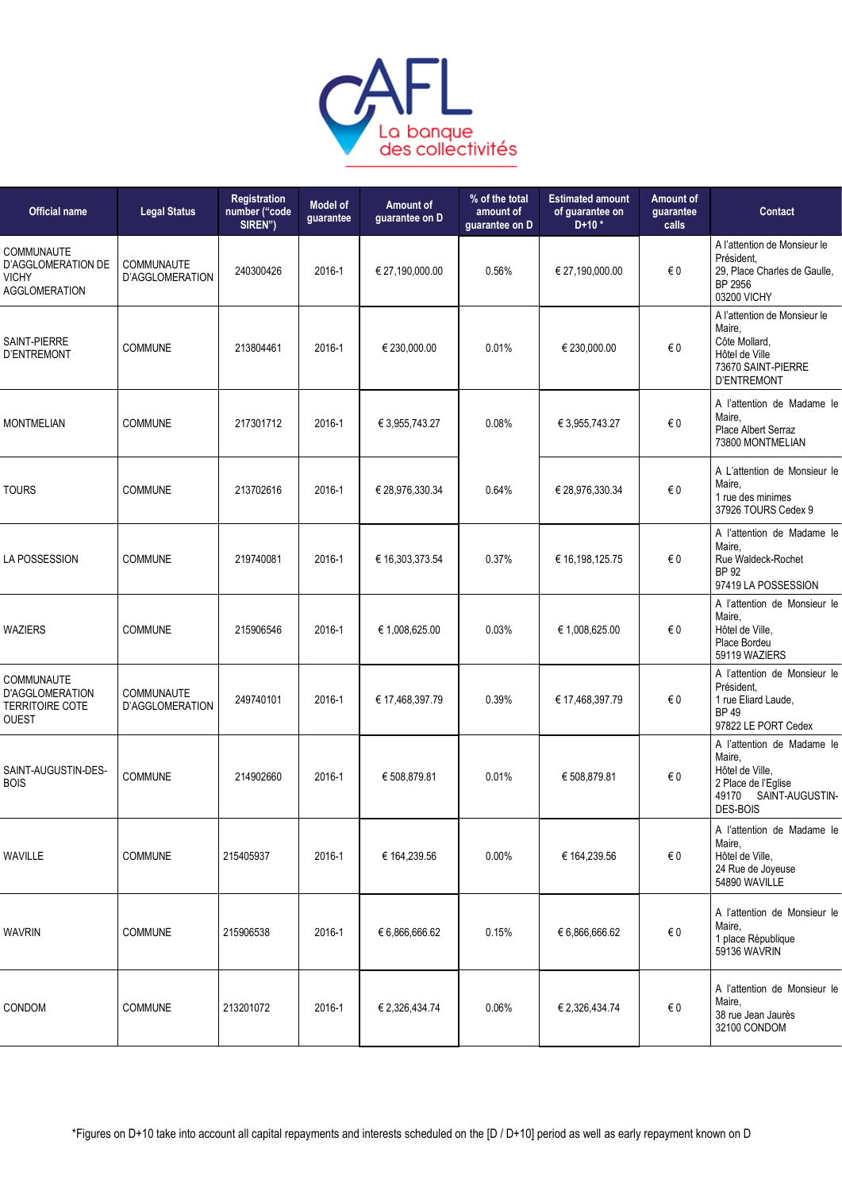| Official name | Legal Status | Registration number ("code SIREN") | Model of guarantee | Amount of guarantee on D | % of the total amount of guarantee on D | Estimated amount of guarantee on D+10 * | Amount of guarantee calls | Contact |
|---|---|---|---|---|---|---|---|---|
| COMMUNAUTE D'AGGLOMERATION DE VICHY AGGLOMERATION | COMMUNAUTE D'AGGLOMERATION | 240300426 | 2016-1 | € 27,190,000.00 | 0.56% | € 27,190,000.00 | € 0 | A l'attention de Monsieur le Président, 29, Place Charles de Gaulle, BP 2956 03200 VICHY |
| SAINT-PIERRE D'ENTREMONT | COMMUNE | 213804461 | 2016-1 | € 230,000.00 | 0.01% | € 230,000.00 | € 0 | A l'attention de Monsieur le Maire, Côte Mollard, Hôtel de Ville 73670 SAINT-PIERRE D'ENTREMONT |
| MONTMELIAN | COMMUNE | 217301712 | 2016-1 | € 3,955,743.27 | 0.08% | € 3,955,743.27 | € 0 | A l'attention de Madame le Maire, Place Albert Serraz 73800 MONTMELIAN |
| TOURS | COMMUNE | 213702616 | 2016-1 | € 28,976,330.34 | 0.64% | € 28,976,330.34 | € 0 | A L'attention de Monsieur le Maire, 1 rue des minimes 37926 TOURS Cedex 9 |
| LA POSSESSION | COMMUNE | 219740081 | 2016-1 | € 16,303,373.54 | 0.37% | € 16,198,125.75 | € 0 | A l'attention de Madame le Maire, Rue Waldeck-Rochet BP 92 97419 LA POSSESSION |
| WAZIERS | COMMUNE | 215906546 | 2016-1 | € 1,008,625.00 | 0.03% | € 1,008,625.00 | € 0 | A l'attention de Monsieur le Maire, Hôtel de Ville, Place Bordeu 59119 WAZIERS |
| COMMUNAUTE D'AGGLOMERATION TERRITOIRE COTE OUEST | COMMUNAUTE D'AGGLOMERATION | 249740101 | 2016-1 | € 17,468,397.79 | 0.39% | € 17,468,397.79 | € 0 | A l'attention de Monsieur le Président, 1 rue Eliard Laude, BP 49 97822 LE PORT Cedex |
| SAINT-AUGUSTIN-DES-BOIS | COMMUNE | 214902660 | 2016-1 | € 508,879.81 | 0.01% | € 508,879.81 | € 0 | A l'attention de Madame le Maire, Hôtel de Ville, 2 Place de l'Eglise 49170 SAINT-AUGUSTIN-DES-BOIS |
| WAVILLE | COMMUNE | 215405937 | 2016-1 | € 164,239.56 | 0.00% | € 164,239.56 | € 0 | A l'attention de Madame le Maire, Hôtel de Ville, 24 Rue de Joyeuse 54890 WAVILLE |
| WAVRIN | COMMUNE | 215906538 | 2016-1 | € 6,866,666.62 | 0.15% | € 6,866,666.62 | € 0 | A l'attention de Monsieur le Maire, 1 place République 59136 WAVRIN |
| CONDOM | COMMUNE | 213201072 | 2016-1 | € 2,326,434.74 | 0.06% | € 2,326,434.74 | € 0 | A l'attention de Monsieur le Maire, 38 rue Jean Jaurès 32100 CONDOM |

*Figures on D+10 take into account all capital repayments and interests scheduled on the [D / D+10] period as well as early repayment known on D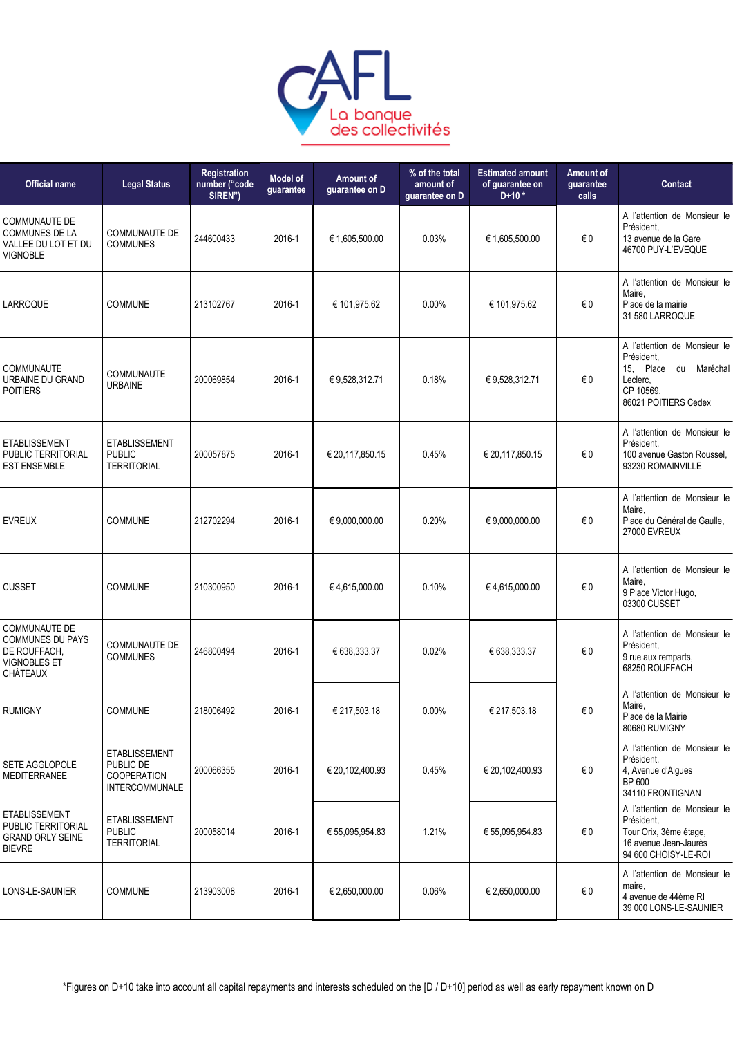| Official name | Legal Status | Registration number ("code SIREN") | Model of guarantee | Amount of guarantee on D | % of the total amount of guarantee on D | Estimated amount of guarantee on D+10 * | Amount of guarantee calls | Contact |
|---|---|---|---|---|---|---|---|---|
| COMMUNAUTE DE COMMUNES DE LA VALLEE DU LOT ET DU VIGNOBLE | COMMUNAUTE DE COMMUNES | 244600433 | 2016-1 | € 1,605,500.00 | 0.03% | € 1,605,500.00 | € 0 | A l'attention de Monsieur le Président, 13 avenue de la Gare 46700 PUY-L'EVEQUE |
| LARROQUE | COMMUNE | 213102767 | 2016-1 | € 101,975.62 | 0.00% | € 101,975.62 | € 0 | A l'attention de Monsieur le Maire, Place de la mairie 31 580 LARROQUE |
| COMMUNAUTE URBAINE DU GRAND POITIERS | COMMUNAUTE URBAINE | 200069854 | 2016-1 | € 9,528,312.71 | 0.18% | € 9,528,312.71 | € 0 | A l'attention de Monsieur le Président, 15, Place du Maréchal Leclerc, CP 10569, 86021 POITIERS Cedex |
| ETABLISSEMENT PUBLIC TERRITORIAL EST ENSEMBLE | ETABLISSEMENT PUBLIC TERRITORIAL | 200057875 | 2016-1 | € 20,117,850.15 | 0.45% | € 20,117,850.15 | € 0 | A l'attention de Monsieur le Président, 100 avenue Gaston Roussel, 93230 ROMAINVILLE |
| EVREUX | COMMUNE | 212702294 | 2016-1 | € 9,000,000.00 | 0.20% | € 9,000,000.00 | € 0 | A l'attention de Monsieur le Maire, Place du Général de Gaulle, 27000 EVREUX |
| CUSSET | COMMUNE | 210300950 | 2016-1 | € 4,615,000.00 | 0.10% | € 4,615,000.00 | € 0 | A l'attention de Monsieur le Maire, 9 Place Victor Hugo, 03300 CUSSET |
| COMMUNAUTE DE COMMUNES DU PAYS DE ROUFFACH, VIGNOBLES ET CHÂTEAUX | COMMUNAUTE DE COMMUNES | 246800494 | 2016-1 | € 638,333.37 | 0.02% | € 638,333.37 | € 0 | A l'attention de Monsieur le Président, 9 rue aux remparts, 68250 ROUFFACH |
| RUMIGNY | COMMUNE | 218006492 | 2016-1 | € 217,503.18 | 0.00% | € 217,503.18 | € 0 | A l'attention de Monsieur le Maire, Place de la Mairie 80680 RUMIGNY |
| SETE AGGLOPOLE MEDITERRANEE | ETABLISSEMENT PUBLIC DE COOPERATION INTERCOMMUNALE | 200066355 | 2016-1 | € 20,102,400.93 | 0.45% | € 20,102,400.93 | € 0 | A l'attention de Monsieur le Président, 4, Avenue d'Aigues BP 600 34110 FRONTIGNAN |
| ETABLISSEMENT PUBLIC TERRITORIAL GRAND ORLY SEINE BIEVRE | ETABLISSEMENT PUBLIC TERRITORIAL | 200058014 | 2016-1 | € 55,095,954.83 | 1.21% | € 55,095,954.83 | € 0 | A l'attention de Monsieur le Président, Tour Orix, 3ème étage, 16 avenue Jean-Jaurès 94 600 CHOISY-LE-ROI |
| LONS-LE-SAUNIER | COMMUNE | 213903008 | 2016-1 | € 2,650,000.00 | 0.06% | € 2,650,000.00 | € 0 | A l'attention de Monsieur le maire, 4 avenue de 44ème RI 39 000 LONS-LE-SAUNIER |

*Figures on D+10 take into account all capital repayments and interests scheduled on the [D / D+10] period as well as early repayment known on D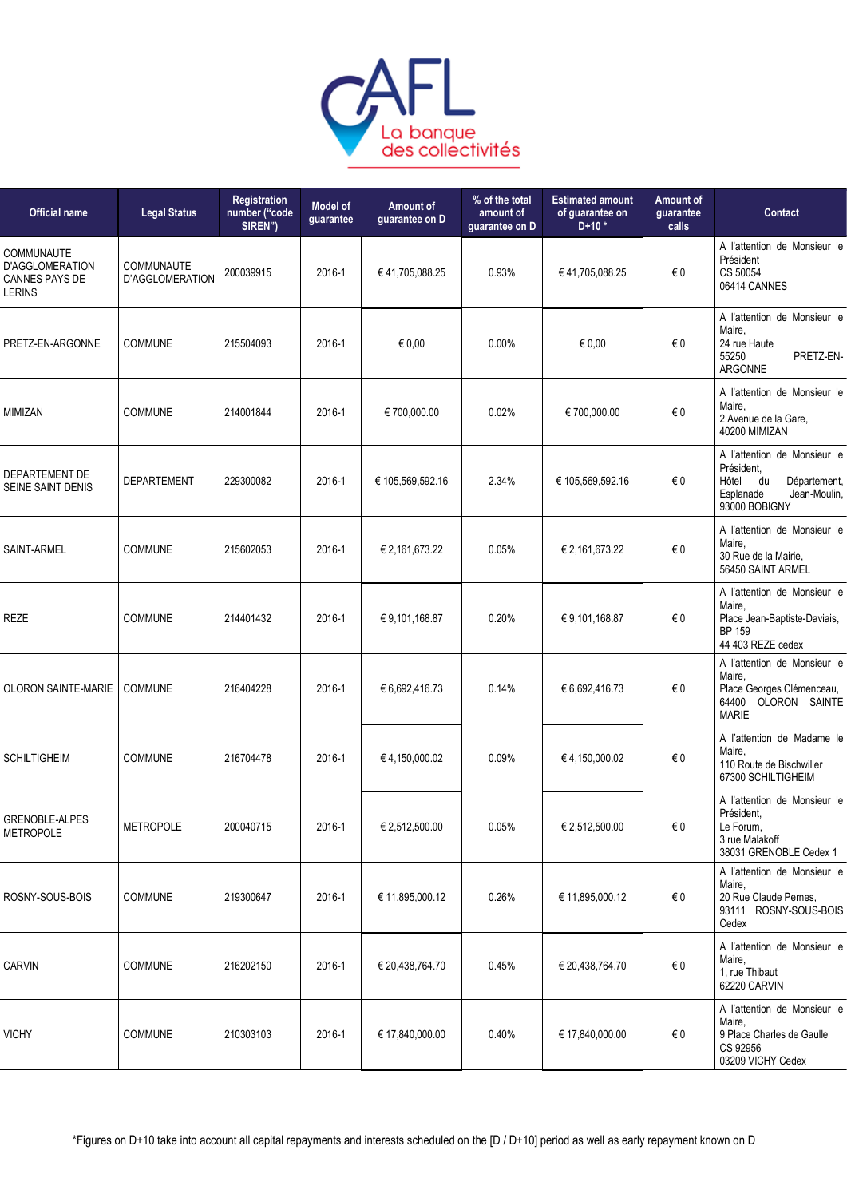| Official name | Legal Status | Registration number ("code SIREN") | Model of guarantee | Amount of guarantee on D | % of the total amount of guarantee on D | Estimated amount of guarantee on D+10 * | Amount of guarantee calls | Contact |
|---|---|---|---|---|---|---|---|---|
| COMMUNAUTE D'AGGLOMERATION CANNES PAYS DE LERINS | COMMUNAUTE D'AGGLOMERATION | 200039915 | 2016-1 | € 41,705,088.25 | 0.93% | € 41,705,088.25 | € 0 | A l'attention de Monsieur le Président CS 50054 06414 CANNES |
| PRETZ-EN-ARGONNE | COMMUNE | 215504093 | 2016-1 | € 0,00 | 0.00% | € 0,00 | € 0 | A l'attention de Monsieur le Maire, 24 rue Haute 55250 PRETZ-EN-ARGONNE |
| MIMIZAN | COMMUNE | 214001844 | 2016-1 | € 700,000.00 | 0.02% | € 700,000.00 | € 0 | A l'attention de Monsieur le Maire, 2 Avenue de la Gare, 40200 MIMIZAN |
| DEPARTEMENT DE SEINE SAINT DENIS | DEPARTEMENT | 229300082 | 2016-1 | € 105,569,592.16 | 2.34% | € 105,569,592.16 | € 0 | A l'attention de Monsieur le Président, Hôtel du Département, Esplanade Jean-Moulin, 93000 BOBIGNY |
| SAINT-ARMEL | COMMUNE | 215602053 | 2016-1 | € 2,161,673.22 | 0.05% | € 2,161,673.22 | € 0 | A l'attention de Monsieur le Maire, 30 Rue de la Mairie, 56450 SAINT ARMEL |
| REZE | COMMUNE | 214401432 | 2016-1 | € 9,101,168.87 | 0.20% | € 9,101,168.87 | € 0 | A l'attention de Monsieur le Maire, Place Jean-Baptiste-Daviais, BP 159 44 403 REZE cedex |
| OLORON SAINTE-MARIE | COMMUNE | 216404228 | 2016-1 | € 6,692,416.73 | 0.14% | € 6,692,416.73 | € 0 | A l'attention de Monsieur le Maire, Place Georges Clémenceau, 64400 OLORON SAINTE MARIE |
| SCHILTIGHEIM | COMMUNE | 216704478 | 2016-1 | € 4,150,000.02 | 0.09% | € 4,150,000.02 | € 0 | A l'attention de Madame le Maire, 110 Route de Bischwiller 67300 SCHILTIGHEIM |
| GRENOBLE-ALPES METROPOLE | METROPOLE | 200040715 | 2016-1 | € 2,512,500.00 | 0.05% | € 2,512,500.00 | € 0 | A l'attention de Monsieur le Président, Le Forum, 3 rue Malakoff 38031 GRENOBLE Cedex 1 |
| ROSNY-SOUS-BOIS | COMMUNE | 219300647 | 2016-1 | € 11,895,000.12 | 0.26% | € 11,895,000.12 | € 0 | A l'attention de Monsieur le Maire, 20 Rue Claude Pernes, 93111 ROSNY-SOUS-BOIS Cedex |
| CARVIN | COMMUNE | 216202150 | 2016-1 | € 20,438,764.70 | 0.45% | € 20,438,764.70 | € 0 | A l'attention de Monsieur le Maire, 1, rue Thibaut 62220 CARVIN |
| VICHY | COMMUNE | 210303103 | 2016-1 | € 17,840,000.00 | 0.40% | € 17,840,000.00 | € 0 | A l'attention de Monsieur le Maire, 9 Place Charles de Gaulle CS 92956 03209 VICHY Cedex |

*Figures on D+10 take into account all capital repayments and interests scheduled on the [D / D+10] period as well as early repayment known on D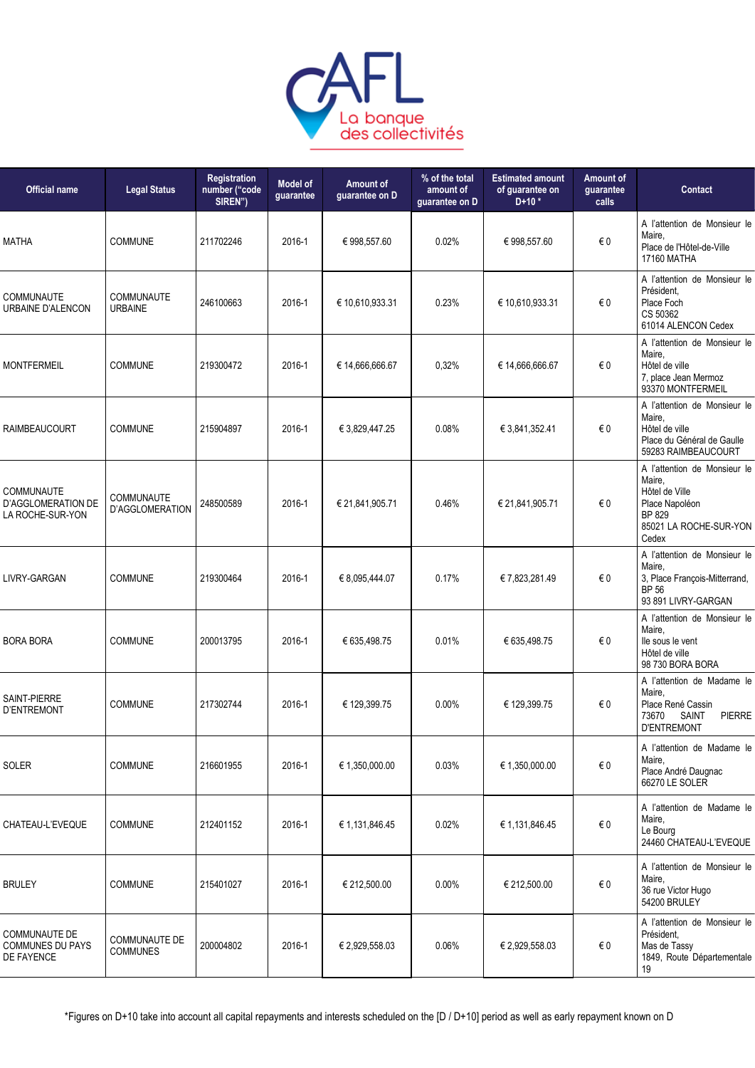| Official name | Legal Status | Registration number ("code SIREN") | Model of guarantee | Amount of guarantee on D | % of the total amount of guarantee on D | Estimated amount of guarantee on D+10 * | Amount of guarantee calls | Contact |
|---|---|---|---|---|---|---|---|---|
| MATHA | COMMUNE | 211702246 | 2016-1 | € 998,557.60 | 0.02% | € 998,557.60 | € 0 | A l'attention de Monsieur le Maire, Place de l'Hôtel-de-Ville 17160 MATHA |
| COMMUNAUTE URBAINE D'ALENCON | COMMUNAUTE URBAINE | 246100663 | 2016-1 | € 10,610,933.31 | 0.23% | € 10,610,933.31 | € 0 | A l'attention de Monsieur le Président, Place Foch CS 50362 61014 ALENCON Cedex |
| MONTFERMEIL | COMMUNE | 219300472 | 2016-1 | € 14,666,666.67 | 0,32% | € 14,666,666.67 | € 0 | A l'attention de Monsieur le Maire, Hôtel de ville 7, place Jean Mermoz 93370 MONTFERMEIL |
| RAIMBEAUCOURT | COMMUNE | 215904897 | 2016-1 | € 3,829,447.25 | 0.08% | € 3,841,352.41 | € 0 | A l'attention de Monsieur le Maire, Hôtel de ville Place du Général de Gaulle 59283 RAIMBEAUCOURT |
| COMMUNAUTE D'AGGLOMERATION DE LA ROCHE-SUR-YON | COMMUNAUTE D'AGGLOMERATION | 248500589 | 2016-1 | € 21,841,905.71 | 0.46% | € 21,841,905.71 | € 0 | A l'attention de Monsieur le Maire, Hôtel de Ville Place Napoléon BP 829 85021 LA ROCHE-SUR-YON Cedex |
| LIVRY-GARGAN | COMMUNE | 219300464 | 2016-1 | € 8,095,444.07 | 0.17% | € 7,823,281.49 | € 0 | A l'attention de Monsieur le Maire, 3, Place François-Mitterrand, BP 56 93 891 LIVRY-GARGAN |
| BORA BORA | COMMUNE | 200013795 | 2016-1 | € 635,498.75 | 0.01% | € 635,498.75 | € 0 | A l'attention de Monsieur le Maire, Ile sous le vent Hôtel de ville 98 730 BORA BORA |
| SAINT-PIERRE D'ENTREMONT | COMMUNE | 217302744 | 2016-1 | € 129,399.75 | 0.00% | € 129,399.75 | € 0 | A l'attention de Madame le Maire, Place René Cassin 73670 SAINT PIERRE D'ENTREMONT |
| SOLER | COMMUNE | 216601955 | 2016-1 | € 1,350,000.00 | 0.03% | € 1,350,000.00 | € 0 | A l'attention de Madame le Maire, Place André Daugnac 66270 LE SOLER |
| CHATEAU-L'EVEQUE | COMMUNE | 212401152 | 2016-1 | € 1,131,846.45 | 0.02% | € 1,131,846.45 | € 0 | A l'attention de Madame le Maire, Le Bourg 24460 CHATEAU-L'EVEQUE |
| BRULEY | COMMUNE | 215401027 | 2016-1 | € 212,500.00 | 0.00% | € 212,500.00 | € 0 | A l'attention de Monsieur le Maire, 36 rue Victor Hugo 54200 BRULEY |
| COMMUNAUTE DE COMMUNES DU PAYS DE FAYENCE | COMMUNAUTE DE COMMUNES | 200004802 | 2016-1 | € 2,929,558.03 | 0.06% | € 2,929,558.03 | € 0 | A l'attention de Monsieur le Président, Mas de Tassy 1849, Route Départementale 19 |

*Figures on D+10 take into account all capital repayments and interests scheduled on the [D / D+10] period as well as early repayment known on D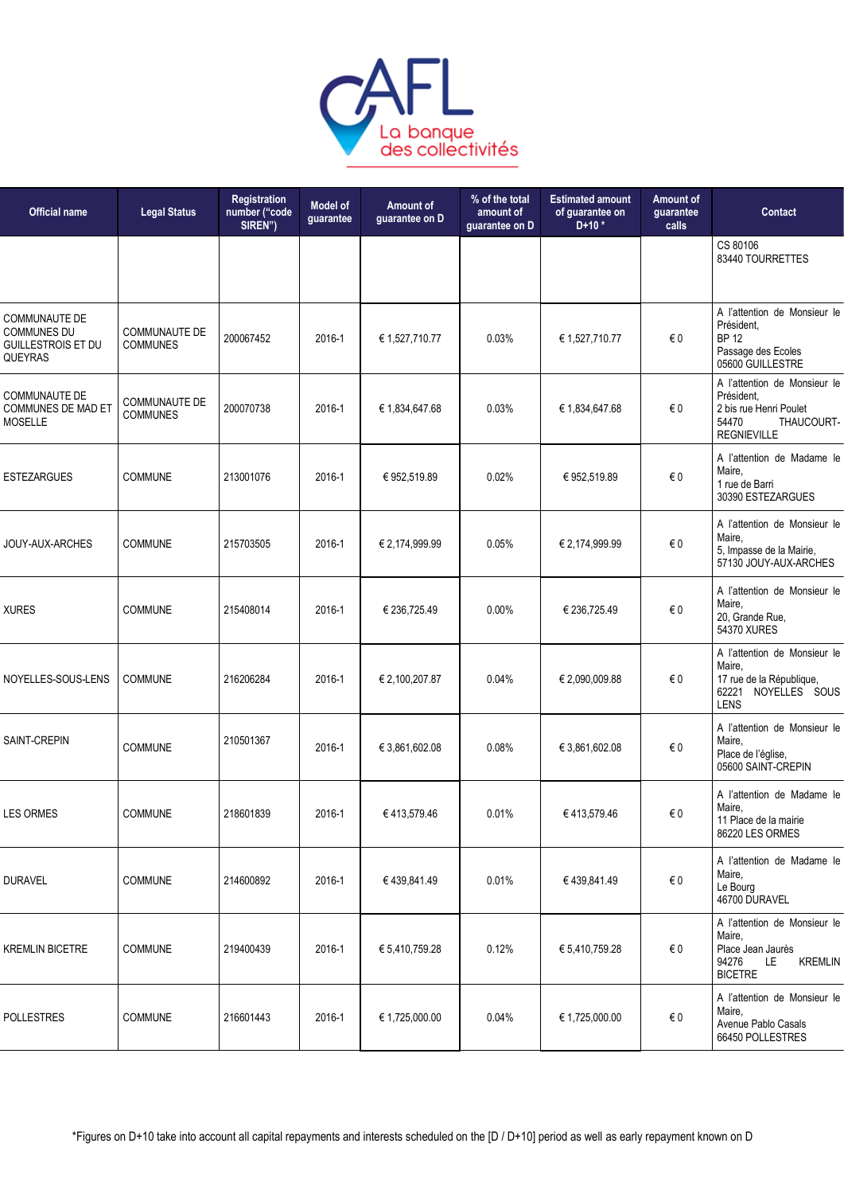| Official name | Legal Status | Registration number ("code SIREN") | Model of guarantee | Amount of guarantee on D | % of the total amount of guarantee on D | Estimated amount of guarantee on D+10 * | Amount of guarantee calls | Contact |
|---|---|---|---|---|---|---|---|---|
| | | | | | | | | CS 80106<br>83440 TOURRETTES |
| COMMUNAUTE DE COMMUNES DU GUILLESTROIS ET DU QUEYRAS | COMMUNAUTE DE COMMUNES | 200067452 | 2016-1 | € 1,527,710.77 | 0.03% | € 1,527,710.77 | € 0 | A l'attention de Monsieur le Président,<br>BP 12<br>Passage des Ecoles<br>05600 GUILLESTRE |
| COMMUNAUTE DE COMMUNES DE MAD ET MOSELLE | COMMUNAUTE DE COMMUNES | 200070738 | 2016-1 | € 1,834,647.68 | 0.03% | € 1,834,647.68 | € 0 | A l'attention de Monsieur le Président,<br>2 bis rue Henri Poulet<br>54470 THAUCOURT-REGNIEVILLE |
| ESTEZARGUES | COMMUNE | 213001076 | 2016-1 | € 952,519.89 | 0.02% | € 952,519.89 | € 0 | A l'attention de Madame le Maire,<br>1 rue de Barri<br>30390 ESTEZARGUES |
| JOUY-AUX-ARCHES | COMMUNE | 215703505 | 2016-1 | € 2,174,999.99 | 0.05% | € 2,174,999.99 | € 0 | A l'attention de Monsieur le Maire,<br>5, Impasse de la Mairie,<br>57130 JOUY-AUX-ARCHES |
| XURES | COMMUNE | 215408014 | 2016-1 | € 236,725.49 | 0.00% | € 236,725.49 | € 0 | A l'attention de Monsieur le Maire,<br>20, Grande Rue,<br>54370 XURES |
| NOYELLES-SOUS-LENS | COMMUNE | 216206284 | 2016-1 | € 2,100,207.87 | 0.04% | € 2,090,009.88 | € 0 | A l'attention de Monsieur le Maire,<br>17 rue de la République,<br>62221 NOYELLES SOUS LENS |
| SAINT-CREPIN | COMMUNE | 210501367 | 2016-1 | € 3,861,602.08 | 0.08% | € 3,861,602.08 | € 0 | A l'attention de Monsieur le Maire,<br>Place de l'église,<br>05600 SAINT-CREPIN |
| LES ORMES | COMMUNE | 218601839 | 2016-1 | € 413,579.46 | 0.01% | € 413,579.46 | € 0 | A l'attention de Madame le Maire,<br>11 Place de la mairie<br>86220 LES ORMES |
| DURAVEL | COMMUNE | 214600892 | 2016-1 | € 439,841.49 | 0.01% | € 439,841.49 | € 0 | A l'attention de Madame le Maire,<br>Le Bourg<br>46700 DURAVEL |
| KREMLIN BICETRE | COMMUNE | 219400439 | 2016-1 | € 5,410,759.28 | 0.12% | € 5,410,759.28 | € 0 | A l'attention de Monsieur le Maire,<br>Place Jean Jaurès<br>94276 LE KREMLIN BICETRE |
| POLLESTRES | COMMUNE | 216601443 | 2016-1 | € 1,725,000.00 | 0.04% | € 1,725,000.00 | € 0 | A l'attention de Monsieur le Maire,<br>Avenue Pablo Casals<br>66450 POLLESTRES |

*Figures on D+10 take into account all capital repayments and interests scheduled on the [D / D+10] period as well as early repayment known on D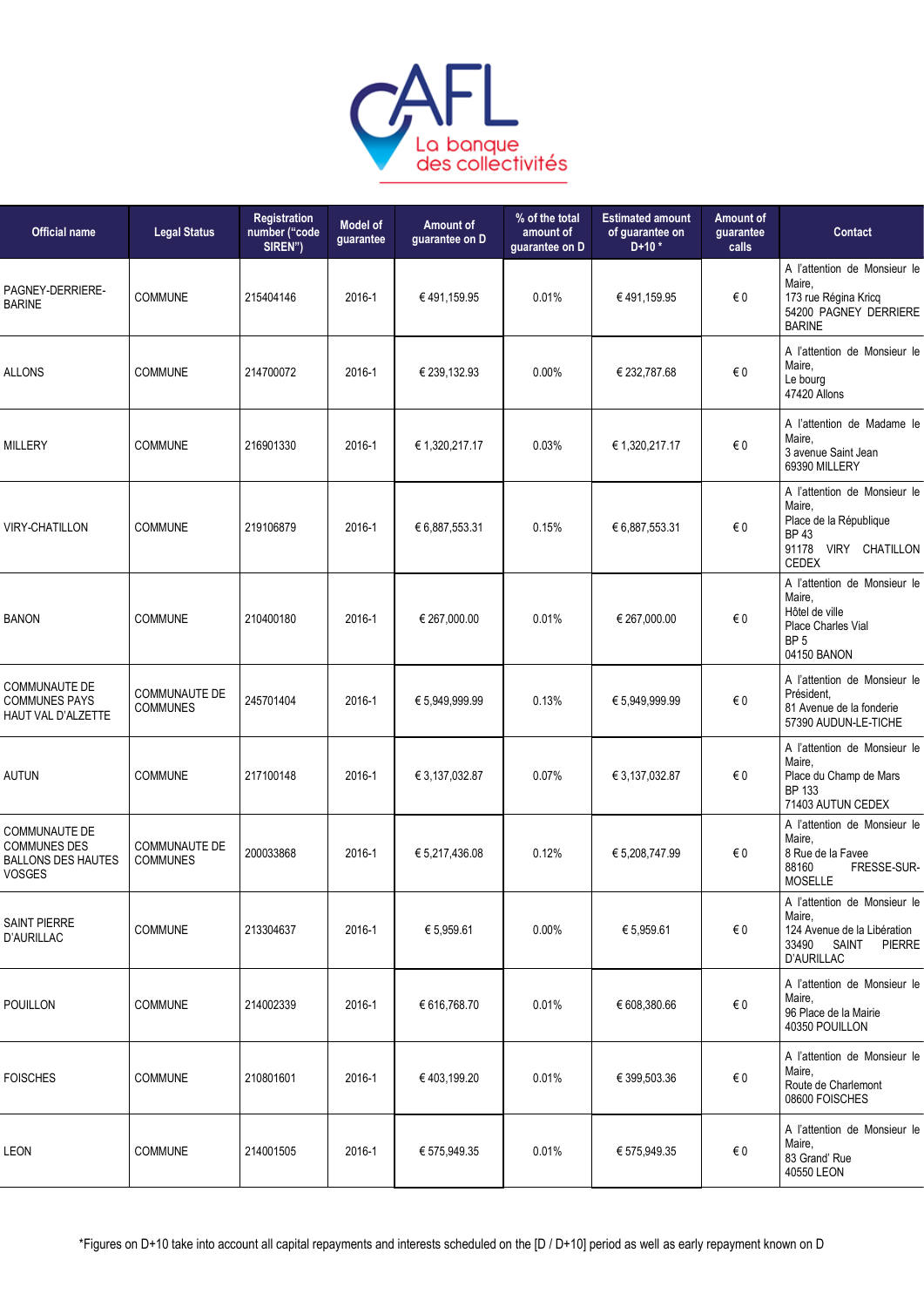| Official name | Legal Status | Registration number ("code SIREN") | Model of guarantee | Amount of guarantee on D | % of the total amount of guarantee on D | Estimated amount of guarantee on D+10 * | Amount of guarantee calls | Contact |
|---|---|---|---|---|---|---|---|---|
| PAGNEY-DERRIERE-BARINE | COMMUNE | 215404146 | 2016-1 | € 491,159.95 | 0.01% | € 491,159.95 | € 0 | A l'attention de Monsieur le Maire, 173 rue Régina Kricq 54200 PAGNEY DERRIERE BARINE |
| ALLONS | COMMUNE | 214700072 | 2016-1 | € 239,132.93 | 0.00% | € 232,787.68 | € 0 | A l'attention de Monsieur le Maire, Le bourg 47420 Allons |
| MILLERY | COMMUNE | 216901330 | 2016-1 | € 1,320,217.17 | 0.03% | € 1,320,217.17 | € 0 | A l'attention de Madame le Maire, 3 avenue Saint Jean 69390 MILLERY |
| VIRY-CHATILLON | COMMUNE | 219106879 | 2016-1 | € 6,887,553.31 | 0.15% | € 6,887,553.31 | € 0 | A l'attention de Monsieur le Maire, Place de la République BP 43 91178 VIRY CHATILLON CEDEX |
| BANON | COMMUNE | 210400180 | 2016-1 | € 267,000.00 | 0.01% | € 267,000.00 | € 0 | A l'attention de Monsieur le Maire, Hôtel de ville Place Charles Vial BP 5 04150 BANON |
| COMMUNAUTE DE COMMUNES PAYS HAUT VAL D'ALZETTE | COMMUNAUTE DE COMMUNES | 245701404 | 2016-1 | € 5,949,999.99 | 0.13% | € 5,949,999.99 | € 0 | A l'attention de Monsieur le Président, 81 Avenue de la fonderie 57390 AUDUN-LE-TICHE |
| AUTUN | COMMUNE | 217100148 | 2016-1 | € 3,137,032.87 | 0.07% | € 3,137,032.87 | € 0 | A l'attention de Monsieur le Maire, Place du Champ de Mars BP 133 71403 AUTUN CEDEX |
| COMMUNAUTE DE COMMUNES DES BALLONS DES HAUTES VOSGES | COMMUNAUTE DE COMMUNES | 200033868 | 2016-1 | € 5,217,436.08 | 0.12% | € 5,208,747.99 | € 0 | A l'attention de Monsieur le Maire, 8 Rue de la Favee 88160 FRESSE-SUR-MOSELLE |
| SAINT PIERRE D'AURILLAC | COMMUNE | 213304637 | 2016-1 | € 5,959.61 | 0.00% | € 5,959.61 | € 0 | A l'attention de Monsieur le Maire, 124 Avenue de la Libération 33490 SAINT PIERRE D'AURILLAC |
| POUILLON | COMMUNE | 214002339 | 2016-1 | € 616,768.70 | 0.01% | € 608,380.66 | € 0 | A l'attention de Monsieur le Maire, 96 Place de la Mairie 40350 POUILLON |
| FOISCHES | COMMUNE | 210801601 | 2016-1 | € 403,199.20 | 0.01% | € 399,503.36 | € 0 | A l'attention de Monsieur le Maire, Route de Charlemont 08600 FOISCHES |
| LEON | COMMUNE | 214001505 | 2016-1 | € 575,949.35 | 0.01% | € 575,949.35 | € 0 | A l'attention de Monsieur le Maire, 83 Grand' Rue 40550 LEON |

*Figures on D+10 take into account all capital repayments and interests scheduled on the [D / D+10] period as well as early repayment known on D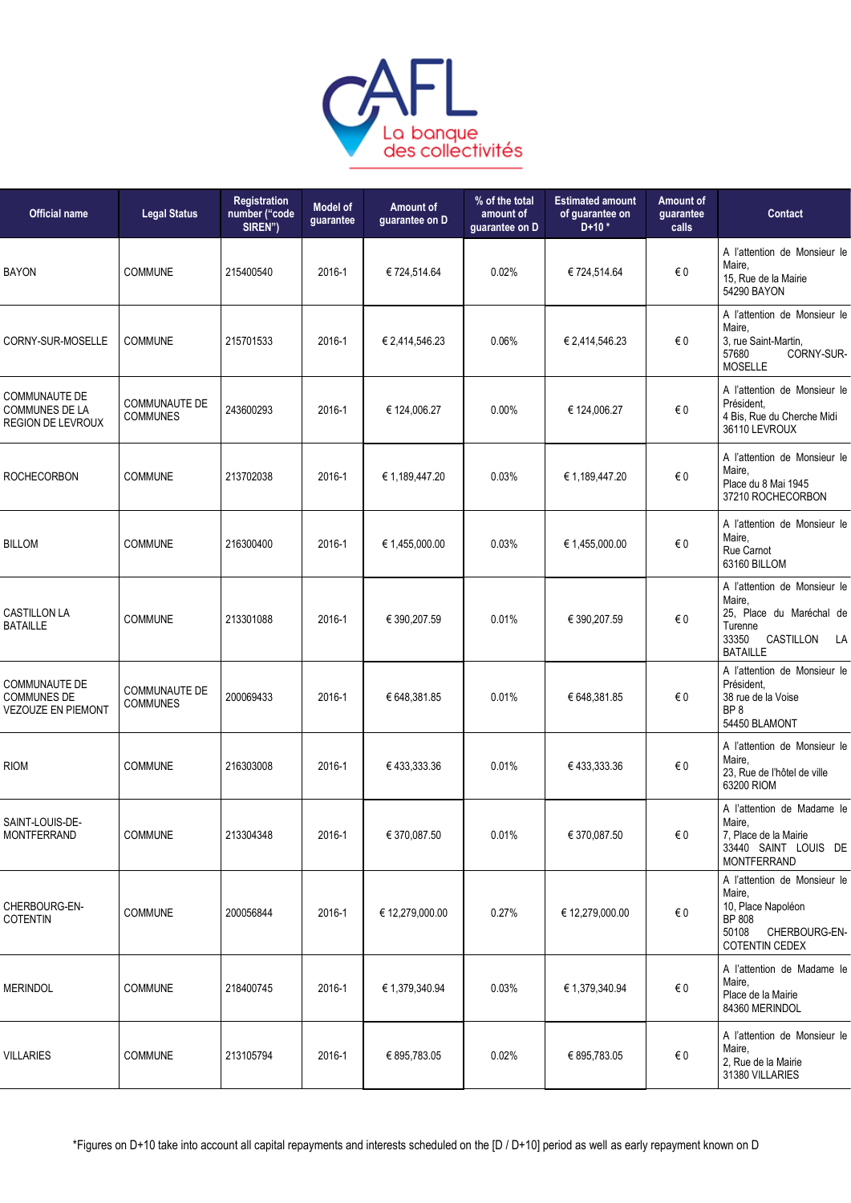| Official name | Legal Status | Registration number ("code SIREN") | Model of guarantee | Amount of guarantee on D | % of the total amount of guarantee on D | Estimated amount of guarantee on D+10 * | Amount of guarantee calls | Contact |
|---|---|---|---|---|---|---|---|---|
| BAYON | COMMUNE | 215400540 | 2016-1 | € 724,514.64 | 0.02% | € 724,514.64 | € 0 | A l'attention de Monsieur le Maire, 15, Rue de la Mairie 54290 BAYON |
| CORNY-SUR-MOSELLE | COMMUNE | 215701533 | 2016-1 | € 2,414,546.23 | 0.06% | € 2,414,546.23 | € 0 | A l'attention de Monsieur le Maire, 3, rue Saint-Martin, 57680 CORNY-SUR-MOSELLE |
| COMMUNAUTE DE COMMUNES DE LA REGION DE LEVROUX | COMMUNAUTE DE COMMUNES | 243600293 | 2016-1 | € 124,006.27 | 0.00% | € 124,006.27 | € 0 | A l'attention de Monsieur le Président, 4 Bis, Rue du Cherche Midi 36110 LEVROUX |
| ROCHECORBON | COMMUNE | 213702038 | 2016-1 | € 1,189,447.20 | 0.03% | € 1,189,447.20 | € 0 | A l'attention de Monsieur le Maire, Place du 8 Mai 1945 37210 ROCHECORBON |
| BILLOM | COMMUNE | 216300400 | 2016-1 | € 1,455,000.00 | 0.03% | € 1,455,000.00 | € 0 | A l'attention de Monsieur le Maire, Rue Carnot 63160 BILLOM |
| CASTILLON LA BATAILLE | COMMUNE | 213301088 | 2016-1 | € 390,207.59 | 0.01% | € 390,207.59 | € 0 | A l'attention de Monsieur le Maire, 25, Place du Maréchal de Turenne 33350 CASTILLON LA BATAILLE |
| COMMUNAUTE DE COMMUNES DE VEZOUZE EN PIEMONT | COMMUNAUTE DE COMMUNES | 200069433 | 2016-1 | € 648,381.85 | 0.01% | € 648,381.85 | € 0 | A l'attention de Monsieur le Président, 38 rue de la Voise BP 8 54450 BLAMONT |
| RIOM | COMMUNE | 216303008 | 2016-1 | € 433,333.36 | 0.01% | € 433,333.36 | € 0 | A l'attention de Monsieur le Maire, 23, Rue de l'hôtel de ville 63200 RIOM |
| SAINT-LOUIS-DE-MONTFERRAND | COMMUNE | 213304348 | 2016-1 | € 370,087.50 | 0.01% | € 370,087.50 | € 0 | A l'attention de Madame le Maire, 7, Place de la Mairie 33440 SAINT LOUIS DE MONTFERRAND |
| CHERBOURG-EN-COTENTIN | COMMUNE | 200056844 | 2016-1 | € 12,279,000.00 | 0.27% | € 12,279,000.00 | € 0 | A l'attention de Monsieur le Maire, 10, Place Napoléon BP 808 50108 CHERBOURG-EN-COTENTIN CEDEX |
| MERINDOL | COMMUNE | 218400745 | 2016-1 | € 1,379,340.94 | 0.03% | € 1,379,340.94 | € 0 | A l'attention de Madame le Maire, Place de la Mairie 84360 MERINDOL |
| VILLARIES | COMMUNE | 213105794 | 2016-1 | € 895,783.05 | 0.02% | € 895,783.05 | € 0 | A l'attention de Monsieur le Maire, 2, Rue de la Mairie 31380 VILLARIES |

*Figures on D+10 take into account all capital repayments and interests scheduled on the [D / D+10] period as well as early repayment known on D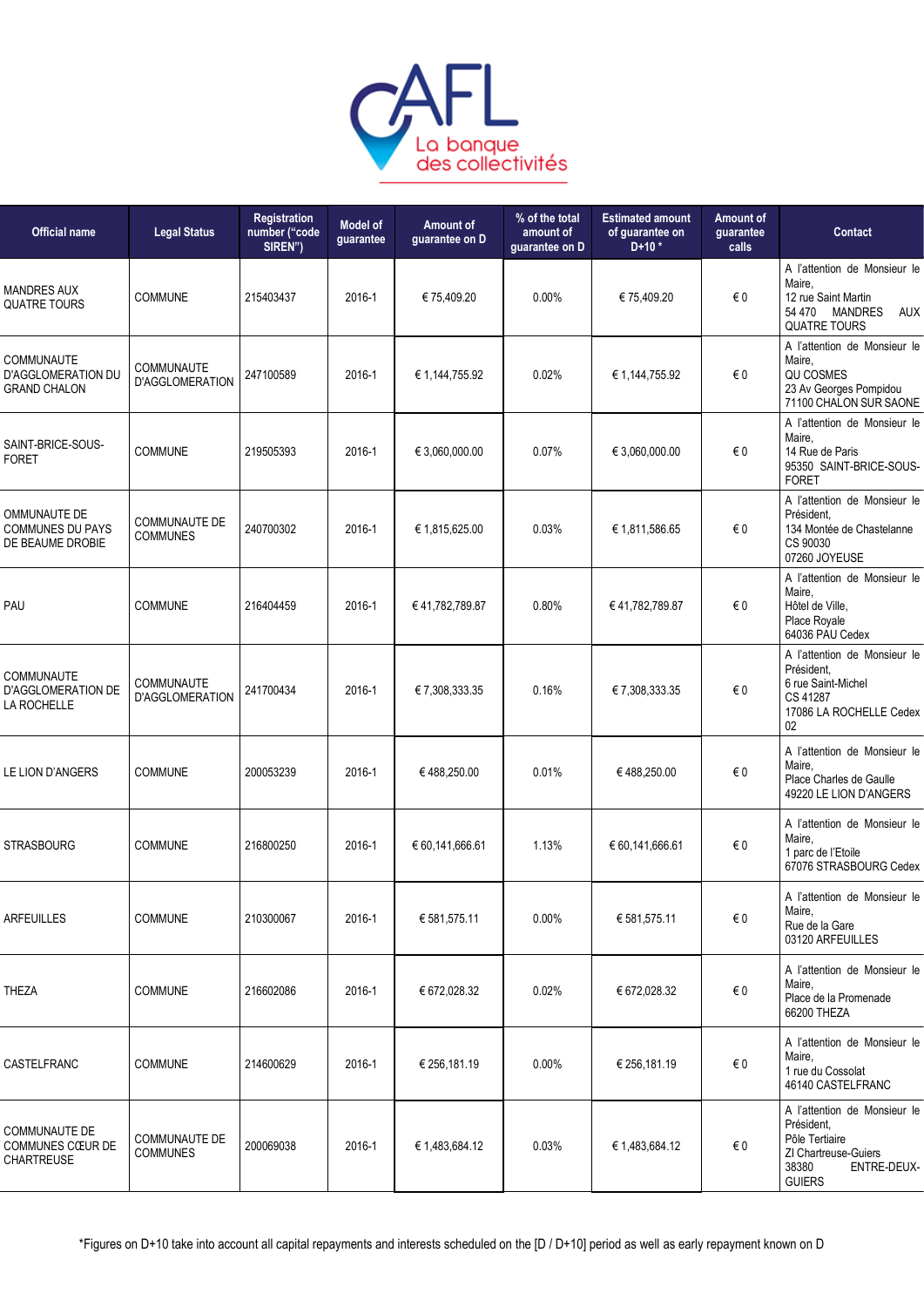| Official name | Legal Status | Registration number ("code SIREN") | Model of guarantee | Amount of guarantee on D | % of the total amount of guarantee on D | Estimated amount of guarantee on D+10 * | Amount of guarantee calls | Contact |
|---|---|---|---|---|---|---|---|---|
| MANDRES AUX QUATRE TOURS | COMMUNE | 215403437 | 2016-1 | € 75,409.20 | 0.00% | € 75,409.20 | € 0 | A l'attention de Monsieur le Maire, 12 rue Saint Martin 54 470 MANDRES AUX QUATRE TOURS |
| COMMUNAUTE D'AGGLOMERATION DU GRAND CHALON | COMMUNAUTE D'AGGLOMERATION | 247100589 | 2016-1 | € 1,144,755.92 | 0.02% | € 1,144,755.92 | € 0 | A l'attention de Monsieur le Maire, QU COSMES 23 Av Georges Pompidou 71100 CHALON SUR SAONE |
| SAINT-BRICE-SOUS-FORET | COMMUNE | 219505393 | 2016-1 | € 3,060,000.00 | 0.07% | € 3,060,000.00 | € 0 | A l'attention de Monsieur le Maire, 14 Rue de Paris 95350 SAINT-BRICE-SOUS-FORET |
| OMMUNAUTE DE COMMUNES DU PAYS DE BEAUME DROBIE | COMMUNAUTE DE COMMUNES | 240700302 | 2016-1 | € 1,815,625.00 | 0.03% | € 1,811,586.65 | € 0 | A l'attention de Monsieur le Président, 134 Montée de Chastelanne CS 90030 07260 JOYEUSE |
| PAU | COMMUNE | 216404459 | 2016-1 | € 41,782,789.87 | 0.80% | € 41,782,789.87 | € 0 | A l'attention de Monsieur le Maire, Hôtel de Ville, Place Royale 64036 PAU Cedex |
| COMMUNAUTE D'AGGLOMERATION DE LA ROCHELLE | COMMUNAUTE D'AGGLOMERATION | 241700434 | 2016-1 | € 7,308,333.35 | 0.16% | € 7,308,333.35 | € 0 | A l'attention de Monsieur le Président, 6 rue Saint-Michel CS 41287 17086 LA ROCHELLE Cedex 02 |
| LE LION D'ANGERS | COMMUNE | 200053239 | 2016-1 | € 488,250.00 | 0.01% | € 488,250.00 | € 0 | A l'attention de Monsieur le Maire, Place Charles de Gaulle 49220 LE LION D'ANGERS |
| STRASBOURG | COMMUNE | 216800250 | 2016-1 | € 60,141,666.61 | 1.13% | € 60,141,666.61 | € 0 | A l'attention de Monsieur le Maire, 1 parc de l'Etoile 67076 STRASBOURG Cedex |
| ARFEUILLES | COMMUNE | 210300067 | 2016-1 | € 581,575.11 | 0.00% | € 581,575.11 | € 0 | A l'attention de Monsieur le Maire, Rue de la Gare 03120 ARFEUILLES |
| THEZA | COMMUNE | 216602086 | 2016-1 | € 672,028.32 | 0.02% | € 672,028.32 | € 0 | A l'attention de Monsieur le Maire, Place de la Promenade 66200 THEZA |
| CASTELFRANC | COMMUNE | 214600629 | 2016-1 | € 256,181.19 | 0.00% | € 256,181.19 | € 0 | A l'attention de Monsieur le Maire, 1 rue du Cossolat 46140 CASTELFRANC |
| COMMUNAUTE DE COMMUNES CŒUR DE CHARTREUSE | COMMUNAUTE DE COMMUNES | 200069038 | 2016-1 | € 1,483,684.12 | 0.03% | € 1,483,684.12 | € 0 | A l'attention de Monsieur le Président, Pôle Tertiaire ZI Chartreuse-Guiers 38380 ENTRE-DEUX-GUIERS |

*Figures on D+10 take into account all capital repayments and interests scheduled on the [D / D+10] period as well as early repayment known on D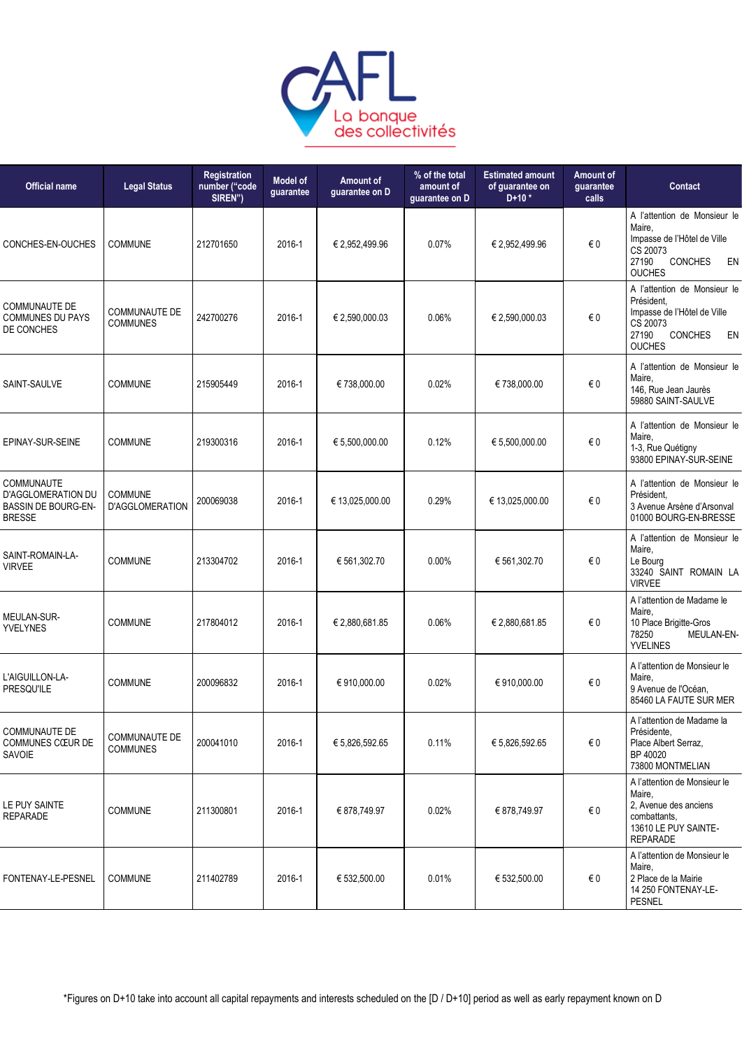| Official name | Legal Status | Registration number ("code SIREN") | Model of guarantee | Amount of guarantee on D | % of the total amount of guarantee on D | Estimated amount of guarantee on D+10 * | Amount of guarantee calls | Contact |
|---|---|---|---|---|---|---|---|---|
| CONCHES-EN-OUCHES | COMMUNE | 212701650 | 2016-1 | € 2,952,499.96 | 0.07% | € 2,952,499.96 | € 0 | A l'attention de Monsieur le Maire, Impasse de l'Hôtel de Ville CS 20073 27190 CONCHES EN OUCHES |
| COMMUNAUTE DE COMMUNES DU PAYS DE CONCHES | COMMUNAUTE DE COMMUNES | 242700276 | 2016-1 | € 2,590,000.03 | 0.06% | € 2,590,000.03 | € 0 | A l'attention de Monsieur le Président, Impasse de l'Hôtel de Ville CS 20073 27190 CONCHES EN OUCHES |
| SAINT-SAULVE | COMMUNE | 215905449 | 2016-1 | € 738,000.00 | 0.02% | € 738,000.00 | € 0 | A l'attention de Monsieur le Maire, 146, Rue Jean Jaurès 59880 SAINT-SAULVE |
| EPINAY-SUR-SEINE | COMMUNE | 219300316 | 2016-1 | € 5,500,000.00 | 0.12% | € 5,500,000.00 | € 0 | A l'attention de Monsieur le Maire, 1-3, Rue Quétigny 93800 EPINAY-SUR-SEINE |
| COMMUNAUTE D'AGGLOMERATION DU BASSIN DE BOURG-EN-BRESSE | COMMUNE D'AGGLOMERATION | 200069038 | 2016-1 | € 13,025,000.00 | 0.29% | € 13,025,000.00 | € 0 | A l'attention de Monsieur le Président, 3 Avenue Arsène d'Arsonval 01000 BOURG-EN-BRESSE |
| SAINT-ROMAIN-LA-VIRVEE | COMMUNE | 213304702 | 2016-1 | € 561,302.70 | 0.00% | € 561,302.70 | € 0 | A l'attention de Monsieur le Maire, Le Bourg 33240 SAINT ROMAIN LA VIRVEE |
| MEULAN-SUR-YVELYNES | COMMUNE | 217804012 | 2016-1 | € 2,880,681.85 | 0.06% | € 2,880,681.85 | € 0 | A l'attention de Madame le Maire, 10 Place Brigitte-Gros 78250 MEULAN-EN-YVELINES |
| L'AIGUILLON-LA-PRESQU'ILE | COMMUNE | 200096832 | 2016-1 | € 910,000.00 | 0.02% | € 910,000.00 | € 0 | A l'attention de Monsieur le Maire, 9 Avenue de l'Océan, 85460 LA FAUTE SUR MER |
| COMMUNAUTE DE COMMUNES CŒUR DE SAVOIE | COMMUNAUTE DE COMMUNES | 200041010 | 2016-1 | € 5,826,592.65 | 0.11% | € 5,826,592.65 | € 0 | A l'attention de Madame la Présidente, Place Albert Serraz, BP 40020 73800 MONTMELIAN |
| LE PUY SAINTE REPARADE | COMMUNE | 211300801 | 2016-1 | € 878,749.97 | 0.02% | € 878,749.97 | € 0 | A l'attention de Monsieur le Maire, 2, Avenue des anciens combattants, 13610 LE PUY SAINTE-REPARADE |
| FONTENAY-LE-PESNEL | COMMUNE | 211402789 | 2016-1 | € 532,500.00 | 0.01% | € 532,500.00 | € 0 | A l'attention de Monsieur le Maire, 2 Place de la Mairie 14 250 FONTENAY-LE-PESNEL |

*Figures on D+10 take into account all capital repayments and interests scheduled on the [D / D+10] period as well as early repayment known on D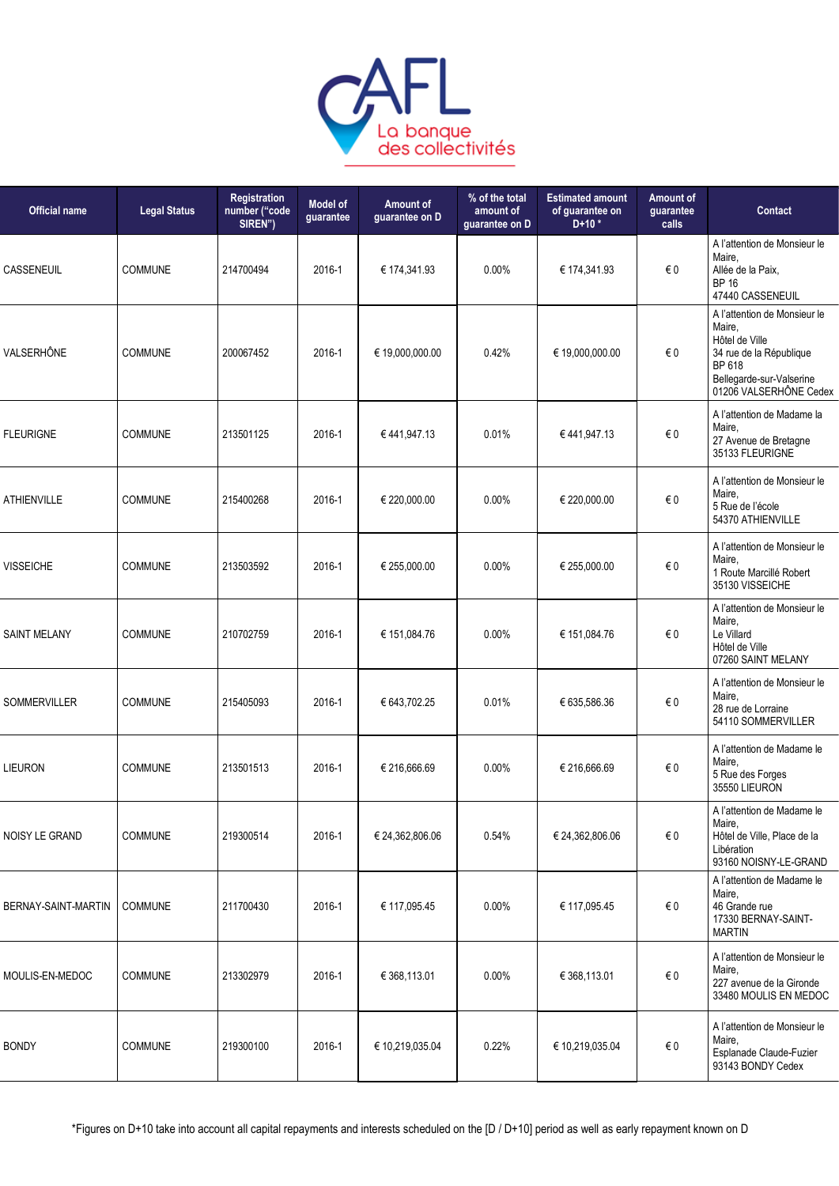| Official name | Legal Status | Registration number ("code SIREN") | Model of guarantee | Amount of guarantee on D | % of the total amount of guarantee on D | Estimated amount of guarantee on D+10 * | Amount of guarantee calls | Contact |
|---|---|---|---|---|---|---|---|---|
| CASSENEUIL | COMMUNE | 214700494 | 2016-1 | € 174,341.93 | 0.00% | € 174,341.93 | € 0 | A l'attention de Monsieur le Maire, Allée de la Paix, BP 16 47440 CASSENEUIL |
| VALSERHÔNE | COMMUNE | 200067452 | 2016-1 | € 19,000,000.00 | 0.42% | € 19,000,000.00 | € 0 | A l'attention de Monsieur le Maire, Hôtel de Ville 34 rue de la République BP 618 Bellegarde-sur-Valserine 01206 VALSERHÔNE Cedex |
| FLEURIGNE | COMMUNE | 213501125 | 2016-1 | € 441,947.13 | 0.01% | € 441,947.13 | € 0 | A l'attention de Madame la Maire, 27 Avenue de Bretagne 35133 FLEURIGNE |
| ATHIENVILLE | COMMUNE | 215400268 | 2016-1 | € 220,000.00 | 0.00% | € 220,000.00 | € 0 | A l'attention de Monsieur le Maire, 5 Rue de l'école 54370 ATHIENVILLE |
| VISSEICHE | COMMUNE | 213503592 | 2016-1 | € 255,000.00 | 0.00% | € 255,000.00 | € 0 | A l'attention de Monsieur le Maire, 1 Route Marcillé Robert 35130 VISSEICHE |
| SAINT MELANY | COMMUNE | 210702759 | 2016-1 | € 151,084.76 | 0.00% | € 151,084.76 | € 0 | A l'attention de Monsieur le Maire, Le Villard Hôtel de Ville 07260 SAINT MELANY |
| SOMMERVILLER | COMMUNE | 215405093 | 2016-1 | € 643,702.25 | 0.01% | € 635,586.36 | € 0 | A l'attention de Monsieur le Maire, 28 rue de Lorraine 54110 SOMMERVILLER |
| LIEURON | COMMUNE | 213501513 | 2016-1 | € 216,666.69 | 0.00% | € 216,666.69 | € 0 | A l'attention de Madame le Maire, 5 Rue des Forges 35550 LIEURON |
| NOISY LE GRAND | COMMUNE | 219300514 | 2016-1 | € 24,362,806.06 | 0.54% | € 24,362,806.06 | € 0 | A l'attention de Madame le Maire, Hôtel de Ville, Place de la Libération 93160 NOISNY-LE-GRAND |
| BERNAY-SAINT-MARTIN | COMMUNE | 211700430 | 2016-1 | € 117,095.45 | 0.00% | € 117,095.45 | € 0 | A l'attention de Madame le Maire, 46 Grande rue 17330 BERNAY-SAINT-MARTIN |
| MOULIS-EN-MEDOC | COMMUNE | 213302979 | 2016-1 | € 368,113.01 | 0.00% | € 368,113.01 | € 0 | A l'attention de Monsieur le Maire, 227 avenue de la Gironde 33480 MOULIS EN MEDOC |
| BONDY | COMMUNE | 219300100 | 2016-1 | € 10,219,035.04 | 0.22% | € 10,219,035.04 | € 0 | A l'attention de Monsieur le Maire, Esplanade Claude-Fuzier 93143 BONDY Cedex |

*Figures on D+10 take into account all capital repayments and interests scheduled on the [D / D+10] period as well as early repayment known on D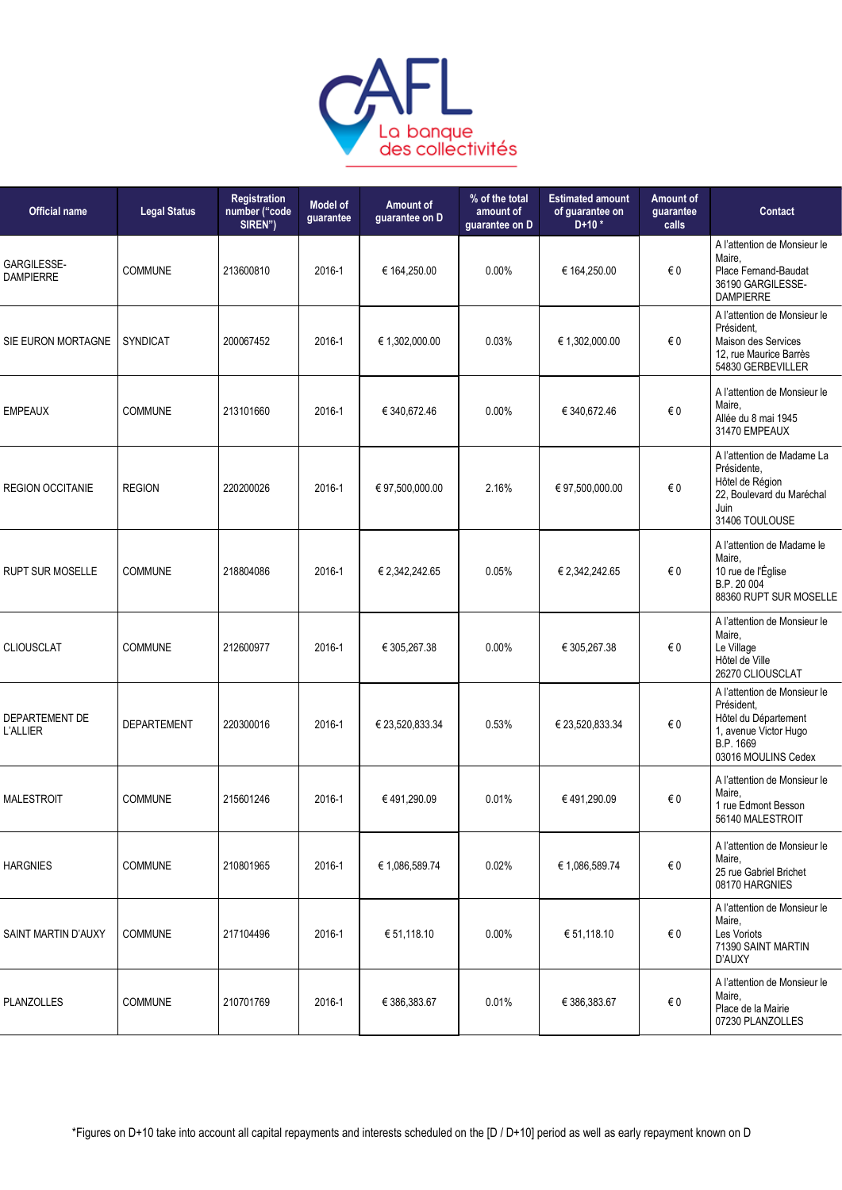| Official name | Legal Status | Registration number ("code SIREN") | Model of guarantee | Amount of guarantee on D | % of the total amount of guarantee on D | Estimated amount of guarantee on D+10 * | Amount of guarantee calls | Contact |
|---|---|---|---|---|---|---|---|---|
| GARGILESSE-DAMPIERRE | COMMUNE | 213600810 | 2016-1 | € 164,250.00 | 0.00% | € 164,250.00 | € 0 | A l'attention de Monsieur le Maire, Place Fernand-Baudat 36190 GARGILESSE-DAMPIERRE |
| SIE EURON MORTAGNE | SYNDICAT | 200067452 | 2016-1 | € 1,302,000.00 | 0.03% | € 1,302,000.00 | € 0 | A l'attention de Monsieur le Président, Maison des Services 12, rue Maurice Barrès 54830 GERBEVILLER |
| EMPEAUX | COMMUNE | 213101660 | 2016-1 | € 340,672.46 | 0.00% | € 340,672.46 | € 0 | A l'attention de Monsieur le Maire, Allée du 8 mai 1945 31470 EMPEAUX |
| REGION OCCITANIE | REGION | 220200026 | 2016-1 | € 97,500,000.00 | 2.16% | € 97,500,000.00 | € 0 | A l'attention de Madame La Présidente, Hôtel de Région 22, Boulevard du Maréchal Juin 31406 TOULOUSE |
| RUPT SUR MOSELLE | COMMUNE | 218804086 | 2016-1 | € 2,342,242.65 | 0.05% | € 2,342,242.65 | € 0 | A l'attention de Madame le Maire, 10 rue de l'Église B.P. 20 004 88360 RUPT SUR MOSELLE |
| CLIOUSCLAT | COMMUNE | 212600977 | 2016-1 | € 305,267.38 | 0.00% | € 305,267.38 | € 0 | A l'attention de Monsieur le Maire, Le Village Hôtel de Ville 26270 CLIOUSCLAT |
| DEPARTEMENT DE L'ALLIER | DEPARTEMENT | 220300016 | 2016-1 | € 23,520,833.34 | 0.53% | € 23,520,833.34 | € 0 | A l'attention de Monsieur le Président, Hôtel du Département 1, avenue Victor Hugo B.P. 1669 03016 MOULINS Cedex |
| MALESTROIT | COMMUNE | 215601246 | 2016-1 | € 491,290.09 | 0.01% | € 491,290.09 | € 0 | A l'attention de Monsieur le Maire, 1 rue Edmont Besson 56140 MALESTROIT |
| HARGNIES | COMMUNE | 210801965 | 2016-1 | € 1,086,589.74 | 0.02% | € 1,086,589.74 | € 0 | A l'attention de Monsieur le Maire, 25 rue Gabriel Brichet 08170 HARGNIES |
| SAINT MARTIN D'AUXY | COMMUNE | 217104496 | 2016-1 | € 51,118.10 | 0.00% | € 51,118.10 | € 0 | A l'attention de Monsieur le Maire, Les Voriots 71390 SAINT MARTIN D'AUXY |
| PLANZOLLES | COMMUNE | 210701769 | 2016-1 | € 386,383.67 | 0.01% | € 386,383.67 | € 0 | A l'attention de Monsieur le Maire, Place de la Mairie 07230 PLANZOLLES |

*Figures on D+10 take into account all capital repayments and interests scheduled on the [D / D+10] period as well as early repayment known on D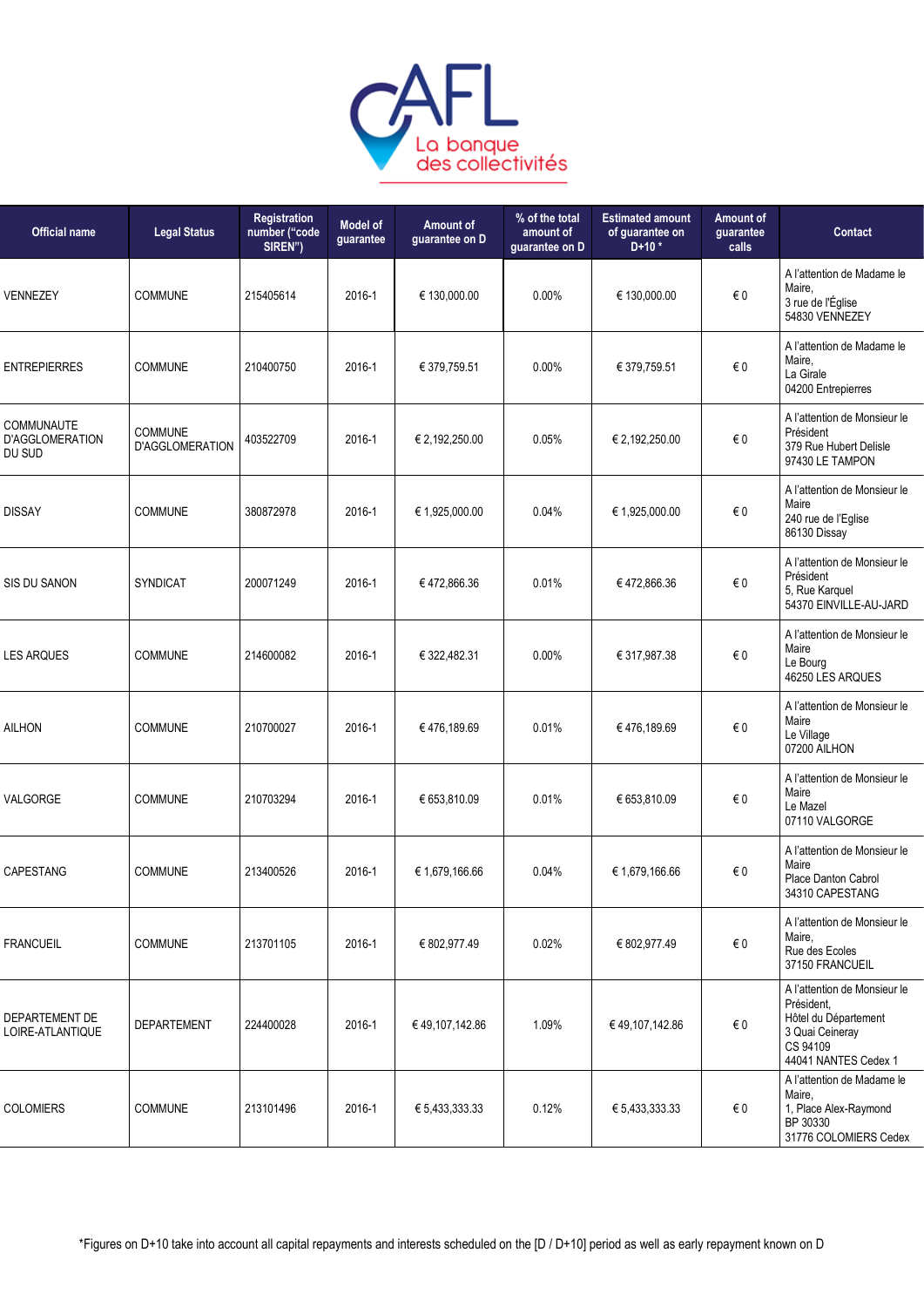| Official name | Legal Status | Registration number ("code SIREN") | Model of guarantee | Amount of guarantee on D | % of the total amount of guarantee on D | Estimated amount of guarantee on D+10 * | Amount of guarantee calls | Contact |
|---|---|---|---|---|---|---|---|---|
| VENNEZEY | COMMUNE | 215405614 | 2016-1 | € 130,000.00 | 0.00% | € 130,000.00 | € 0 | A l'attention de Madame le Maire,<br>3 rue de l'Église<br>54830 VENNEZEY |
| ENTREPIERRES | COMMUNE | 210400750 | 2016-1 | € 379,759.51 | 0.00% | € 379,759.51 | € 0 | A l'attention de Madame le Maire,<br>La Girale<br>04200 Entrepierres |
| COMMUNAUTE D'AGGLOMERATION DU SUD | COMMUNE D'AGGLOMERATION | 403522709 | 2016-1 | € 2,192,250.00 | 0.05% | € 2,192,250.00 | € 0 | A l'attention de Monsieur le Président<br>379 Rue Hubert Delisle<br>97430 LE TAMPON |
| DISSAY | COMMUNE | 380872978 | 2016-1 | € 1,925,000.00 | 0.04% | € 1,925,000.00 | € 0 | A l'attention de Monsieur le Maire<br>240 rue de l'Eglise<br>86130 Dissay |
| SIS DU SANON | SYNDICAT | 200071249 | 2016-1 | € 472,866.36 | 0.01% | € 472,866.36 | € 0 | A l'attention de Monsieur le Président<br>5, Rue Karquel<br>54370 EINVILLE-AU-JARD |
| LES ARQUES | COMMUNE | 214600082 | 2016-1 | € 322,482.31 | 0.00% | € 317,987.38 | € 0 | A l'attention de Monsieur le Maire<br>Le Bourg<br>46250 LES ARQUES |
| AILHON | COMMUNE | 210700027 | 2016-1 | € 476,189.69 | 0.01% | € 476,189.69 | € 0 | A l'attention de Monsieur le Maire<br>Le Village<br>07200 AILHON |
| VALGORGE | COMMUNE | 210703294 | 2016-1 | € 653,810.09 | 0.01% | € 653,810.09 | € 0 | A l'attention de Monsieur le Maire<br>Le Mazel<br>07110 VALGORGE |
| CAPESTANG | COMMUNE | 213400526 | 2016-1 | € 1,679,166.66 | 0.04% | € 1,679,166.66 | € 0 | A l'attention de Monsieur le Maire<br>Place Danton Cabrol<br>34310 CAPESTANG |
| FRANCUEIL | COMMUNE | 213701105 | 2016-1 | € 802,977.49 | 0.02% | € 802,977.49 | € 0 | A l'attention de Monsieur le Maire,<br>Rue des Ecoles<br>37150 FRANCUEIL |
| DEPARTEMENT DE LOIRE-ATLANTIQUE | DEPARTEMENT | 224400028 | 2016-1 | € 49,107,142.86 | 1.09% | € 49,107,142.86 | € 0 | A l'attention de Monsieur le Président,<br>Hôtel du Département<br>3 Quai Ceineray<br>CS 94109<br>44041 NANTES Cedex 1 |
| COLOMIERS | COMMUNE | 213101496 | 2016-1 | € 5,433,333.33 | 0.12% | € 5,433,333.33 | € 0 | A l'attention de Madame le Maire,<br>1, Place Alex-Raymond<br>BP 30330<br>31776 COLOMIERS Cedex |

*Figures on D+10 take into account all capital repayments and interests scheduled on the [D / D+10] period as well as early repayment known on D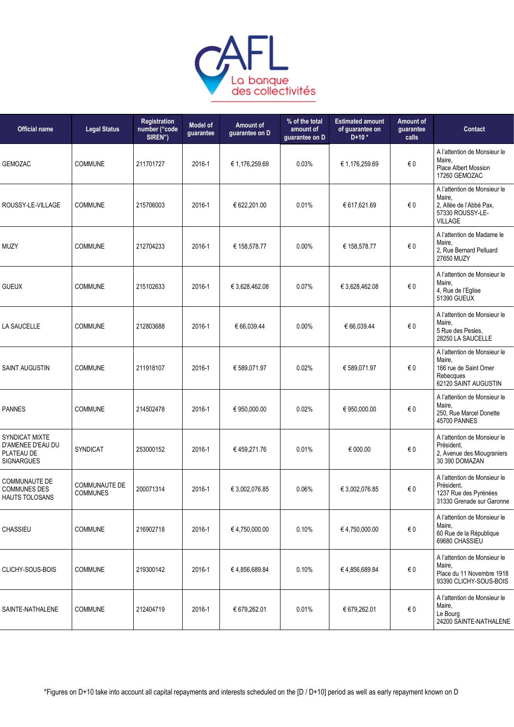| Official name | Legal Status | Registration number ("code SIREN") | Model of guarantee | Amount of guarantee on D | % of the total amount of guarantee on D | Estimated amount of guarantee on D+10 * | Amount of guarantee calls | Contact |
|---|---|---|---|---|---|---|---|---|
| GEMOZAC | COMMUNE | 211701727 | 2016-1 | € 1,176,259.69 | 0.03% | € 1,176,259.69 | € 0 | A l'attention de Monsieur le Maire, Place Albert Mossion 17260 GEMOZAC |
| ROUSSY-LE-VILLAGE | COMMUNE | 215706003 | 2016-1 | € 622,201.00 | 0.01% | € 617,621.69 | € 0 | A l'attention de Monsieur le Maire, 2, Allée de l'Abbé Pax, 57330 ROUSSY-LE-VILLAGE |
| MUZY | COMMUNE | 212704233 | 2016-1 | € 158,578.77 | 0.00% | € 158,578.77 | € 0 | A l'attention de Madame le Maire, 2, Rue Bernard Pelluard 27650 MUZY |
| GUEUX | COMMUNE | 215102633 | 2016-1 | € 3,628,462.08 | 0.07% | € 3,628,462.08 | € 0 | A l'attention de Monsieur le Maire, 4, Rue de l'Eglise 51390 GUEUX |
| LA SAUCELLE | COMMUNE | 212803688 | 2016-1 | € 66,039.44 | 0.00% | € 66,039.44 | € 0 | A l'attention de Monsieur le Maire, 5 Rue des Pesles, 28250 LA SAUCELLE |
| SAINT AUGUSTIN | COMMUNE | 211918107 | 2016-1 | € 589,071.97 | 0.02% | € 589,071.97 | € 0 | A l'attention de Monsieur le Maire, 166 rue de Saint Omer Rebecques 62120 SAINT AUGUSTIN |
| PANNES | COMMUNE | 214502478 | 2016-1 | € 950,000.00 | 0.02% | € 950,000.00 | € 0 | A l'attention de Monsieur le Maire, 250, Rue Marcel Donette 45700 PANNES |
| SYNDICAT MIXTE D'AMENEE D'EAU DU PLATEAU DE SIGNARGUES | SYNDICAT | 253000152 | 2016-1 | € 459,271.76 | 0.01% | € 000.00 | € 0 | A l'attention de Monsieur le Président, 2, Avenue des Miougraniers 30 390 DOMAZAN |
| COMMUNAUTE DE COMMUNES DES HAUTS TOLOSANS | COMMUNAUTE DE COMMUNES | 200071314 | 2016-1 | € 3,002,076.85 | 0.06% | € 3,002,076.85 | € 0 | A l'attention de Monsieur le Président, 1237 Rue des Pyrénées 31330 Grenade sur Garonne |
| CHASSIEU | COMMUNE | 216902718 | 2016-1 | € 4,750,000.00 | 0.10% | € 4,750,000.00 | € 0 | A l'attention de Monsieur le Maire, 60 Rue de la République 69680 CHASSIEU |
| CLICHY-SOUS-BOIS | COMMUNE | 219300142 | 2016-1 | € 4,856,689.84 | 0.10% | € 4,856,689.84 | € 0 | A l'attention de Monsieur le Maire, Place du 11 Novembre 1918 93390 CLICHY-SOUS-BOIS |
| SAINTE-NATHALENE | COMMUNE | 212404719 | 2016-1 | € 679,262.01 | 0.01% | € 679,262.01 | € 0 | A l'attention de Monsieur le Maire, Le Bourg 24200 SAINTE-NATHALENE |

*Figures on D+10 take into account all capital repayments and interests scheduled on the [D / D+10] period as well as early repayment known on D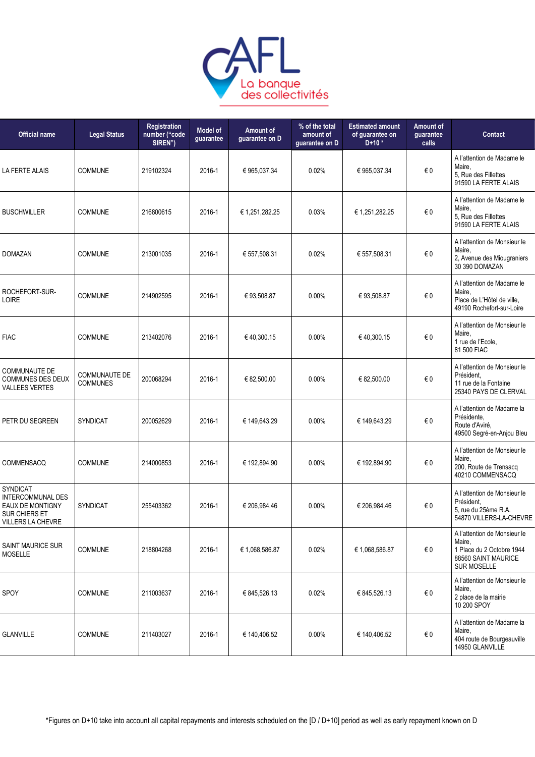| Official name | Legal Status | Registration number ("code SIREN") | Model of guarantee | Amount of guarantee on D | % of the total amount of guarantee on D | Estimated amount of guarantee on D+10 * | Amount of guarantee calls | Contact |
|---|---|---|---|---|---|---|---|---|
| LA FERTE ALAIS | COMMUNE | 219102324 | 2016-1 | € 965,037.34 | 0.02% | € 965,037.34 | € 0 | A l'attention de Madame le Maire, 5, Rue des Fillettes 91590 LA FERTE ALAIS |
| BUSCHWILLER | COMMUNE | 216800615 | 2016-1 | € 1,251,282.25 | 0.03% | € 1,251,282.25 | € 0 | A l'attention de Madame le Maire, 5, Rue des Fillettes 91590 LA FERTE ALAIS |
| DOMAZAN | COMMUNE | 213001035 | 2016-1 | € 557,508.31 | 0.02% | € 557,508.31 | € 0 | A l'attention de Monsieur le Maire, 2, Avenue des Miougraniers 30 390 DOMAZAN |
| ROCHEFORT-SUR-LOIRE | COMMUNE | 214902595 | 2016-1 | € 93,508.87 | 0.00% | € 93,508.87 | € 0 | A l'attention de Madame le Maire, Place de L'Hôtel de ville, 49190 Rochefort-sur-Loire |
| FIAC | COMMUNE | 213402076 | 2016-1 | € 40,300.15 | 0.00% | € 40,300.15 | € 0 | A l'attention de Monsieur le Maire, 1 rue de l'Ecole, 81 500 FIAC |
| COMMUNAUTE DE COMMUNES DES DEUX VALLEES VERTES | COMMUNAUTE DE COMMUNES | 200068294 | 2016-1 | € 82,500.00 | 0.00% | € 82,500.00 | € 0 | A l'attention de Monsieur le Président, 11 rue de la Fontaine 25340 PAYS DE CLERVAL |
| PETR DU SEGREEN | SYNDICAT | 200052629 | 2016-1 | € 149,643.29 | 0.00% | € 149,643.29 | € 0 | A l'attention de Madame la Présidente, Route d'Aviré, 49500 Segré-en-Anjou Bleu |
| COMMENSACQ | COMMUNE | 214000853 | 2016-1 | € 192,894.90 | 0.00% | € 192,894.90 | € 0 | A l'attention de Monsieur le Maire, 200, Route de Trensacq 40210 COMMENSACQ |
| SYNDICAT INTERCOMMUNAL DES EAUX DE MONTIGNY SUR CHIERS ET VILLERS LA CHEVRE | SYNDICAT | 255403362 | 2016-1 | € 206,984.46 | 0.00% | € 206,984.46 | € 0 | A l'attention de Monsieur le Président, 5, rue du 25ème R.A. 54870 VILLERS-LA-CHEVRE |
| SAINT MAURICE SUR MOSELLE | COMMUNE | 218804268 | 2016-1 | € 1,068,586.87 | 0.02% | € 1,068,586.87 | € 0 | A l'attention de Monsieur le Maire, 1 Place du 2 Octobre 1944 88560 SAINT MAURICE SUR MOSELLE |
| SPOY | COMMUNE | 211003637 | 2016-1 | € 845,526.13 | 0.02% | € 845,526.13 | € 0 | A l'attention de Monsieur le Maire, 2 place de la mairie 10 200 SPOY |
| GLANVILLE | COMMUNE | 211403027 | 2016-1 | € 140,406.52 | 0.00% | € 140,406.52 | € 0 | A l'attention de Madame la Maire, 404 route de Bourgeauville 14950 GLANVILLE |

*Figures on D+10 take into account all capital repayments and interests scheduled on the [D / D+10] period as well as early repayment known on D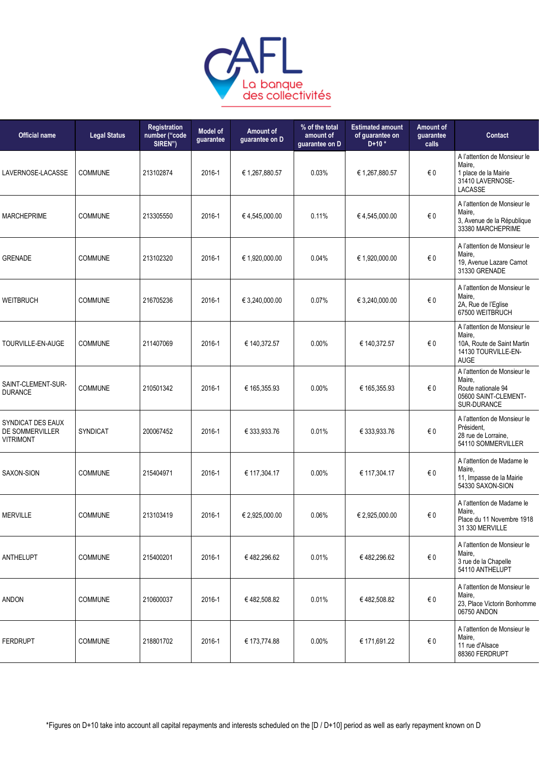| Official name | Legal Status | Registration number ("code SIREN") | Model of guarantee | Amount of guarantee on D | % of the total amount of guarantee on D | Estimated amount of guarantee on D+10 * | Amount of guarantee calls | Contact |
|---|---|---|---|---|---|---|---|---|
| LAVERNOSE-LACASSE | COMMUNE | 213102874 | 2016-1 | € 1,267,880.57 | 0.03% | € 1,267,880.57 | € 0 | A l'attention de Monsieur le Maire, 1 place de la Mairie 31410 LAVERNOSE-LACASSE |
| MARCHEPRIME | COMMUNE | 213305550 | 2016-1 | € 4,545,000.00 | 0.11% | € 4,545,000.00 | € 0 | A l'attention de Monsieur le Maire, 3, Avenue de la République 33380 MARCHEPRIME |
| GRENADE | COMMUNE | 213102320 | 2016-1 | € 1,920,000.00 | 0.04% | € 1,920,000.00 | € 0 | A l'attention de Monsieur le Maire, 19, Avenue Lazare Carnot 31330 GRENADE |
| WEITBRUCH | COMMUNE | 216705236 | 2016-1 | € 3,240,000.00 | 0.07% | € 3,240,000.00 | € 0 | A l'attention de Monsieur le Maire, 2A, Rue de l'Eglise 67500 WEITBRUCH |
| TOURVILLE-EN-AUGE | COMMUNE | 211407069 | 2016-1 | € 140,372.57 | 0.00% | € 140,372.57 | € 0 | A l'attention de Monsieur le Maire, 10A, Route de Saint Martin 14130 TOURVILLE-EN-AUGE |
| SAINT-CLEMENT-SUR-DURANCE | COMMUNE | 210501342 | 2016-1 | € 165,355.93 | 0.00% | € 165,355.93 | € 0 | A l'attention de Monsieur le Maire, Route nationale 94 05600 SAINT-CLEMENT-SUR-DURANCE |
| SYNDICAT DES EAUX DE SOMMERVILLER VITRIMONT | SYNDICAT | 200067452 | 2016-1 | € 333,933.76 | 0.01% | € 333,933.76 | € 0 | A l'attention de Monsieur le Président, 28 rue de Lorraine, 54110 SOMMERVILLER |
| SAXON-SION | COMMUNE | 215404971 | 2016-1 | € 117,304.17 | 0.00% | € 117,304.17 | € 0 | A l'attention de Madame le Maire, 11, Impasse de la Mairie 54330 SAXON-SION |
| MERVILLE | COMMUNE | 213103419 | 2016-1 | € 2,925,000.00 | 0.06% | € 2,925,000.00 | € 0 | A l'attention de Madame le Maire, Place du 11 Novembre 1918 31 330 MERVILLE |
| ANTHELUPT | COMMUNE | 215400201 | 2016-1 | € 482,296.62 | 0.01% | € 482,296.62 | € 0 | A l'attention de Monsieur le Maire, 3 rue de la Chapelle 54110 ANTHELUPT |
| ANDON | COMMUNE | 210600037 | 2016-1 | € 482,508.82 | 0.01% | € 482,508.82 | € 0 | A l'attention de Monsieur le Maire, 23, Place Victorin Bonhomme 06750 ANDON |
| FERDRUPT | COMMUNE | 218801702 | 2016-1 | € 173,774.88 | 0.00% | € 171,691.22 | € 0 | A l'attention de Monsieur le Maire, 11 rue d'Alsace 88360 FERDRUPT |

*Figures on D+10 take into account all capital repayments and interests scheduled on the [D / D+10] period as well as early repayment known on D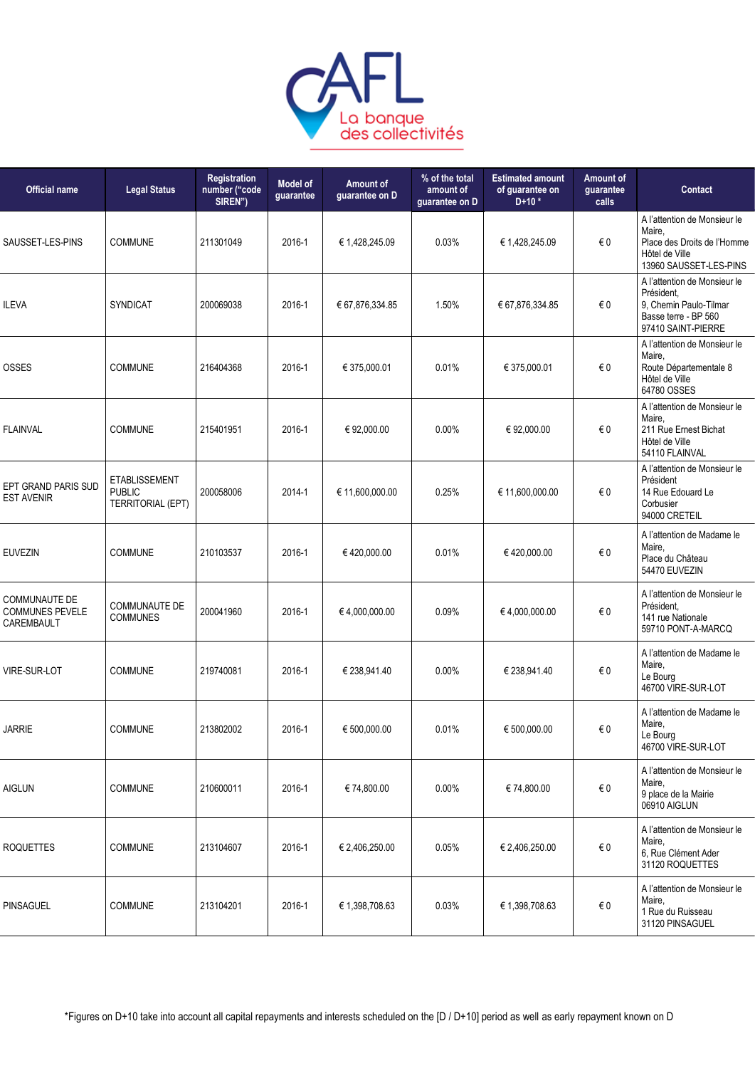| Official name | Legal Status | Registration number ("code SIREN") | Model of guarantee | Amount of guarantee on D | % of the total amount of guarantee on D | Estimated amount of guarantee on D+10 * | Amount of guarantee calls | Contact |
|---|---|---|---|---|---|---|---|---|
| SAUSSET-LES-PINS | COMMUNE | 211301049 | 2016-1 | € 1,428,245.09 | 0.03% | € 1,428,245.09 | € 0 | A l'attention de Monsieur le Maire, Place des Droits de l'Homme Hôtel de Ville 13960 SAUSSET-LES-PINS |
| ILEVA | SYNDICAT | 200069038 | 2016-1 | € 67,876,334.85 | 1.50% | € 67,876,334.85 | € 0 | A l'attention de Monsieur le Président, 9, Chemin Paulo-Tilmar Basse terre - BP 560 97410 SAINT-PIERRE |
| OSSES | COMMUNE | 216404368 | 2016-1 | € 375,000.01 | 0.01% | € 375,000.01 | € 0 | A l'attention de Monsieur le Maire, Route Départementale 8 Hôtel de Ville 64780 OSSES |
| FLAINVAL | COMMUNE | 215401951 | 2016-1 | € 92,000.00 | 0.00% | € 92,000.00 | € 0 | A l'attention de Monsieur le Maire, 211 Rue Ernest Bichat Hôtel de Ville 54110 FLAINVAL |
| EPT GRAND PARIS SUD EST AVENIR | ETABLISSEMENT PUBLIC TERRITORIAL (EPT) | 200058006 | 2014-1 | € 11,600,000.00 | 0.25% | € 11,600,000.00 | € 0 | A l'attention de Monsieur le Président 14 Rue Edouard Le Corbusier 94000 CRETEIL |
| EUVEZIN | COMMUNE | 210103537 | 2016-1 | € 420,000.00 | 0.01% | € 420,000.00 | € 0 | A l'attention de Madame le Maire, Place du Château 54470 EUVEZIN |
| COMMUNAUTE DE COMMUNES PEVELE CAREMBAULT | COMMUNAUTE DE COMMUNES | 200041960 | 2016-1 | € 4,000,000.00 | 0.09% | € 4,000,000.00 | € 0 | A l'attention de Monsieur le Président, 141 rue Nationale 59710 PONT-A-MARCQ |
| VIRE-SUR-LOT | COMMUNE | 219740081 | 2016-1 | € 238,941.40 | 0.00% | € 238,941.40 | € 0 | A l'attention de Madame le Maire, Le Bourg 46700 VIRE-SUR-LOT |
| JARRIE | COMMUNE | 213802002 | 2016-1 | € 500,000.00 | 0.01% | € 500,000.00 | € 0 | A l'attention de Madame le Maire, Le Bourg 46700 VIRE-SUR-LOT |
| AIGLUN | COMMUNE | 210600011 | 2016-1 | € 74,800.00 | 0.00% | € 74,800.00 | € 0 | A l'attention de Monsieur le Maire, 9 place de la Mairie 06910 AIGLUN |
| ROQUETTES | COMMUNE | 213104607 | 2016-1 | € 2,406,250.00 | 0.05% | € 2,406,250.00 | € 0 | A l'attention de Monsieur le Maire, 6, Rue Clément Ader 31120 ROQUETTES |
| PINSAGUEL | COMMUNE | 213104201 | 2016-1 | € 1,398,708.63 | 0.03% | € 1,398,708.63 | € 0 | A l'attention de Monsieur le Maire, 1 Rue du Ruisseau 31120 PINSAGUEL |

*Figures on D+10 take into account all capital repayments and interests scheduled on the [D / D+10] period as well as early repayment known on D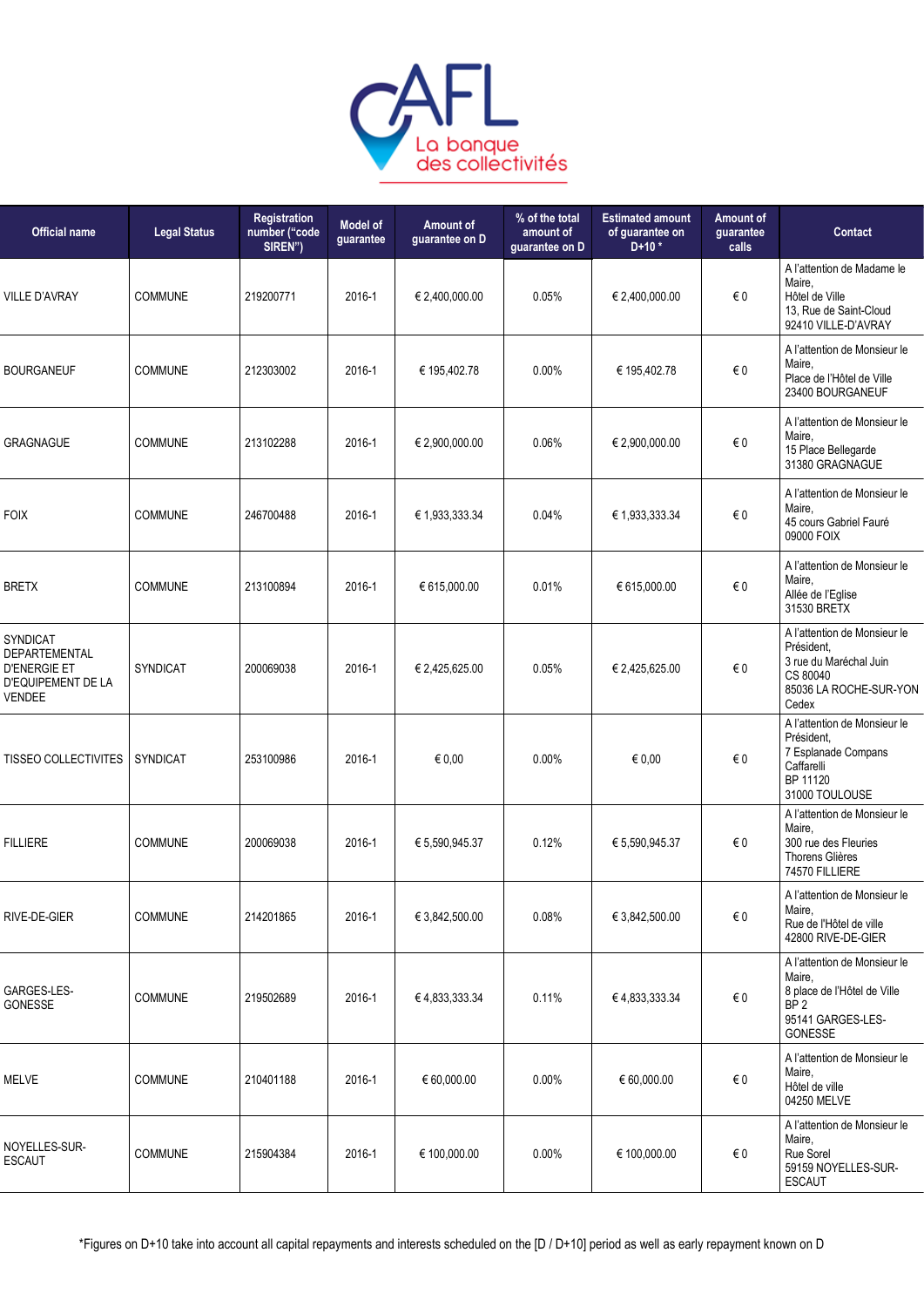| Official name | Legal Status | Registration number ("code SIREN") | Model of guarantee | Amount of guarantee on D | % of the total amount of guarantee on D | Estimated amount of guarantee on D+10 * | Amount of guarantee calls | Contact |
|---|---|---|---|---|---|---|---|---|
| VILLE D'AVRAY | COMMUNE | 219200771 | 2016-1 | € 2,400,000.00 | 0.05% | € 2,400,000.00 | € 0 | A l'attention de Madame le Maire,<br>Hôtel de Ville<br>13, Rue de Saint-Cloud<br>92410 VILLE-D'AVRAY |
| BOURGANEUF | COMMUNE | 212303002 | 2016-1 | € 195,402.78 | 0.00% | € 195,402.78 | € 0 | A l'attention de Monsieur le Maire,<br>Place de l'Hôtel de Ville<br>23400 BOURGANEUF |
| GRAGNAGUE | COMMUNE | 213102288 | 2016-1 | € 2,900,000.00 | 0.06% | € 2,900,000.00 | € 0 | A l'attention de Monsieur le Maire,<br>15 Place Bellegarde<br>31380 GRAGNAGUE |
| FOIX | COMMUNE | 246700488 | 2016-1 | € 1,933,333.34 | 0.04% | € 1,933,333.34 | € 0 | A l'attention de Monsieur le Maire,<br>45 cours Gabriel Fauré<br>09000 FOIX |
| BRETX | COMMUNE | 213100894 | 2016-1 | € 615,000.00 | 0.01% | € 615,000.00 | € 0 | A l'attention de Monsieur le Maire,<br>Allée de l'Eglise<br>31530 BRETX |
| SYNDICAT DEPARTEMENTAL D'ENERGIE ET D'EQUIPEMENT DE LA VENDEE | SYNDICAT | 200069038 | 2016-1 | € 2,425,625.00 | 0.05% | € 2,425,625.00 | € 0 | A l'attention de Monsieur le Président,<br>3 rue du Maréchal Juin<br>CS 80040<br>85036 LA ROCHE-SUR-YON Cedex |
| TISSEO COLLECTIVITES | SYNDICAT | 253100986 | 2016-1 | € 0,00 | 0.00% | € 0,00 | € 0 | A l'attention de Monsieur le Président,<br>7 Esplanade Compans Caffarelli<br>BP 11120<br>31000 TOULOUSE |
| FILLIERE | COMMUNE | 200069038 | 2016-1 | € 5,590,945.37 | 0.12% | € 5,590,945.37 | € 0 | A l'attention de Monsieur le Maire,<br>300 rue des Fleuries<br>Thorens Glières<br>74570 FILLIERE |
| RIVE-DE-GIER | COMMUNE | 214201865 | 2016-1 | € 3,842,500.00 | 0.08% | € 3,842,500.00 | € 0 | A l'attention de Monsieur le Maire,<br>Rue de l'Hôtel de ville<br>42800 RIVE-DE-GIER |
| GARGES-LES-GONESSE | COMMUNE | 219502689 | 2016-1 | € 4,833,333.34 | 0.11% | € 4,833,333.34 | € 0 | A l'attention de Monsieur le Maire,<br>8 place de l'Hôtel de Ville<br>BP 2<br>95141 GARGES-LES-GONESSE |
| MELVE | COMMUNE | 210401188 | 2016-1 | € 60,000.00 | 0.00% | € 60,000.00 | € 0 | A l'attention de Monsieur le Maire,<br>Hôtel de ville<br>04250 MELVE |
| NOYELLES-SUR-ESCAUT | COMMUNE | 215904384 | 2016-1 | € 100,000.00 | 0.00% | € 100,000.00 | € 0 | A l'attention de Monsieur le Maire,<br>Rue Sorel<br>59159 NOYELLES-SUR-ESCAUT |

*Figures on D+10 take into account all capital repayments and interests scheduled on the [D / D+10] period as well as early repayment known on D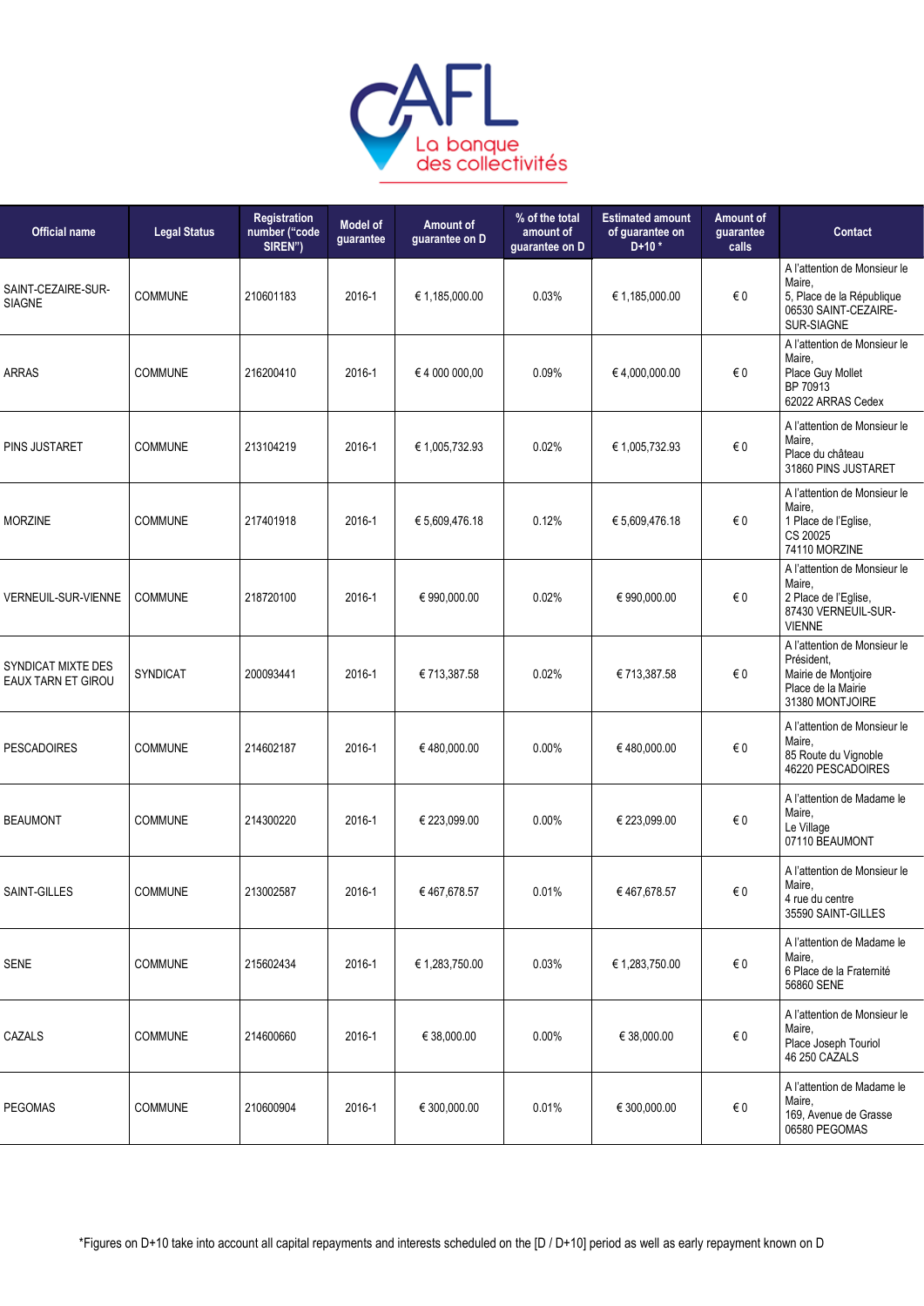| Official name | Legal Status | Registration number ("code SIREN") | Model of guarantee | Amount of guarantee on D | % of the total amount of guarantee on D | Estimated amount of guarantee on D+10 * | Amount of guarantee calls | Contact |
|---|---|---|---|---|---|---|---|---|
| SAINT-CEZAIRE-SUR-SIAGNE | COMMUNE | 210601183 | 2016-1 | € 1,185,000.00 | 0.03% | € 1,185,000.00 | € 0 | A l'attention de Monsieur le Maire, 5, Place de la République 06530 SAINT-CEZAIRE-SUR-SIAGNE |
| ARRAS | COMMUNE | 216200410 | 2016-1 | € 4 000 000,00 | 0.09% | € 4,000,000.00 | € 0 | A l'attention de Monsieur le Maire, Place Guy Mollet BP 70913 62022 ARRAS Cedex |
| PINS JUSTARET | COMMUNE | 213104219 | 2016-1 | € 1,005,732.93 | 0.02% | € 1,005,732.93 | € 0 | A l'attention de Monsieur le Maire, Place du château 31860 PINS JUSTARET |
| MORZINE | COMMUNE | 217401918 | 2016-1 | € 5,609,476.18 | 0.12% | € 5,609,476.18 | € 0 | A l'attention de Monsieur le Maire, 1 Place de l'Eglise, CS 20025 74110 MORZINE |
| VERNEUIL-SUR-VIENNE | COMMUNE | 218720100 | 2016-1 | € 990,000.00 | 0.02% | € 990,000.00 | € 0 | A l'attention de Monsieur le Maire, 2 Place de l'Eglise, 87430 VERNEUIL-SUR-VIENNE |
| SYNDICAT MIXTE DES EAUX TARN ET GIROU | SYNDICAT | 200093441 | 2016-1 | € 713,387.58 | 0.02% | € 713,387.58 | € 0 | A l'attention de Monsieur le Président, Mairie de Montjoire Place de la Mairie 31380 MONTJOIRE |
| PESCADOIRES | COMMUNE | 214602187 | 2016-1 | € 480,000.00 | 0.00% | € 480,000.00 | € 0 | A l'attention de Monsieur le Maire, 85 Route du Vignoble 46220 PESCADOIRES |
| BEAUMONT | COMMUNE | 214300220 | 2016-1 | € 223,099.00 | 0.00% | € 223,099.00 | € 0 | A l'attention de Madame le Maire, Le Village 07110 BEAUMONT |
| SAINT-GILLES | COMMUNE | 213002587 | 2016-1 | € 467,678.57 | 0.01% | € 467,678.57 | € 0 | A l'attention de Monsieur le Maire, 4 rue du centre 35590 SAINT-GILLES |
| SENE | COMMUNE | 215602434 | 2016-1 | € 1,283,750.00 | 0.03% | € 1,283,750.00 | € 0 | A l'attention de Madame le Maire, 6 Place de la Fraternité 56860 SENE |
| CAZALS | COMMUNE | 214600660 | 2016-1 | € 38,000.00 | 0.00% | € 38,000.00 | € 0 | A l'attention de Monsieur le Maire, Place Joseph Touriol 46 250 CAZALS |
| PEGOMAS | COMMUNE | 210600904 | 2016-1 | € 300,000.00 | 0.01% | € 300,000.00 | € 0 | A l'attention de Madame le Maire, 169, Avenue de Grasse 06580 PEGOMAS |

*Figures on D+10 take into account all capital repayments and interests scheduled on the [D / D+10] period as well as early repayment known on D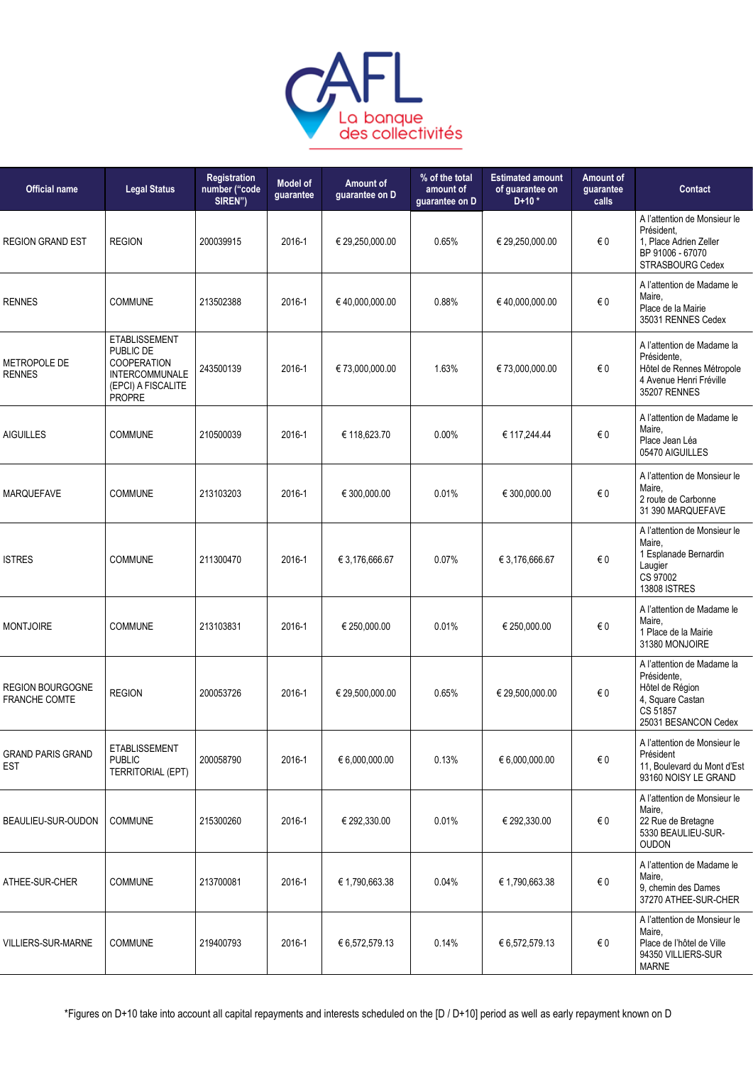| Official name | Legal Status | Registration number ("code SIREN") | Model of guarantee | Amount of guarantee on D | % of the total amount of guarantee on D | Estimated amount of guarantee on D+10 * | Amount of guarantee calls | Contact |
|---|---|---|---|---|---|---|---|---|
| REGION GRAND EST | REGION | 200039915 | 2016-1 | € 29,250,000.00 | 0.65% | € 29,250,000.00 | € 0 | A l'attention de Monsieur le Président, 1, Place Adrien Zeller BP 91006 - 67070 STRASBOURG Cedex |
| RENNES | COMMUNE | 213502388 | 2016-1 | € 40,000,000.00 | 0.88% | € 40,000,000.00 | € 0 | A l'attention de Madame le Maire, Place de la Mairie 35031 RENNES Cedex |
| METROPOLE DE RENNES | ETABLISSEMENT PUBLIC DE COOPERATION INTERCOMMUNALE (EPCI) A FISCALITE PROPRE | 243500139 | 2016-1 | € 73,000,000.00 | 1.63% | € 73,000,000.00 | € 0 | A l'attention de Madame la Présidente, Hôtel de Rennes Métropole 4 Avenue Henri Fréville 35207 RENNES |
| AIGUILLES | COMMUNE | 210500039 | 2016-1 | € 118,623.70 | 0.00% | € 117,244.44 | € 0 | A l'attention de Madame le Maire, Place Jean Léa 05470 AIGUILLES |
| MARQUEFAVE | COMMUNE | 213103203 | 2016-1 | € 300,000.00 | 0.01% | € 300,000.00 | € 0 | A l'attention de Monsieur le Maire, 2 route de Carbonne 31 390 MARQUEFAVE |
| ISTRES | COMMUNE | 211300470 | 2016-1 | € 3,176,666.67 | 0.07% | € 3,176,666.67 | € 0 | A l'attention de Monsieur le Maire, 1 Esplanade Bernardin Laugier CS 97002 13808 ISTRES |
| MONTJOIRE | COMMUNE | 213103831 | 2016-1 | € 250,000.00 | 0.01% | € 250,000.00 | € 0 | A l'attention de Madame le Maire, 1 Place de la Mairie 31380 MONJOIRE |
| REGION BOURGOGNE FRANCHE COMTE | REGION | 200053726 | 2016-1 | € 29,500,000.00 | 0.65% | € 29,500,000.00 | € 0 | A l'attention de Madame la Présidente, Hôtel de Région 4, Square Castan CS 51857 25031 BESANCON Cedex |
| GRAND PARIS GRAND EST | ETABLISSEMENT PUBLIC TERRITORIAL (EPT) | 200058790 | 2016-1 | € 6,000,000.00 | 0.13% | € 6,000,000.00 | € 0 | A l'attention de Monsieur le Président 11, Boulevard du Mont d'Est 93160 NOISY LE GRAND |
| BEAULIEU-SUR-OUDON | COMMUNE | 215300260 | 2016-1 | € 292,330.00 | 0.01% | € 292,330.00 | € 0 | A l'attention de Monsieur le Maire, 22 Rue de Bretagne 5330 BEAULIEU-SUR-OUDON |
| ATHEE-SUR-CHER | COMMUNE | 213700081 | 2016-1 | € 1,790,663.38 | 0.04% | € 1,790,663.38 | € 0 | A l'attention de Madame le Maire, 9, chemin des Dames 37270 ATHEE-SUR-CHER |
| VILLIERS-SUR-MARNE | COMMUNE | 219400793 | 2016-1 | € 6,572,579.13 | 0.14% | € 6,572,579.13 | € 0 | A l'attention de Monsieur le Maire, Place de l'hôtel de Ville 94350 VILLIERS-SUR MARNE |

*Figures on D+10 take into account all capital repayments and interests scheduled on the [D / D+10] period as well as early repayment known on D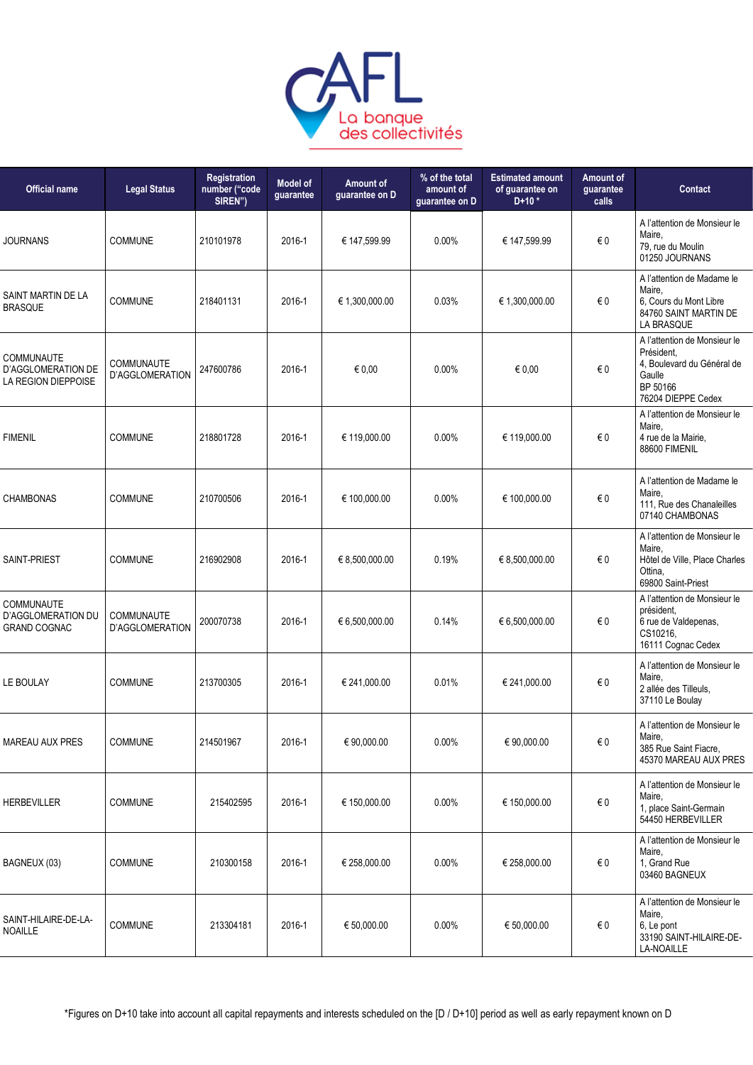| Official name | Legal Status | Registration number ("code SIREN") | Model of guarantee | Amount of guarantee on D | % of the total amount of guarantee on D | Estimated amount of guarantee on D+10 * | Amount of guarantee calls | Contact |
|---|---|---|---|---|---|---|---|---|
| JOURNANS | COMMUNE | 210101978 | 2016-1 | € 147,599.99 | 0.00% | € 147,599.99 | € 0 | A l'attention de Monsieur le Maire,<br>79, rue du Moulin<br>01250 JOURNANS |
| SAINT MARTIN DE LA BRASQUE | COMMUNE | 218401131 | 2016-1 | € 1,300,000.00 | 0.03% | € 1,300,000.00 | € 0 | A l'attention de Madame le Maire,<br>6, Cours du Mont Libre<br>84760 SAINT MARTIN DE LA BRASQUE |
| COMMUNAUTE D'AGGLOMERATION DE LA REGION DIEPPOISE | COMMUNAUTE D'AGGLOMERATION | 247600786 | 2016-1 | € 0,00 | 0.00% | € 0,00 | € 0 | A l'attention de Monsieur le Président,<br>4, Boulevard du Général de Gaulle<br>BP 50166<br>76204 DIEPPE Cedex |
| FIMENIL | COMMUNE | 218801728 | 2016-1 | € 119,000.00 | 0.00% | € 119,000.00 | € 0 | A l'attention de Monsieur le Maire,<br>4 rue de la Mairie,<br>88600 FIMENIL |
| CHAMBONAS | COMMUNE | 210700506 | 2016-1 | € 100,000.00 | 0.00% | € 100,000.00 | € 0 | A l'attention de Madame le Maire,<br>111, Rue des Chanaleilles<br>07140 CHAMBONAS |
| SAINT-PRIEST | COMMUNE | 216902908 | 2016-1 | € 8,500,000.00 | 0.19% | € 8,500,000.00 | € 0 | A l'attention de Monsieur le Maire,<br>Hôtel de Ville, Place Charles Ottina,<br>69800 Saint-Priest |
| COMMUNAUTE D'AGGLOMERATION DU GRAND COGNAC | COMMUNAUTE D'AGGLOMERATION | 200070738 | 2016-1 | € 6,500,000.00 | 0.14% | € 6,500,000.00 | € 0 | A l'attention de Monsieur le président,<br>6 rue de Valdepenas,<br>CS10216,<br>16111 Cognac Cedex |
| LE BOULAY | COMMUNE | 213700305 | 2016-1 | € 241,000.00 | 0.01% | € 241,000.00 | € 0 | A l'attention de Monsieur le Maire,<br>2 allée des Tilleuls,<br>37110 Le Boulay |
| MAREAU AUX PRES | COMMUNE | 214501967 | 2016-1 | € 90,000.00 | 0.00% | € 90,000.00 | € 0 | A l'attention de Monsieur le Maire,<br>385 Rue Saint Fiacre,<br>45370 MAREAU AUX PRES |
| HERBEVILLER | COMMUNE | 215402595 | 2016-1 | € 150,000.00 | 0.00% | € 150,000.00 | € 0 | A l'attention de Monsieur le Maire,<br>1, place Saint-Germain<br>54450 HERBEVILLER |
| BAGNEUX (03) | COMMUNE | 210300158 | 2016-1 | € 258,000.00 | 0.00% | € 258,000.00 | € 0 | A l'attention de Monsieur le Maire,<br>1, Grand Rue<br>03460 BAGNEUX |
| SAINT-HILAIRE-DE-LA-NOAILLE | COMMUNE | 213304181 | 2016-1 | € 50,000.00 | 0.00% | € 50,000.00 | € 0 | A l'attention de Monsieur le Maire,<br>6, Le pont<br>33190 SAINT-HILAIRE-DE-LA-NOAILLE |

*Figures on D+10 take into account all capital repayments and interests scheduled on the [D / D+10] period as well as early repayment known on D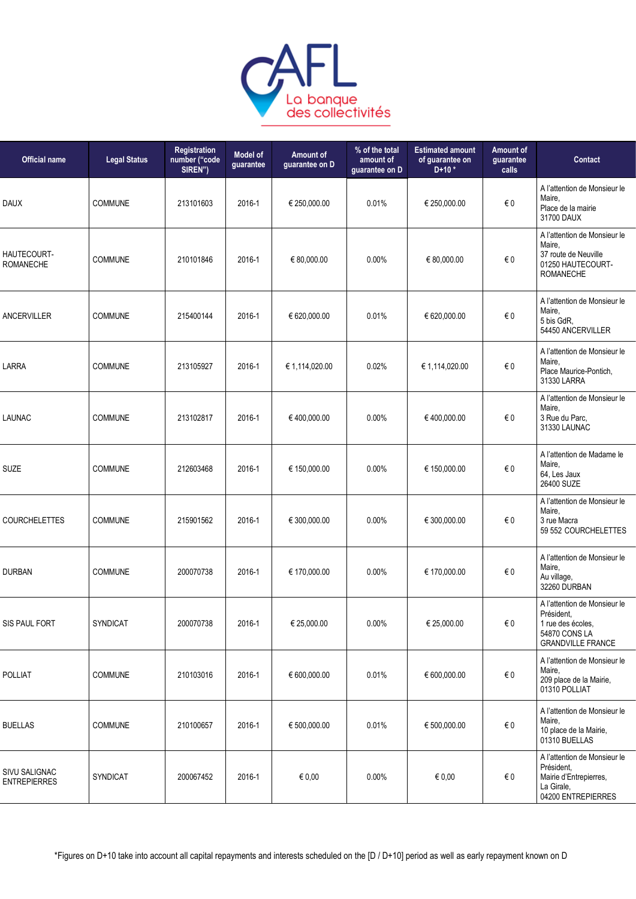| Official name | Legal Status | Registration number ("code SIREN") | Model of guarantee | Amount of guarantee on D | % of the total amount of guarantee on D | Estimated amount of guarantee on D+10 * | Amount of guarantee calls | Contact |
|---|---|---|---|---|---|---|---|---|
| DAUX | COMMUNE | 213101603 | 2016-1 | € 250,000.00 | 0.01% | € 250,000.00 | € 0 | A l'attention de Monsieur le Maire, Place de la mairie 31700 DAUX |
| HAUTECOURT-ROMANECHE | COMMUNE | 210101846 | 2016-1 | € 80,000.00 | 0.00% | € 80,000.00 | € 0 | A l'attention de Monsieur le Maire, 37 route de Neuville 01250 HAUTECOURT-ROMANECHE |
| ANCERVILLER | COMMUNE | 215400144 | 2016-1 | € 620,000.00 | 0.01% | € 620,000.00 | € 0 | A l'attention de Monsieur le Maire, 5 bis GdR, 54450 ANCERVILLER |
| LARRA | COMMUNE | 213105927 | 2016-1 | € 1,114,020.00 | 0.02% | € 1,114,020.00 | € 0 | A l'attention de Monsieur le Maire, Place Maurice-Pontich, 31330 LARRA |
| LAUNAC | COMMUNE | 213102817 | 2016-1 | € 400,000.00 | 0.00% | € 400,000.00 | € 0 | A l'attention de Monsieur le Maire, 3 Rue du Parc, 31330 LAUNAC |
| SUZE | COMMUNE | 212603468 | 2016-1 | € 150,000.00 | 0.00% | € 150,000.00 | € 0 | A l'attention de Madame le Maire, 64, Les Jaux 26400 SUZE |
| COURCHELETTES | COMMUNE | 215901562 | 2016-1 | € 300,000.00 | 0.00% | € 300,000.00 | € 0 | A l'attention de Monsieur le Maire, 3 rue Macra 59 552 COURCHELETTES |
| DURBAN | COMMUNE | 200070738 | 2016-1 | € 170,000.00 | 0.00% | € 170,000.00 | € 0 | A l'attention de Monsieur le Maire, Au village, 32260 DURBAN |
| SIS PAUL FORT | SYNDICAT | 200070738 | 2016-1 | € 25,000.00 | 0.00% | € 25,000.00 | € 0 | A l'attention de Monsieur le Président, 1 rue des écoles, 54870 CONS LA GRANDVILLE FRANCE |
| POLLIAT | COMMUNE | 210103016 | 2016-1 | € 600,000.00 | 0.01% | € 600,000.00 | € 0 | A l'attention de Monsieur le Maire, 209 place de la Mairie, 01310 POLLIAT |
| BUELLAS | COMMUNE | 210100657 | 2016-1 | € 500,000.00 | 0.01% | € 500,000.00 | € 0 | A l'attention de Monsieur le Maire, 10 place de la Mairie, 01310 BUELLAS |
| SIVU SALIGNAC ENTREPIERRES | SYNDICAT | 200067452 | 2016-1 | € 0,00 | 0.00% | € 0,00 | € 0 | A l'attention de Monsieur le Président, Mairie d'Entrepierres, La Girale, 04200 ENTREPIERRES |

*Figures on D+10 take into account all capital repayments and interests scheduled on the [D / D+10] period as well as early repayment known on D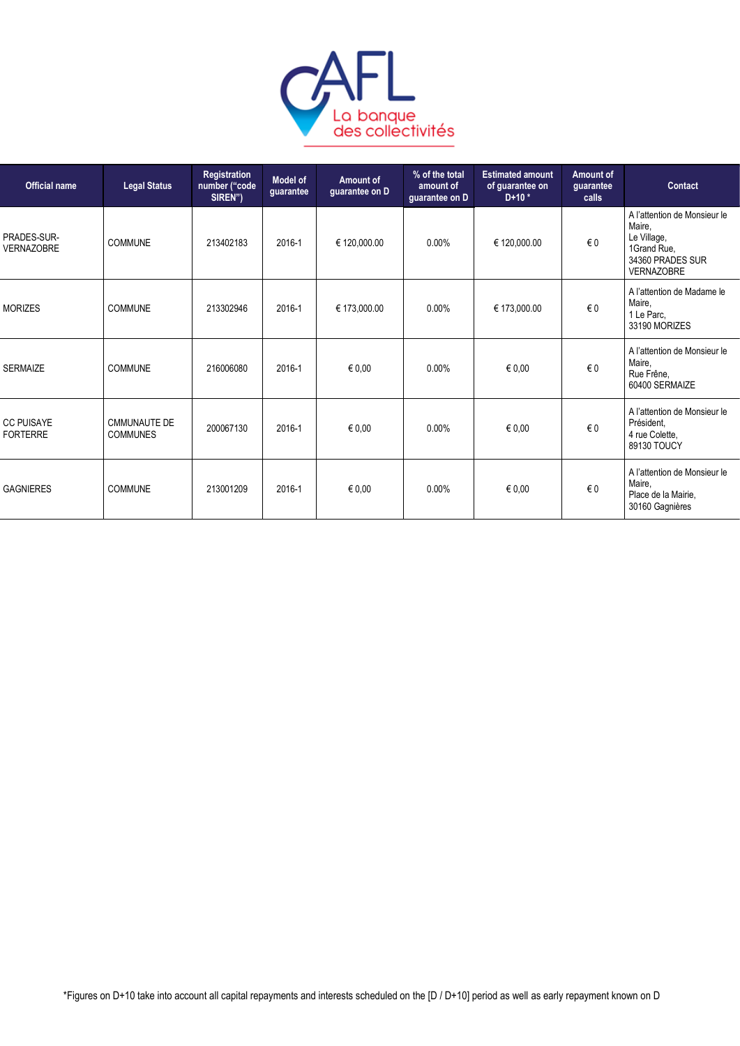| Official name | Legal Status | Registration number ("code SIREN") | Model of guarantee | Amount of guarantee on D | % of the total amount of guarantee on D | Estimated amount of guarantee on D+10 * | Amount of guarantee calls | Contact |
|---|---|---|---|---|---|---|---|---|
| PRADES-SUR-VERNAZOBRE | COMMUNE | 213402183 | 2016-1 | € 120,000.00 | 0.00% | € 120,000.00 | € 0 | A l'attention de Monsieur le Maire, Le Village, 1Grand Rue, 34360 PRADES SUR VERNAZOBRE |
| MORIZES | COMMUNE | 213302946 | 2016-1 | € 173,000.00 | 0.00% | € 173,000.00 | € 0 | A l'attention de Madame le Maire, 1 Le Parc, 33190 MORIZES |
| SERMAIZE | COMMUNE | 216006080 | 2016-1 | € 0,00 | 0.00% | € 0,00 | € 0 | A l'attention de Monsieur le Maire, Rue Frêne, 60400 SERMAIZE |
| CC PUISAYE FORTERRE | CMMUNAUTE DE COMMUNES | 200067130 | 2016-1 | € 0,00 | 0.00% | € 0,00 | € 0 | A l'attention de Monsieur le Président, 4 rue Colette, 89130 TOUCY |
| GAGNIERES | COMMUNE | 213001209 | 2016-1 | € 0,00 | 0.00% | € 0,00 | € 0 | A l'attention de Monsieur le Maire, Place de la Mairie, 30160 Gagnières |

*Figures on D+10 take into account all capital repayments and interests scheduled on the [D / D+10] period as well as early repayment known on D